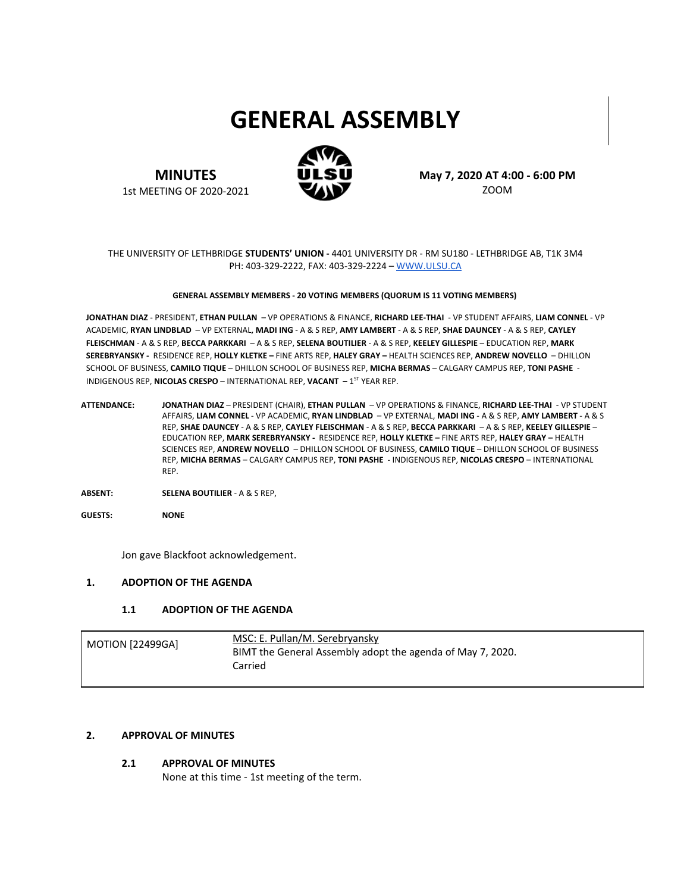# GENERAL ASSEMBLY

**MINUTES**
1st MEETING OF 2020-2021

**May 7, 2020 AT 4:00 - 6:00 PM**
ZOOM

THE UNIVERSITY OF LETHBRIDGE **STUDENTS' UNION -** 4401 UNIVERSITY DR - RM SU180 - LETHBRIDGE AB, T1K 3M4
PH: 403-329-2222, FAX: 403-329-2224 – WWW.ULSU.CA

**GENERAL ASSEMBLY MEMBERS - 20 VOTING MEMBERS (QUORUM IS 11 VOTING MEMBERS)**

**JONATHAN DIAZ** - PRESIDENT, **ETHAN PULLAN** – VP OPERATIONS & FINANCE, **RICHARD LEE-THAI** - VP STUDENT AFFAIRS, **LIAM CONNEL** - VP ACADEMIC, **RYAN LINDBLAD** – VP EXTERNAL, **MADI ING** - A & S REP, **AMY LAMBERT** - A & S REP, **SHAE DAUNCEY** - A & S REP, **CAYLEY FLEISCHMAN** - A & S REP, **BECCA PARKKARI** – A & S REP, **SELENA BOUTILIER** - A & S REP, **KEELEY GILLESPIE** – EDUCATION REP, **MARK SEREBRYANSKY -** RESIDENCE REP, **HOLLY KLETKE –** FINE ARTS REP, **HALEY GRAY –** HEALTH SCIENCES REP, **ANDREW NOVELLO** – DHILLON SCHOOL OF BUSINESS, **CAMILO TIQUE** – DHILLON SCHOOL OF BUSINESS REP, **MICHA BERMAS** – CALGARY CAMPUS REP, **TONI PASHE** - INDIGENOUS REP, **NICOLAS CRESPO** – INTERNATIONAL REP, **VACANT –** 1ST YEAR REP.

**ATTENDANCE:** **JONATHAN DIAZ** – PRESIDENT (CHAIR), **ETHAN PULLAN** – VP OPERATIONS & FINANCE, **RICHARD LEE-THAI** - VP STUDENT AFFAIRS, **LIAM CONNEL** - VP ACADEMIC, **RYAN LINDBLAD** – VP EXTERNAL, **MADI ING** - A & S REP, **AMY LAMBERT** - A & S REP, **SHAE DAUNCEY** - A & S REP, **CAYLEY FLEISCHMAN** - A & S REP, **BECCA PARKKARI** – A & S REP, **KEELEY GILLESPIE** – EDUCATION REP, **MARK SEREBRYANSKY -** RESIDENCE REP, **HOLLY KLETKE –** FINE ARTS REP, **HALEY GRAY –** HEALTH SCIENCES REP, **ANDREW NOVELLO** – DHILLON SCHOOL OF BUSINESS, **CAMILO TIQUE** – DHILLON SCHOOL OF BUSINESS REP, **MICHA BERMAS** – CALGARY CAMPUS REP, **TONI PASHE** - INDIGENOUS REP, **NICOLAS CRESPO** – INTERNATIONAL REP.

**ABSENT:** **SELENA BOUTILIER** - A & S REP,

**GUESTS:** **NONE**

Jon gave Blackfoot acknowledgement.

## 1. ADOPTION OF THE AGENDA

### 1.1 ADOPTION OF THE AGENDA

| MOTION [22499GA] | MSC: E. Pullan/M. Serebryansky<br>BIMT the General Assembly adopt the agenda of May 7, 2020.<br>Carried |
|---|---|

## 2. APPROVAL OF MINUTES

### 2.1 APPROVAL OF MINUTES

None at this time - 1st meeting of the term.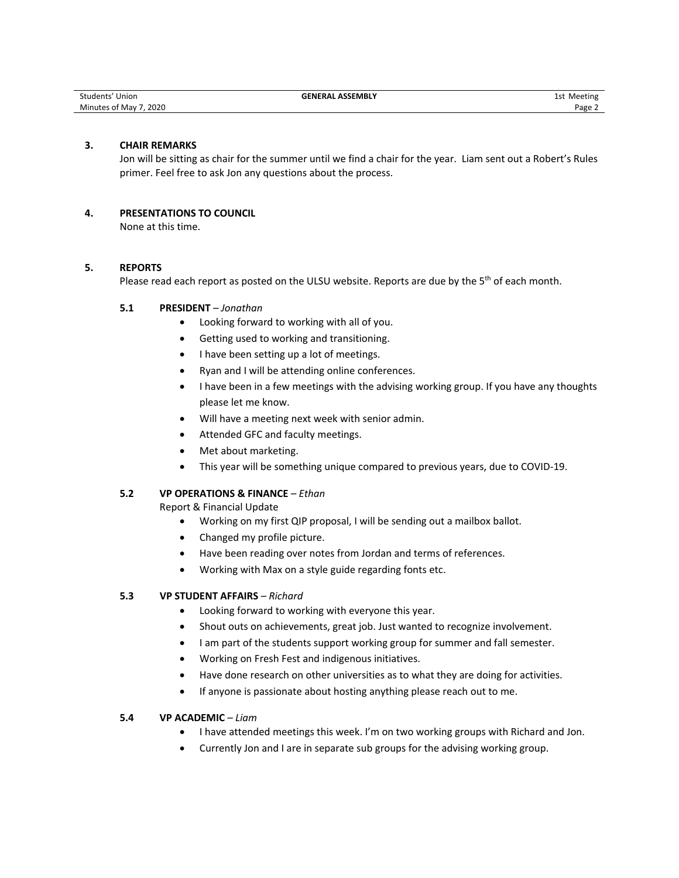## 3. CHAIR REMARKS

Jon will be sitting as chair for the summer until we find a chair for the year. Liam sent out a Robert's Rules primer. Feel free to ask Jon any questions about the process.

## 4. PRESENTATIONS TO COUNCIL

None at this time.

## 5. REPORTS

Please read each report as posted on the ULSU website. Reports are due by the 5th of each month.

### 5.1 PRESIDENT – *Jonathan*

- Looking forward to working with all of you.
- Getting used to working and transitioning.
- I have been setting up a lot of meetings.
- Ryan and I will be attending online conferences.
- I have been in a few meetings with the advising working group. If you have any thoughts please let me know.
- Will have a meeting next week with senior admin.
- Attended GFC and faculty meetings.
- Met about marketing.
- This year will be something unique compared to previous years, due to COVID-19.

### 5.2 VP OPERATIONS & FINANCE – *Ethan*

Report & Financial Update

- Working on my first QIP proposal, I will be sending out a mailbox ballot.
- Changed my profile picture.
- Have been reading over notes from Jordan and terms of references.
- Working with Max on a style guide regarding fonts etc.

### 5.3 VP STUDENT AFFAIRS – *Richard*

- Looking forward to working with everyone this year.
- Shout outs on achievements, great job. Just wanted to recognize involvement.
- I am part of the students support working group for summer and fall semester.
- Working on Fresh Fest and indigenous initiatives.
- Have done research on other universities as to what they are doing for activities.
- If anyone is passionate about hosting anything please reach out to me.

### 5.4 VP ACADEMIC – *Liam*

- I have attended meetings this week. I'm on two working groups with Richard and Jon.
- Currently Jon and I are in separate sub groups for the advising working group.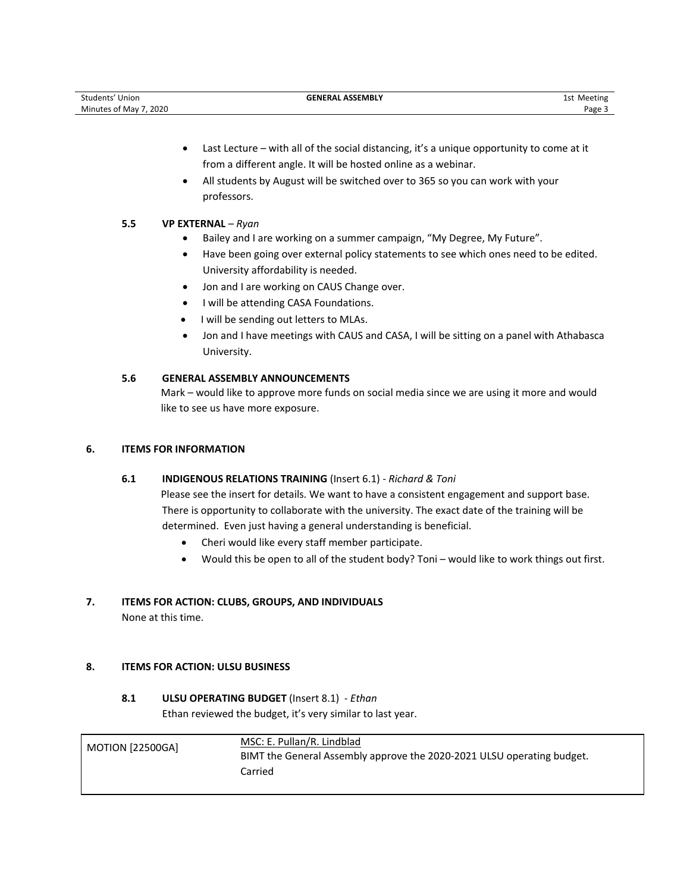- Last Lecture – with all of the social distancing, it's a unique opportunity to come at it from a different angle. It will be hosted online as a webinar.
- All students by August will be switched over to 365 so you can work with your professors.

### 5.5 VP EXTERNAL – *Ryan*

- Bailey and I are working on a summer campaign, "My Degree, My Future".
- Have been going over external policy statements to see which ones need to be edited. University affordability is needed.
- Jon and I are working on CAUS Change over.
- I will be attending CASA Foundations.
- I will be sending out letters to MLAs.
- Jon and I have meetings with CAUS and CASA, I will be sitting on a panel with Athabasca University.

### 5.6 GENERAL ASSEMBLY ANNOUNCEMENTS

Mark – would like to approve more funds on social media since we are using it more and would like to see us have more exposure.

## 6. ITEMS FOR INFORMATION

### 6.1 INDIGENOUS RELATIONS TRAINING (Insert 6.1) - *Richard & Toni*

Please see the insert for details. We want to have a consistent engagement and support base. There is opportunity to collaborate with the university. The exact date of the training will be determined. Even just having a general understanding is beneficial.

- Cheri would like every staff member participate.
- Would this be open to all of the student body? Toni – would like to work things out first.

## 7. ITEMS FOR ACTION: CLUBS, GROUPS, AND INDIVIDUALS

None at this time.

## 8. ITEMS FOR ACTION: ULSU BUSINESS

### 8.1 ULSU OPERATING BUDGET (Insert 8.1) - *Ethan*

Ethan reviewed the budget, it's very similar to last year.

| MOTION [22500GA] | MSC: E. Pullan/R. Lindblad<br>BIMT the General Assembly approve the 2020-2021 ULSU operating budget.<br>Carried |
|---|---|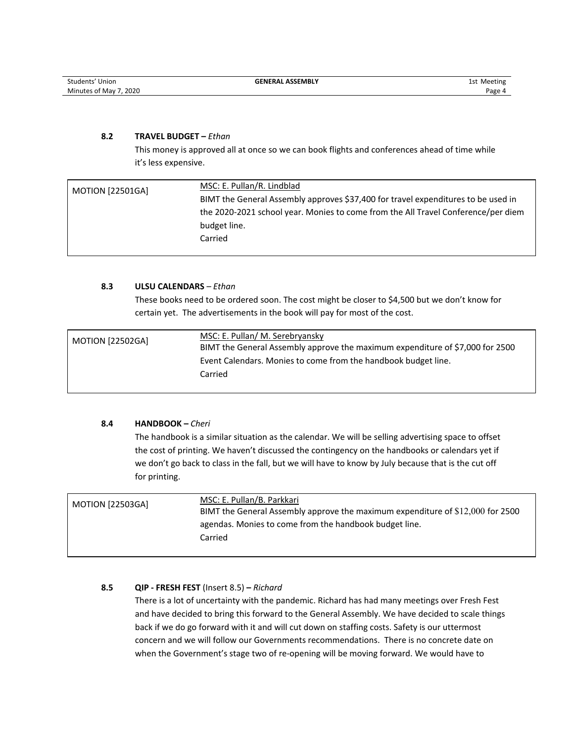### 8.2 TRAVEL BUDGET – *Ethan*

This money is approved all at once so we can book flights and conferences ahead of time while it's less expensive.

| MOTION [22501GA] | MSC: E. Pullan/R. Lindblad<br>BIMT the General Assembly approves $37,400 for travel expenditures to be used in the 2020-2021 school year. Monies to come from the All Travel Conference/per diem budget line.<br>Carried |
|---|---|

### 8.3 ULSU CALENDARS – *Ethan*

These books need to be ordered soon. The cost might be closer to $4,500 but we don't know for certain yet. The advertisements in the book will pay for most of the cost.

| MOTION [22502GA] | MSC: E. Pullan/ M. Serebryansky<br>BIMT the General Assembly approve the maximum expenditure of $7,000 for 2500 Event Calendars. Monies to come from the handbook budget line.<br>Carried |
|---|---|

### 8.4 HANDBOOK – *Cheri*

The handbook is a similar situation as the calendar. We will be selling advertising space to offset the cost of printing. We haven't discussed the contingency on the handbooks or calendars yet if we don't go back to class in the fall, but we will have to know by July because that is the cut off for printing.

| MOTION [22503GA] | MSC: E. Pullan/B. Parkkari<br>BIMT the General Assembly approve the maximum expenditure of $12,000 for 2500 agendas. Monies to come from the handbook budget line.<br>Carried |
|---|---|

### 8.5 QIP - FRESH FEST (Insert 8.5) – *Richard*

There is a lot of uncertainty with the pandemic. Richard has had many meetings over Fresh Fest and have decided to bring this forward to the General Assembly. We have decided to scale things back if we do go forward with it and will cut down on staffing costs. Safety is our uttermost concern and we will follow our Governments recommendations. There is no concrete date on when the Government's stage two of re-opening will be moving forward. We would have to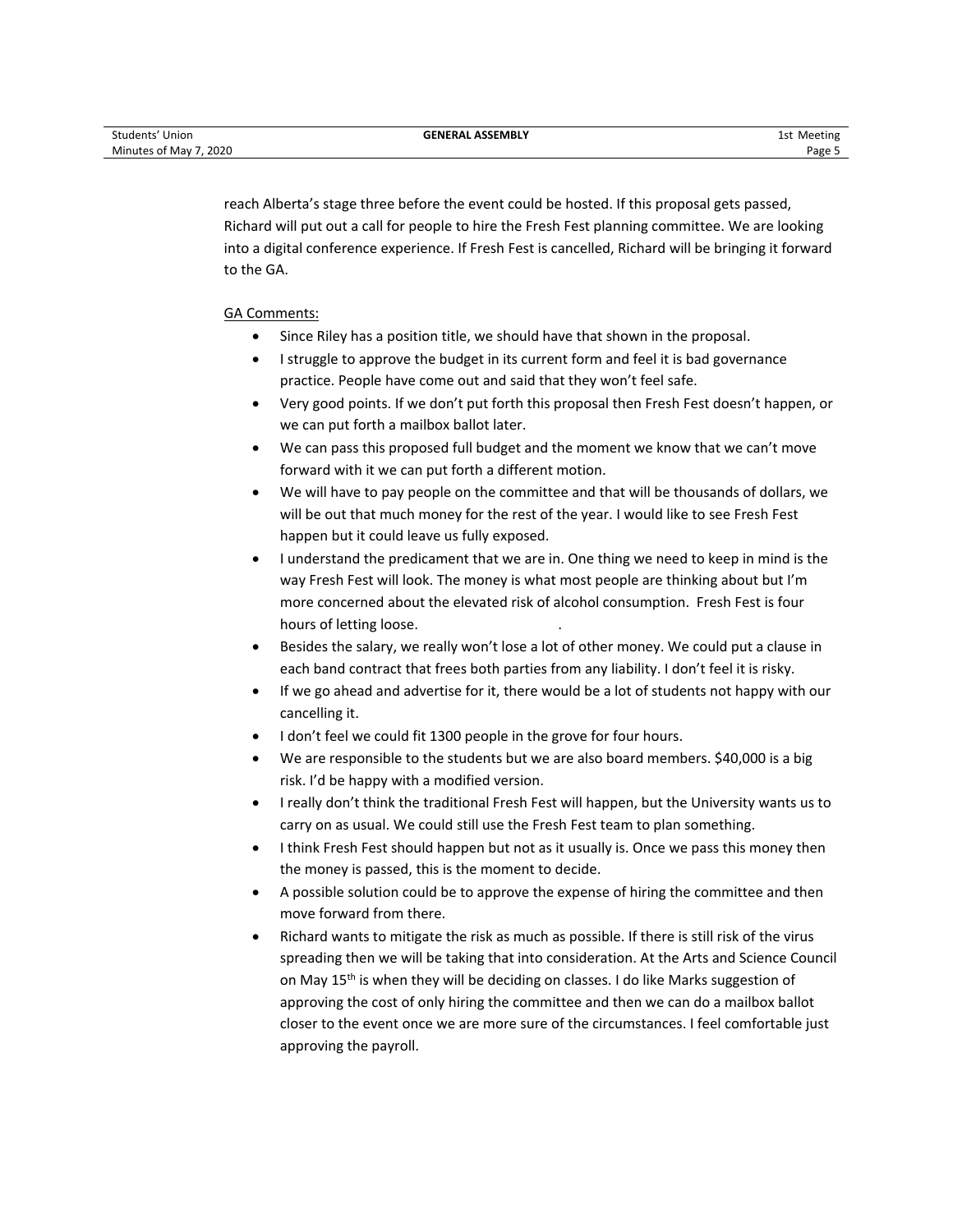reach Alberta's stage three before the event could be hosted. If this proposal gets passed, Richard will put out a call for people to hire the Fresh Fest planning committee. We are looking into a digital conference experience. If Fresh Fest is cancelled, Richard will be bringing it forward to the GA.

GA Comments:

- Since Riley has a position title, we should have that shown in the proposal.
- I struggle to approve the budget in its current form and feel it is bad governance practice. People have come out and said that they won't feel safe.
- Very good points. If we don't put forth this proposal then Fresh Fest doesn't happen, or we can put forth a mailbox ballot later.
- We can pass this proposed full budget and the moment we know that we can't move forward with it we can put forth a different motion.
- We will have to pay people on the committee and that will be thousands of dollars, we will be out that much money for the rest of the year. I would like to see Fresh Fest happen but it could leave us fully exposed.
- I understand the predicament that we are in. One thing we need to keep in mind is the way Fresh Fest will look. The money is what most people are thinking about but I'm more concerned about the elevated risk of alcohol consumption. Fresh Fest is four hours of letting loose.
- Besides the salary, we really won't lose a lot of other money. We could put a clause in each band contract that frees both parties from any liability. I don't feel it is risky.
- If we go ahead and advertise for it, there would be a lot of students not happy with our cancelling it.
- I don't feel we could fit 1300 people in the grove for four hours.
- We are responsible to the students but we are also board members. $40,000 is a big risk. I'd be happy with a modified version.
- I really don't think the traditional Fresh Fest will happen, but the University wants us to carry on as usual. We could still use the Fresh Fest team to plan something.
- I think Fresh Fest should happen but not as it usually is. Once we pass this money then the money is passed, this is the moment to decide.
- A possible solution could be to approve the expense of hiring the committee and then move forward from there.
- Richard wants to mitigate the risk as much as possible. If there is still risk of the virus spreading then we will be taking that into consideration. At the Arts and Science Council on May 15th is when they will be deciding on classes. I do like Marks suggestion of approving the cost of only hiring the committee and then we can do a mailbox ballot closer to the event once we are more sure of the circumstances. I feel comfortable just approving the payroll.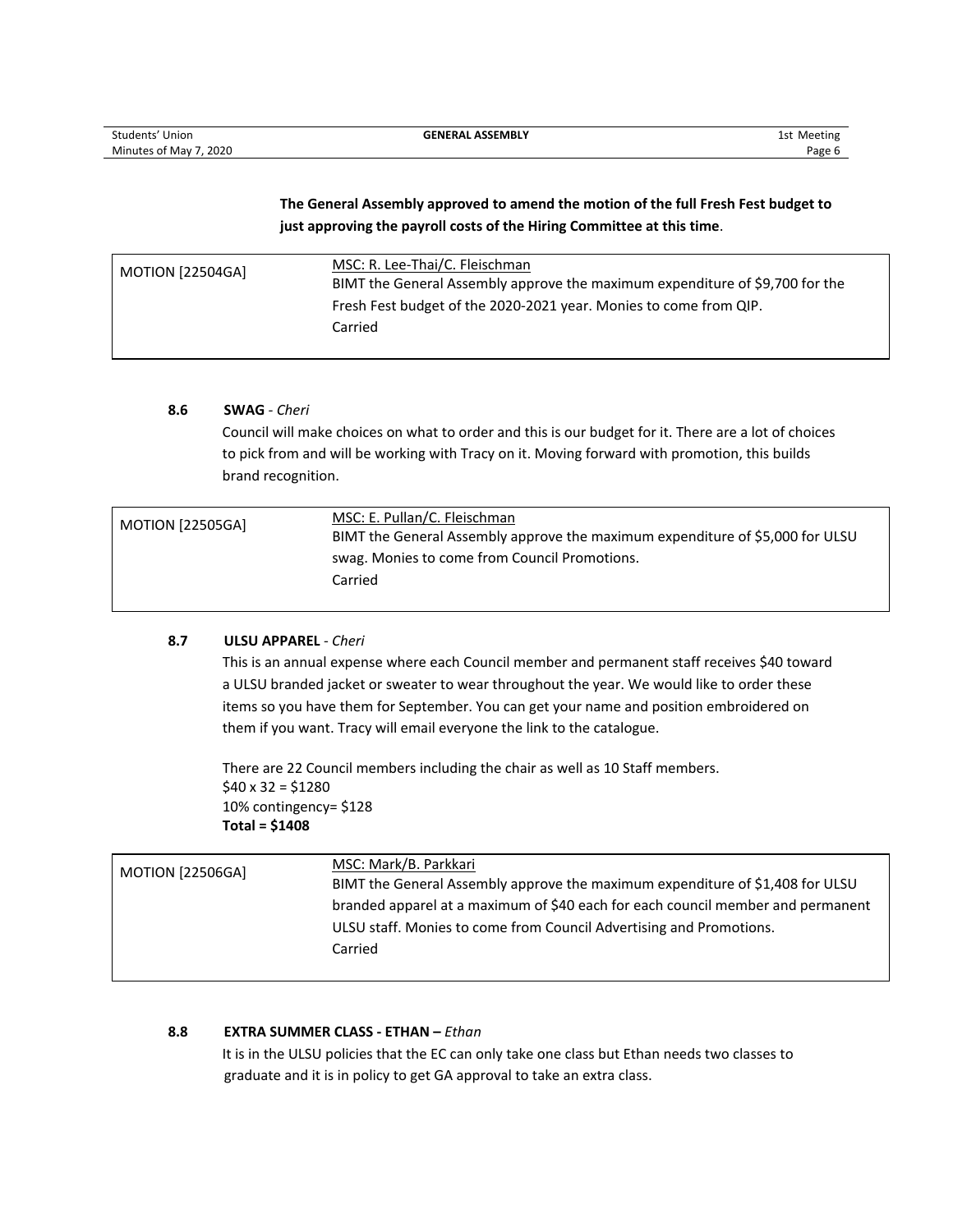**The General Assembly approved to amend the motion of the full Fresh Fest budget to just approving the payroll costs of the Hiring Committee at this time**.

| MOTION [22504GA] | MSC: R. Lee-Thai/C. Fleischman<br>BIMT the General Assembly approve the maximum expenditure of $9,700 for the Fresh Fest budget of the 2020-2021 year. Monies to come from QIP.<br>Carried |
|---|---|

**8.6 SWAG** - *Cheri*

Council will make choices on what to order and this is our budget for it. There are a lot of choices to pick from and will be working with Tracy on it. Moving forward with promotion, this builds brand recognition.

| MOTION [22505GA] | MSC: E. Pullan/C. Fleischman<br>BIMT the General Assembly approve the maximum expenditure of $5,000 for ULSU swag. Monies to come from Council Promotions.<br>Carried |
|---|---|

**8.7 ULSU APPAREL** - *Cheri*

This is an annual expense where each Council member and permanent staff receives $40 toward a ULSU branded jacket or sweater to wear throughout the year. We would like to order these items so you have them for September. You can get your name and position embroidered on them if you want. Tracy will email everyone the link to the catalogue.

There are 22 Council members including the chair as well as 10 Staff members.
$40 x 32 = $1280
10% contingency= $128
**Total = $1408**

| MOTION [22506GA] | MSC: Mark/B. Parkkari<br>BIMT the General Assembly approve the maximum expenditure of $1,408 for ULSU branded apparel at a maximum of $40 each for each council member and permanent ULSU staff. Monies to come from Council Advertising and Promotions.<br>Carried |
|---|---|

**8.8 EXTRA SUMMER CLASS - ETHAN –** *Ethan*

It is in the ULSU policies that the EC can only take one class but Ethan needs two classes to graduate and it is in policy to get GA approval to take an extra class.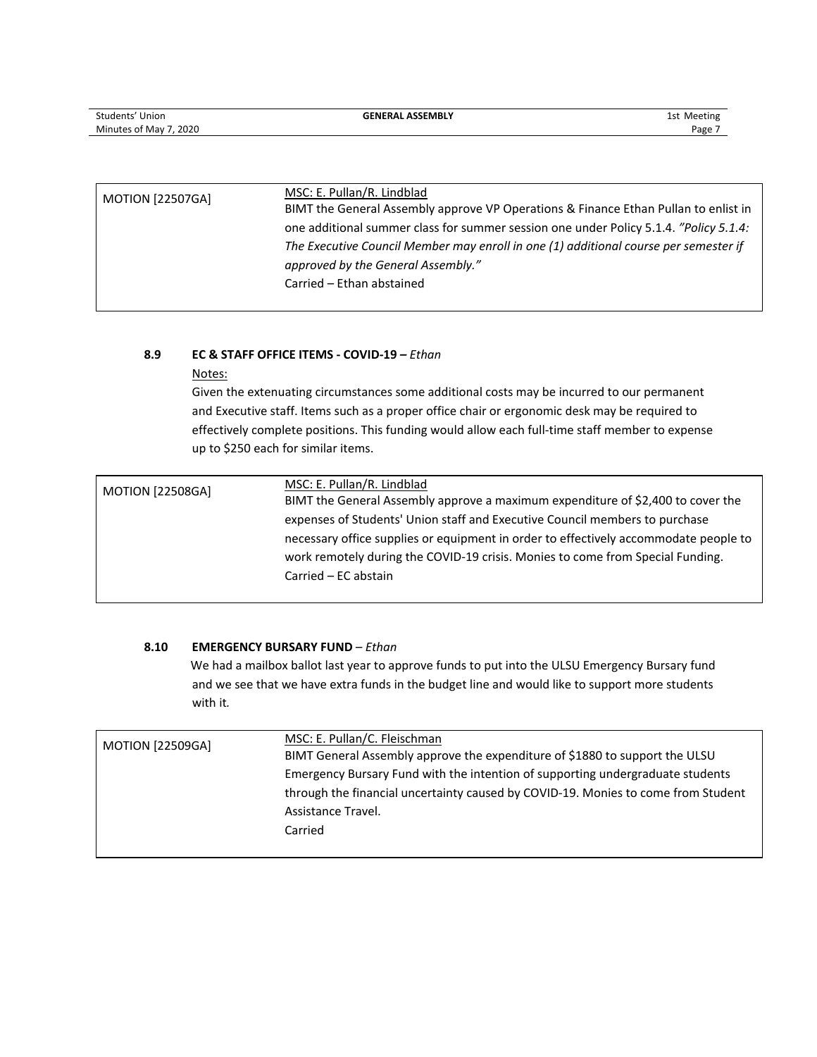| MOTION [22507GA] | <u>MSC: E. Pullan/R. Lindblad</u><br>BIMT the General Assembly approve VP Operations & Finance Ethan Pullan to enlist in one additional summer class for summer session one under Policy 5.1.4. *"Policy 5.1.4: The Executive Council Member may enroll in one (1) additional course per semester if approved by the General Assembly."*<br>Carried – Ethan abstained |
|---|---|

### 8.9 EC & STAFF OFFICE ITEMS - COVID-19 – *Ethan*

<u>Notes:</u>

Given the extenuating circumstances some additional costs may be incurred to our permanent and Executive staff. Items such as a proper office chair or ergonomic desk may be required to effectively complete positions. This funding would allow each full-time staff member to expense up to $250 each for similar items.

| MOTION [22508GA] | <u>MSC: E. Pullan/R. Lindblad</u><br>BIMT the General Assembly approve a maximum expenditure of $2,400 to cover the expenses of Students' Union staff and Executive Council members to purchase necessary office supplies or equipment in order to effectively accommodate people to work remotely during the COVID-19 crisis. Monies to come from Special Funding.<br>Carried – EC abstain |
|---|---|

### 8.10 EMERGENCY BURSARY FUND – *Ethan*

We had a mailbox ballot last year to approve funds to put into the ULSU Emergency Bursary fund and we see that we have extra funds in the budget line and would like to support more students with it*.*

| MOTION [22509GA] | <u>MSC: E. Pullan/C. Fleischman</u><br>BIMT General Assembly approve the expenditure of $1880 to support the ULSU Emergency Bursary Fund with the intention of supporting undergraduate students through the financial uncertainty caused by COVID-19. Monies to come from Student Assistance Travel.<br>Carried |
|---|---|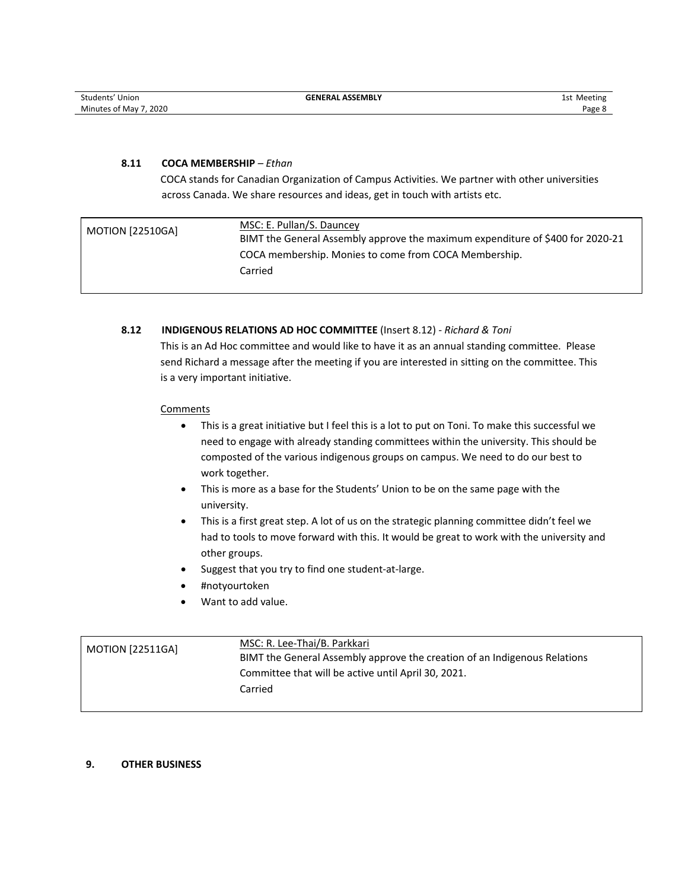### 8.11 COCA MEMBERSHIP – *Ethan*

COCA stands for Canadian Organization of Campus Activities. We partner with other universities across Canada. We share resources and ideas, get in touch with artists etc.

| MOTION [22510GA] | <u>MSC: E. Pullan/S. Dauncey</u><br>BIMT the General Assembly approve the maximum expenditure of $400 for 2020-21 COCA membership. Monies to come from COCA Membership.<br>Carried |
|---|---|

### 8.12 INDIGENOUS RELATIONS AD HOC COMMITTEE (Insert 8.12) - *Richard & Toni*

This is an Ad Hoc committee and would like to have it as an annual standing committee. Please send Richard a message after the meeting if you are interested in sitting on the committee. This is a very important initiative.

<u>Comments</u>

- This is a great initiative but I feel this is a lot to put on Toni. To make this successful we need to engage with already standing committees within the university. This should be composted of the various indigenous groups on campus. We need to do our best to work together.
- This is more as a base for the Students' Union to be on the same page with the university.
- This is a first great step. A lot of us on the strategic planning committee didn't feel we had to tools to move forward with this. It would be great to work with the university and other groups.
- Suggest that you try to find one student-at-large.
- #notyourtoken
- Want to add value.

| MOTION [22511GA] | <u>MSC: R. Lee-Thai/B. Parkkari</u><br>BIMT the General Assembly approve the creation of an Indigenous Relations Committee that will be active until April 30, 2021.<br>Carried |
|---|---|

## 9. OTHER BUSINESS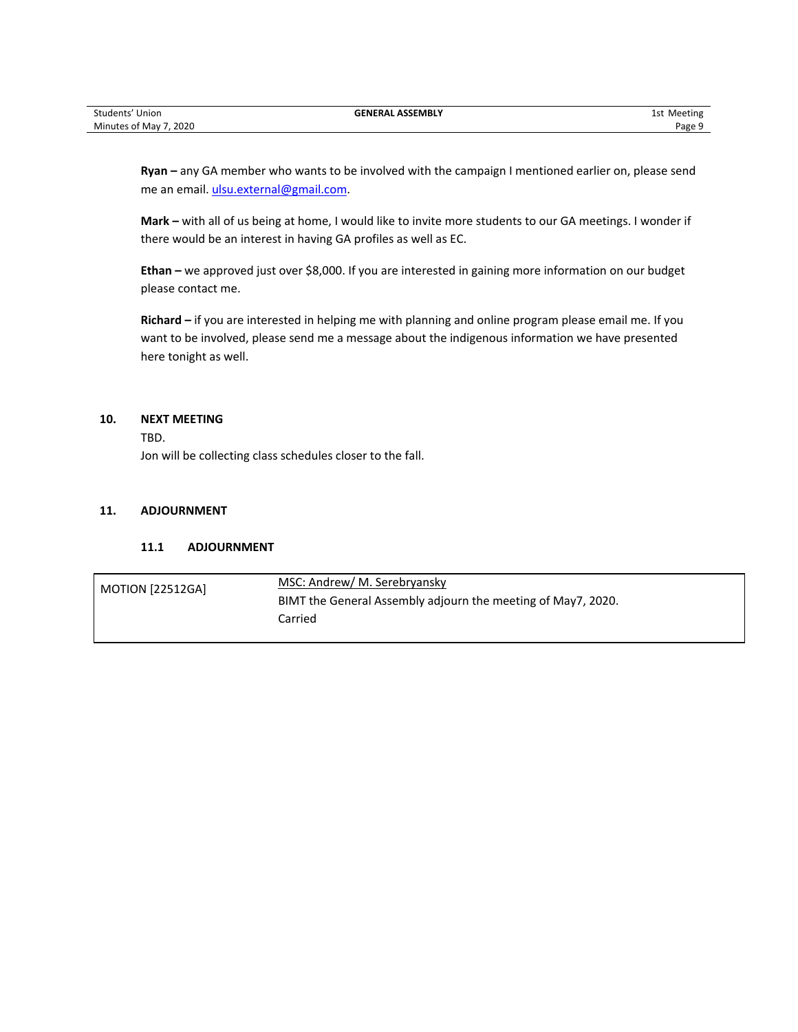**Ryan –** any GA member who wants to be involved with the campaign I mentioned earlier on, please send me an email. ulsu.external@gmail.com.

**Mark –** with all of us being at home, I would like to invite more students to our GA meetings. I wonder if there would be an interest in having GA profiles as well as EC.

**Ethan –** we approved just over $8,000. If you are interested in gaining more information on our budget please contact me.

**Richard –** if you are interested in helping me with planning and online program please email me. If you want to be involved, please send me a message about the indigenous information we have presented here tonight as well.

## 10. NEXT MEETING

TBD.

Jon will be collecting class schedules closer to the fall.

## 11. ADJOURNMENT

### 11.1 ADJOURNMENT

| MOTION [22512GA] | MSC: Andrew/ M. Serebryansky<br>BIMT the General Assembly adjourn the meeting of May7, 2020.<br>Carried |
|---|---|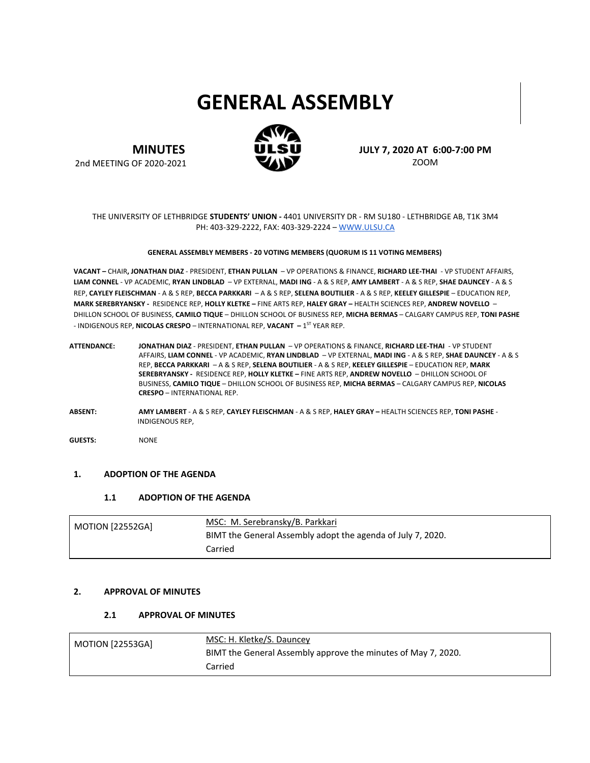# GENERAL ASSEMBLY

**MINUTES**

2nd MEETING OF 2020-2021

**JULY 7, 2020 AT 6:00-7:00 PM**

ZOOM

THE UNIVERSITY OF LETHBRIDGE **STUDENTS' UNION -** 4401 UNIVERSITY DR - RM SU180 - LETHBRIDGE AB, T1K 3M4
PH: 403-329-2222, FAX: 403-329-2224 – WWW.ULSU.CA

**GENERAL ASSEMBLY MEMBERS - 20 VOTING MEMBERS (QUORUM IS 11 VOTING MEMBERS)**

**VACANT –** CHAIR**, JONATHAN DIAZ** - PRESIDENT, **ETHAN PULLAN** – VP OPERATIONS & FINANCE, **RICHARD LEE-THAI** - VP STUDENT AFFAIRS, **LIAM CONNEL** - VP ACADEMIC, **RYAN LINDBLAD** – VP EXTERNAL, **MADI ING** - A & S REP, **AMY LAMBERT** - A & S REP, **SHAE DAUNCEY** - A & S REP, **CAYLEY FLEISCHMAN** - A & S REP, **BECCA PARKKARI** – A & S REP, **SELENA BOUTILIER** - A & S REP, **KEELEY GILLESPIE** – EDUCATION REP, **MARK SEREBRYANSKY -** RESIDENCE REP, **HOLLY KLETKE –** FINE ARTS REP, **HALEY GRAY –** HEALTH SCIENCES REP, **ANDREW NOVELLO** – DHILLON SCHOOL OF BUSINESS, **CAMILO TIQUE** – DHILLON SCHOOL OF BUSINESS REP, **MICHA BERMAS** – CALGARY CAMPUS REP, **TONI PASHE** - INDIGENOUS REP, **NICOLAS CRESPO** – INTERNATIONAL REP, **VACANT –** 1ST YEAR REP.

**ATTENDANCE:** **JONATHAN DIAZ** - PRESIDENT, **ETHAN PULLAN** – VP OPERATIONS & FINANCE, **RICHARD LEE-THAI** - VP STUDENT AFFAIRS, **LIAM CONNEL** - VP ACADEMIC, **RYAN LINDBLAD** – VP EXTERNAL, **MADI ING** - A & S REP, **SHAE DAUNCEY** - A & S REP, **BECCA PARKKARI** – A & S REP, **SELENA BOUTILIER** - A & S REP, **KEELEY GILLESPIE** – EDUCATION REP, **MARK SEREBRYANSKY -** RESIDENCE REP, **HOLLY KLETKE –** FINE ARTS REP, **ANDREW NOVELLO** – DHILLON SCHOOL OF BUSINESS, **CAMILO TIQUE** – DHILLON SCHOOL OF BUSINESS REP, **MICHA BERMAS** – CALGARY CAMPUS REP, **NICOLAS CRESPO** – INTERNATIONAL REP.

**ABSENT:** **AMY LAMBERT** - A & S REP, **CAYLEY FLEISCHMAN** - A & S REP, **HALEY GRAY –** HEALTH SCIENCES REP, **TONI PASHE** - INDIGENOUS REP,

**GUESTS:** NONE

## 1. ADOPTION OF THE AGENDA

### 1.1 ADOPTION OF THE AGENDA

| MOTION [22552GA] | MSC: M. Serebransky/B. Parkkari<br>BIMT the General Assembly adopt the agenda of July 7, 2020.<br>Carried |
|---|---|

## 2. APPROVAL OF MINUTES

### 2.1 APPROVAL OF MINUTES

| MOTION [22553GA] | MSC: H. Kletke/S. Dauncey<br>BIMT the General Assembly approve the minutes of May 7, 2020.<br>Carried |
|---|---|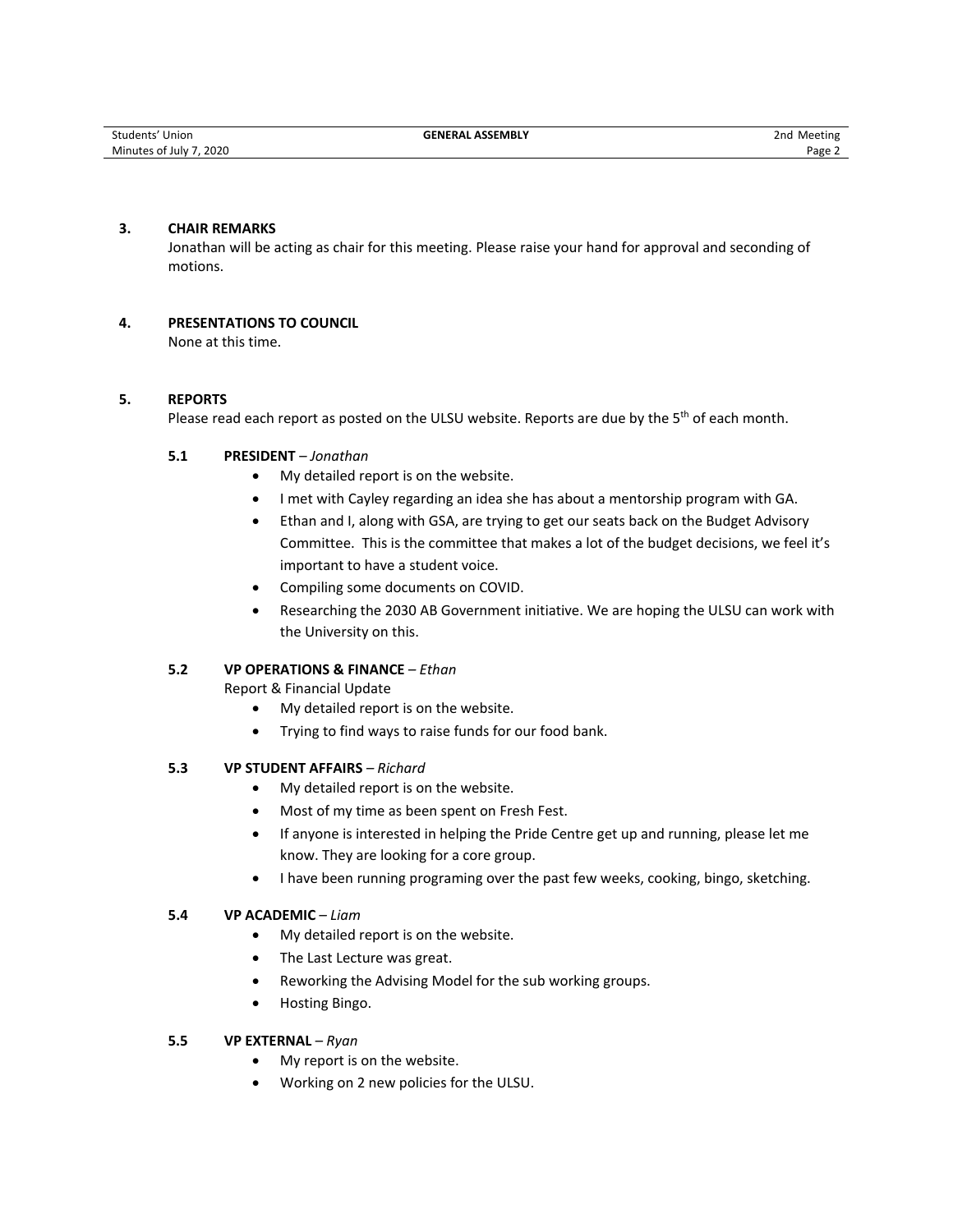## 3. CHAIR REMARKS

Jonathan will be acting as chair for this meeting. Please raise your hand for approval and seconding of motions.

## 4. PRESENTATIONS TO COUNCIL

None at this time.

## 5. REPORTS

Please read each report as posted on the ULSU website. Reports are due by the 5th of each month.

### 5.1 PRESIDENT – *Jonathan*

- My detailed report is on the website.
- I met with Cayley regarding an idea she has about a mentorship program with GA.
- Ethan and I, along with GSA, are trying to get our seats back on the Budget Advisory Committee. This is the committee that makes a lot of the budget decisions, we feel it's important to have a student voice.
- Compiling some documents on COVID.
- Researching the 2030 AB Government initiative. We are hoping the ULSU can work with the University on this.

### 5.2 VP OPERATIONS & FINANCE – *Ethan*

Report & Financial Update

- My detailed report is on the website.
- Trying to find ways to raise funds for our food bank.

### 5.3 VP STUDENT AFFAIRS – *Richard*

- My detailed report is on the website.
- Most of my time as been spent on Fresh Fest.
- If anyone is interested in helping the Pride Centre get up and running, please let me know. They are looking for a core group.
- I have been running programing over the past few weeks, cooking, bingo, sketching.

### 5.4 VP ACADEMIC – *Liam*

- My detailed report is on the website.
- The Last Lecture was great.
- Reworking the Advising Model for the sub working groups.
- Hosting Bingo.

### 5.5 VP EXTERNAL – *Ryan*

- My report is on the website.
- Working on 2 new policies for the ULSU.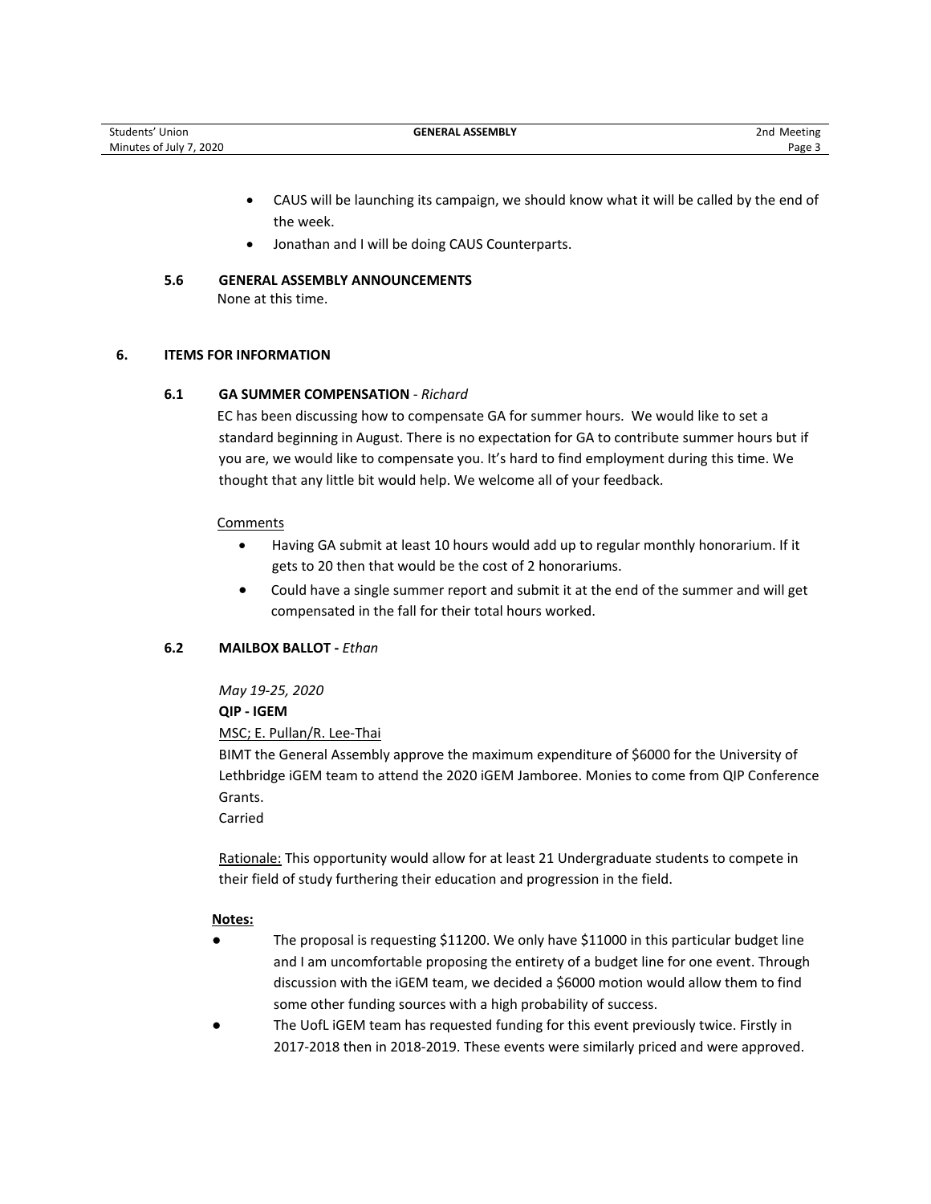- CAUS will be launching its campaign, we should know what it will be called by the end of the week.
- Jonathan and I will be doing CAUS Counterparts.

### 5.6 GENERAL ASSEMBLY ANNOUNCEMENTS

None at this time.

## 6. ITEMS FOR INFORMATION

### 6.1 GA SUMMER COMPENSATION - *Richard*

EC has been discussing how to compensate GA for summer hours. We would like to set a standard beginning in August. There is no expectation for GA to contribute summer hours but if you are, we would like to compensate you. It's hard to find employment during this time. We thought that any little bit would help. We welcome all of your feedback.

Comments

- Having GA submit at least 10 hours would add up to regular monthly honorarium. If it gets to 20 then that would be the cost of 2 honorariums.
- Could have a single summer report and submit it at the end of the summer and will get compensated in the fall for their total hours worked.

### 6.2 MAILBOX BALLOT - *Ethan*

*May 19-25, 2020*

**QIP - IGEM**

MSC; E. Pullan/R. Lee-Thai

BIMT the General Assembly approve the maximum expenditure of $6000 for the University of Lethbridge iGEM team to attend the 2020 iGEM Jamboree. Monies to come from QIP Conference Grants.

Carried

Rationale: This opportunity would allow for at least 21 Undergraduate students to compete in their field of study furthering their education and progression in the field.

**Notes:**

- The proposal is requesting $11200. We only have $11000 in this particular budget line and I am uncomfortable proposing the entirety of a budget line for one event. Through discussion with the iGEM team, we decided a $6000 motion would allow them to find some other funding sources with a high probability of success.
- The UofL iGEM team has requested funding for this event previously twice. Firstly in 2017-2018 then in 2018-2019. These events were similarly priced and were approved.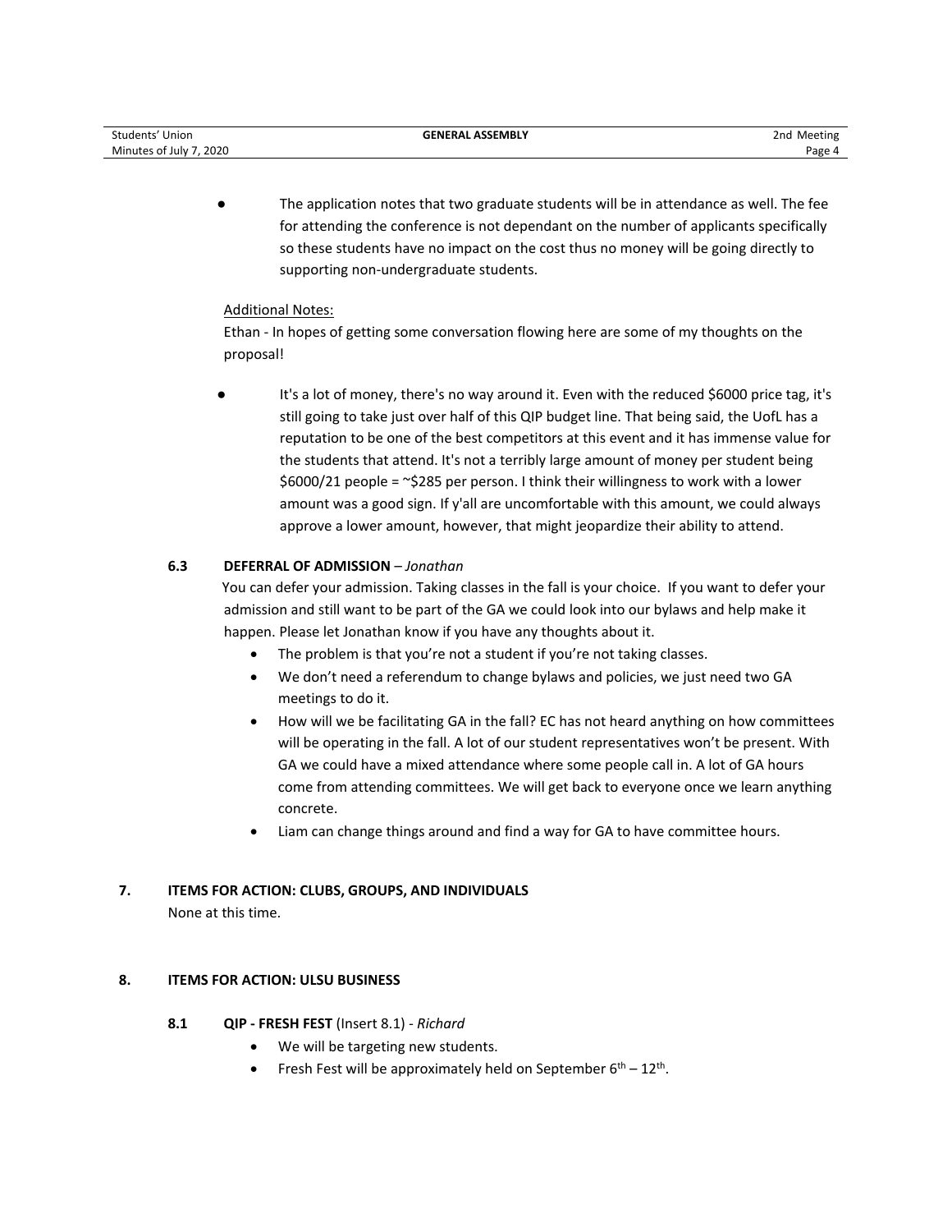- The application notes that two graduate students will be in attendance as well. The fee for attending the conference is not dependant on the number of applicants specifically so these students have no impact on the cost thus no money will be going directly to supporting non-undergraduate students.

Additional Notes:

Ethan - In hopes of getting some conversation flowing here are some of my thoughts on the proposal!

- It's a lot of money, there's no way around it. Even with the reduced $6000 price tag, it's still going to take just over half of this QIP budget line. That being said, the UofL has a reputation to be one of the best competitors at this event and it has immense value for the students that attend. It's not a terribly large amount of money per student being $6000/21 people = ~$285 per person. I think their willingness to work with a lower amount was a good sign. If y'all are uncomfortable with this amount, we could always approve a lower amount, however, that might jeopardize their ability to attend.

### 6.3 DEFERRAL OF ADMISSION – *Jonathan*

You can defer your admission. Taking classes in the fall is your choice. If you want to defer your admission and still want to be part of the GA we could look into our bylaws and help make it happen. Please let Jonathan know if you have any thoughts about it.

- The problem is that you're not a student if you're not taking classes.
- We don't need a referendum to change bylaws and policies, we just need two GA meetings to do it.
- How will we be facilitating GA in the fall? EC has not heard anything on how committees will be operating in the fall. A lot of our student representatives won't be present. With GA we could have a mixed attendance where some people call in. A lot of GA hours come from attending committees. We will get back to everyone once we learn anything concrete.
- Liam can change things around and find a way for GA to have committee hours.

## 7. ITEMS FOR ACTION: CLUBS, GROUPS, AND INDIVIDUALS

None at this time.

## 8. ITEMS FOR ACTION: ULSU BUSINESS

### 8.1 QIP - FRESH FEST (Insert 8.1) - *Richard*

- We will be targeting new students.
- Fresh Fest will be approximately held on September 6th – 12th.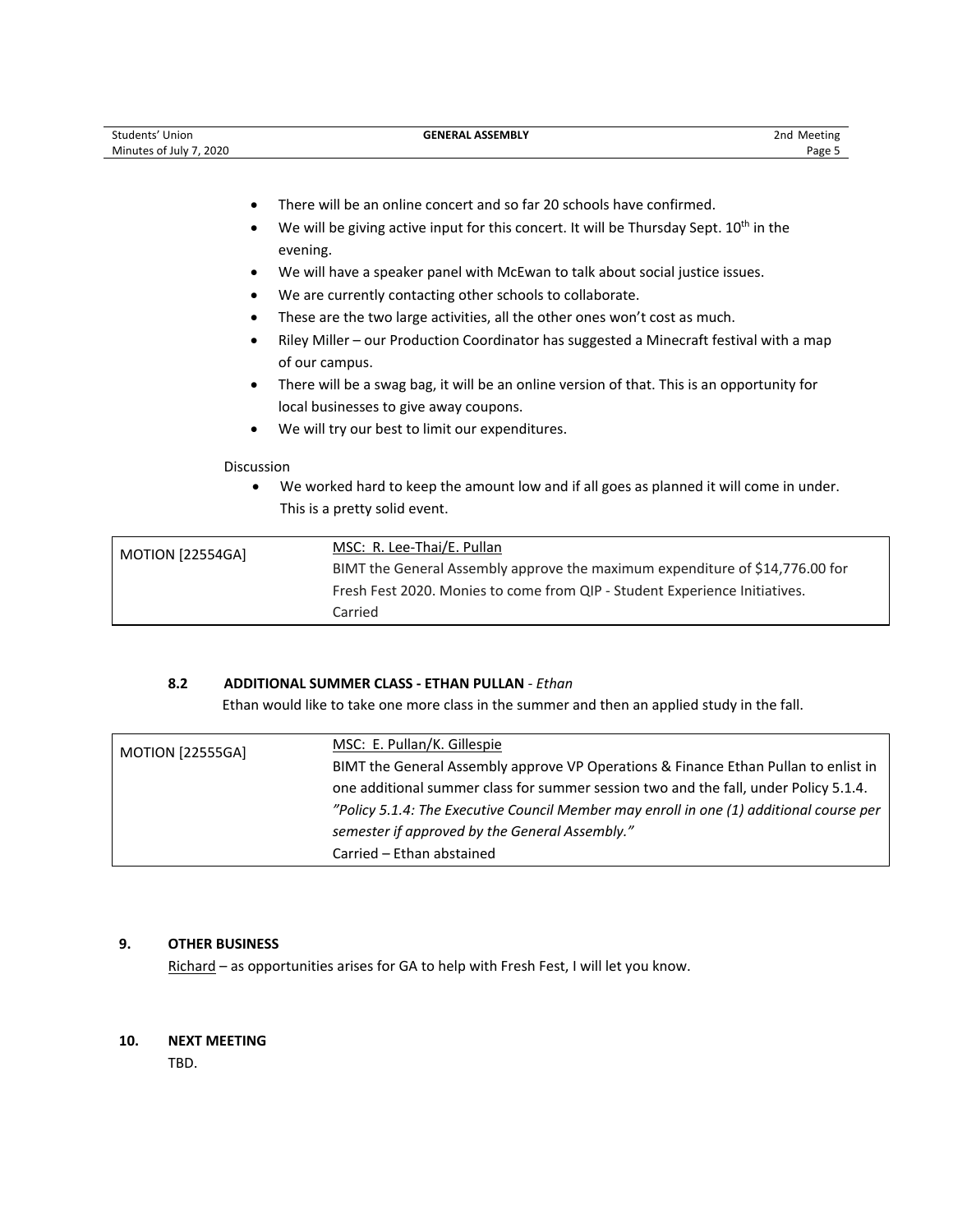- There will be an online concert and so far 20 schools have confirmed.
- We will be giving active input for this concert. It will be Thursday Sept. 10th in the evening.
- We will have a speaker panel with McEwan to talk about social justice issues.
- We are currently contacting other schools to collaborate.
- These are the two large activities, all the other ones won't cost as much.
- Riley Miller – our Production Coordinator has suggested a Minecraft festival with a map of our campus.
- There will be a swag bag, it will be an online version of that. This is an opportunity for local businesses to give away coupons.
- We will try our best to limit our expenditures.

Discussion

- We worked hard to keep the amount low and if all goes as planned it will come in under. This is a pretty solid event.

| MOTION [22554GA] | MSC: R. Lee-Thai/E. Pullan<br>BIMT the General Assembly approve the maximum expenditure of $14,776.00 for Fresh Fest 2020. Monies to come from QIP - Student Experience Initiatives.<br>Carried |
|---|---|

### 8.2 ADDITIONAL SUMMER CLASS - ETHAN PULLAN - *Ethan*

Ethan would like to take one more class in the summer and then an applied study in the fall.

| MOTION [22555GA] | MSC: E. Pullan/K. Gillespie<br>BIMT the General Assembly approve VP Operations & Finance Ethan Pullan to enlist in one additional summer class for summer session two and the fall, under Policy 5.1.4.<br>*"Policy 5.1.4: The Executive Council Member may enroll in one (1) additional course per semester if approved by the General Assembly."*<br>Carried – Ethan abstained |
|---|---|

## 9. OTHER BUSINESS

Richard – as opportunities arises for GA to help with Fresh Fest, I will let you know.

## 10. NEXT MEETING

TBD.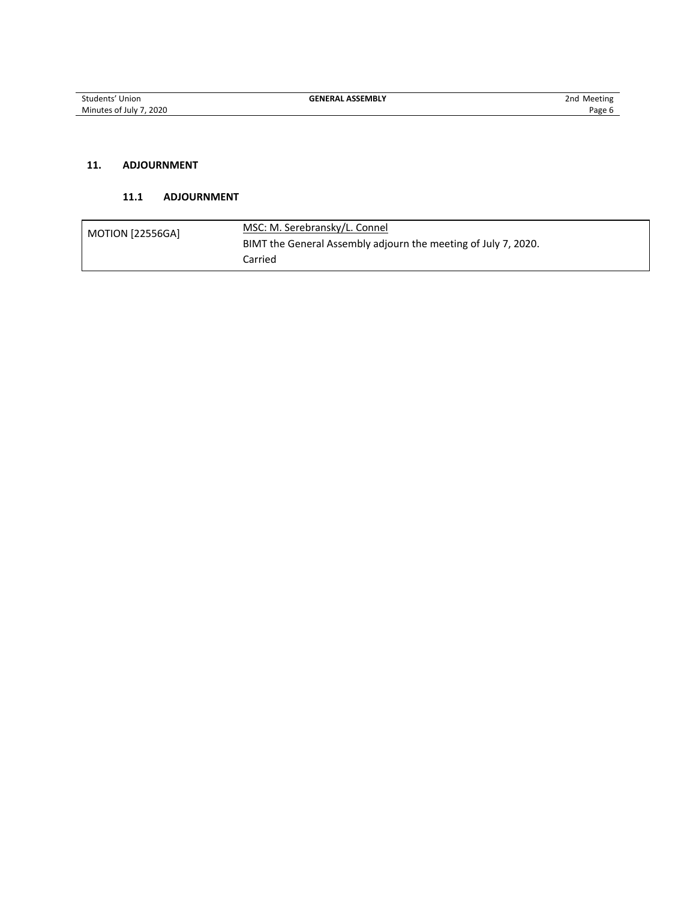## 11. ADJOURNMENT

### 11.1 ADJOURNMENT

| MOTION [22556GA] | MSC: M. Serebransky/L. Connel<br>BIMT the General Assembly adjourn the meeting of July 7, 2020.<br>Carried |
|---|---|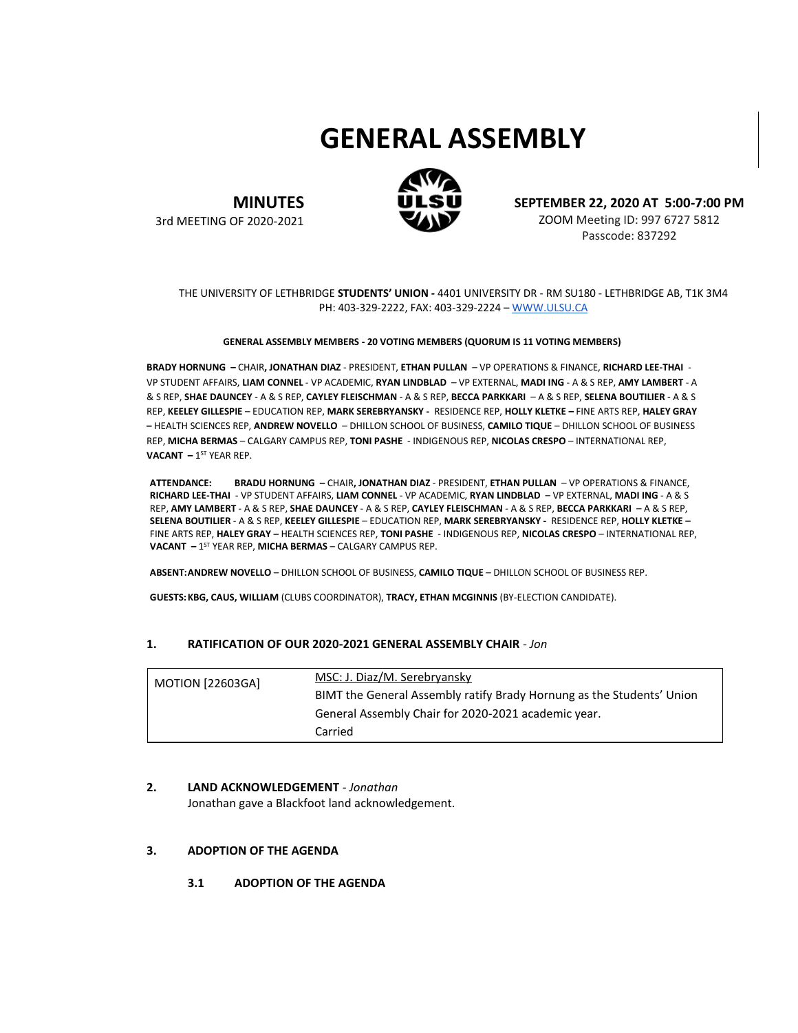# GENERAL ASSEMBLY

**MINUTES**
3rd MEETING OF 2020-2021

**SEPTEMBER 22, 2020 AT 5:00-7:00 PM**
ZOOM Meeting ID: 997 6727 5812
Passcode: 837292

THE UNIVERSITY OF LETHBRIDGE **STUDENTS' UNION -** 4401 UNIVERSITY DR - RM SU180 - LETHBRIDGE AB, T1K 3M4
PH: 403-329-2222, FAX: 403-329-2224 – WWW.ULSU.CA

**GENERAL ASSEMBLY MEMBERS - 20 VOTING MEMBERS (QUORUM IS 11 VOTING MEMBERS)**

**BRADY HORNUNG –** CHAIR**, JONATHAN DIAZ** - PRESIDENT, **ETHAN PULLAN** – VP OPERATIONS & FINANCE, **RICHARD LEE-THAI** - VP STUDENT AFFAIRS, **LIAM CONNEL** - VP ACADEMIC, **RYAN LINDBLAD** – VP EXTERNAL, **MADI ING** - A & S REP, **AMY LAMBERT** - A & S REP, **SHAE DAUNCEY** - A & S REP, **CAYLEY FLEISCHMAN** - A & S REP, **BECCA PARKKARI** – A & S REP, **SELENA BOUTILIER** - A & S REP, **KEELEY GILLESPIE** – EDUCATION REP, **MARK SEREBRYANSKY -** RESIDENCE REP, **HOLLY KLETKE –** FINE ARTS REP, **HALEY GRAY –** HEALTH SCIENCES REP, **ANDREW NOVELLO** – DHILLON SCHOOL OF BUSINESS, **CAMILO TIQUE** – DHILLON SCHOOL OF BUSINESS REP, **MICHA BERMAS** – CALGARY CAMPUS REP, **TONI PASHE** - INDIGENOUS REP, **NICOLAS CRESPO** – INTERNATIONAL REP, **VACANT –** 1ST YEAR REP.

**ATTENDANCE:** **BRADU HORNUNG –** CHAIR**, JONATHAN DIAZ** - PRESIDENT, **ETHAN PULLAN** – VP OPERATIONS & FINANCE, **RICHARD LEE-THAI** - VP STUDENT AFFAIRS, **LIAM CONNEL** - VP ACADEMIC, **RYAN LINDBLAD** – VP EXTERNAL, **MADI ING** - A & S REP, **AMY LAMBERT** - A & S REP, **SHAE DAUNCEY** - A & S REP, **CAYLEY FLEISCHMAN** - A & S REP, **BECCA PARKKARI** – A & S REP, **SELENA BOUTILIER** - A & S REP, **KEELEY GILLESPIE** – EDUCATION REP, **MARK SEREBRYANSKY -** RESIDENCE REP, **HOLLY KLETKE –** FINE ARTS REP, **HALEY GRAY –** HEALTH SCIENCES REP, **TONI PASHE** - INDIGENOUS REP, **NICOLAS CRESPO** – INTERNATIONAL REP, **VACANT –** 1ST YEAR REP, **MICHA BERMAS** – CALGARY CAMPUS REP.

**ABSENT: ANDREW NOVELLO** – DHILLON SCHOOL OF BUSINESS, **CAMILO TIQUE** – DHILLON SCHOOL OF BUSINESS REP.

**GUESTS: KBG, CAUS, WILLIAM** (CLUBS COORDINATOR), **TRACY, ETHAN MCGINNIS** (BY-ELECTION CANDIDATE).

## 1. RATIFICATION OF OUR 2020-2021 GENERAL ASSEMBLY CHAIR - *Jon*

| MOTION [22603GA] | MSC: J. Diaz/M. Serebryansky<br>BIMT the General Assembly ratify Brady Hornung as the Students' Union General Assembly Chair for 2020-2021 academic year.<br>Carried |
|---|---|

## 2. LAND ACKNOWLEDGEMENT - *Jonathan*

Jonathan gave a Blackfoot land acknowledgement.

## 3. ADOPTION OF THE AGENDA

### 3.1 ADOPTION OF THE AGENDA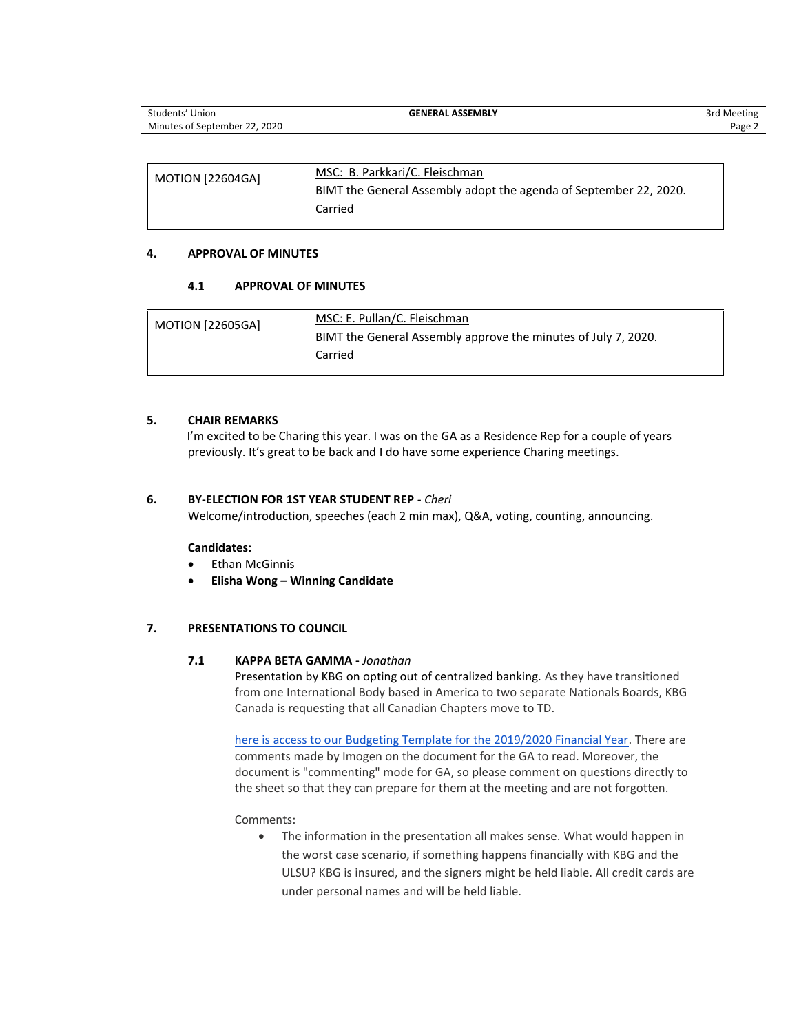| MOTION [22604GA] | MSC: B. Parkkari/C. Fleischman<br>BIMT the General Assembly adopt the agenda of September 22, 2020.<br>Carried |
|---|---|

## 4. APPROVAL OF MINUTES

### 4.1 APPROVAL OF MINUTES

| MOTION [22605GA] | MSC: E. Pullan/C. Fleischman<br>BIMT the General Assembly approve the minutes of July 7, 2020.<br>Carried |
|---|---|

## 5. CHAIR REMARKS

I'm excited to be Charing this year. I was on the GA as a Residence Rep for a couple of years previously. It's great to be back and I do have some experience Charing meetings.

## 6. BY-ELECTION FOR 1ST YEAR STUDENT REP - *Cheri*

Welcome/introduction, speeches (each 2 min max), Q&A, voting, counting, announcing.

**Candidates:**

- Ethan McGinnis
- **Elisha Wong – Winning Candidate**

## 7. PRESENTATIONS TO COUNCIL

### 7.1 KAPPA BETA GAMMA - *Jonathan*

Presentation by KBG on opting out of centralized banking. As they have transitioned from one International Body based in America to two separate Nationals Boards, KBG Canada is requesting that all Canadian Chapters move to TD.

here is access to our Budgeting Template for the 2019/2020 Financial Year. There are comments made by Imogen on the document for the GA to read. Moreover, the document is "commenting" mode for GA, so please comment on questions directly to the sheet so that they can prepare for them at the meeting and are not forgotten.

Comments:

- The information in the presentation all makes sense. What would happen in the worst case scenario, if something happens financially with KBG and the ULSU? KBG is insured, and the signers might be held liable. All credit cards are under personal names and will be held liable.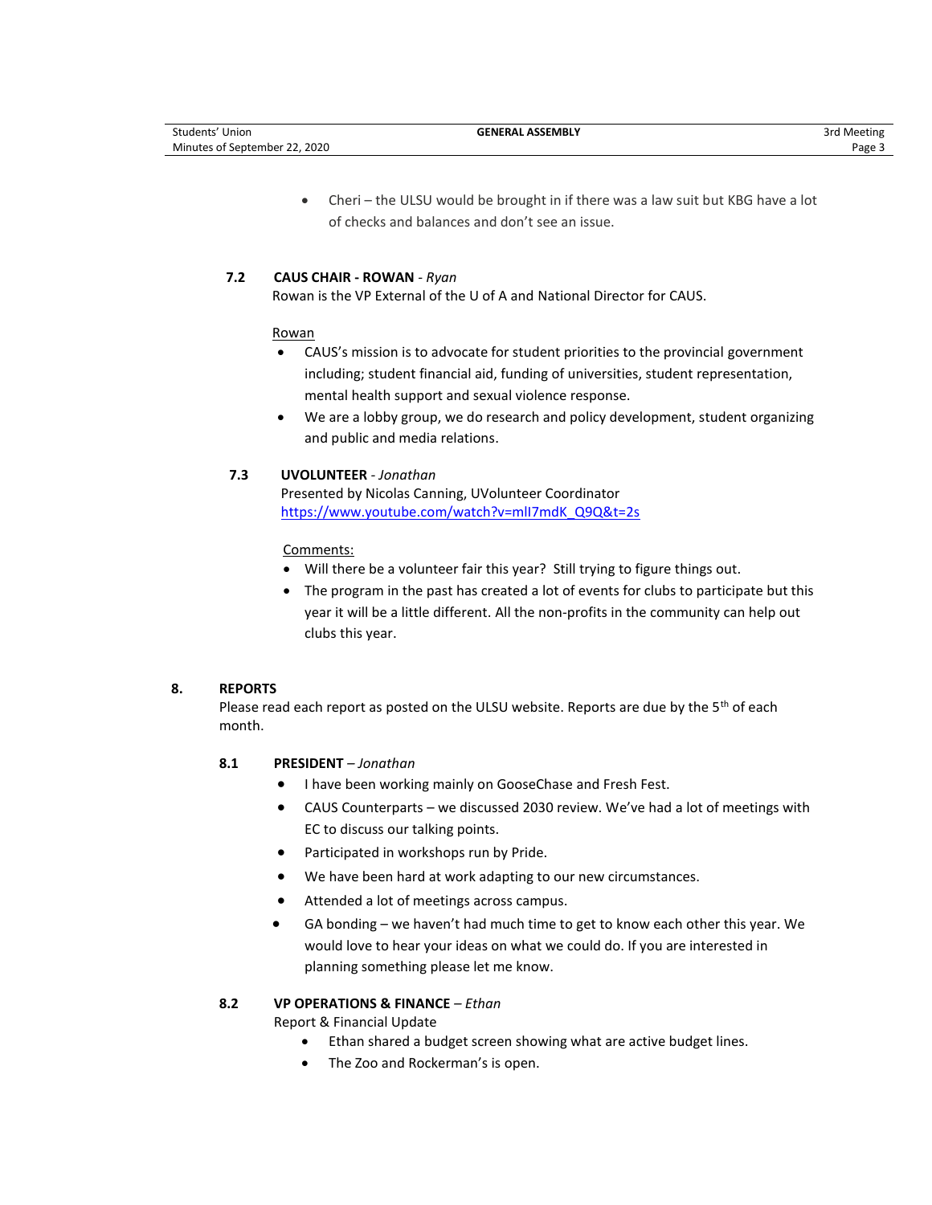- Cheri – the ULSU would be brought in if there was a law suit but KBG have a lot of checks and balances and don't see an issue.

### 7.2 CAUS CHAIR - ROWAN - *Ryan*

Rowan is the VP External of the U of A and National Director for CAUS.

Rowan

- CAUS's mission is to advocate for student priorities to the provincial government including; student financial aid, funding of universities, student representation, mental health support and sexual violence response.
- We are a lobby group, we do research and policy development, student organizing and public and media relations.

### 7.3 UVOLUNTEER - *Jonathan*

Presented by Nicolas Canning, UVolunteer Coordinator
https://www.youtube.com/watch?v=mlI7mdK_Q9Q&t=2s

Comments:

- Will there be a volunteer fair this year? Still trying to figure things out.
- The program in the past has created a lot of events for clubs to participate but this year it will be a little different. All the non-profits in the community can help out clubs this year.

## 8. REPORTS

Please read each report as posted on the ULSU website. Reports are due by the 5th of each month.

### 8.1 PRESIDENT – *Jonathan*

- I have been working mainly on GooseChase and Fresh Fest.
- CAUS Counterparts – we discussed 2030 review. We've had a lot of meetings with EC to discuss our talking points.
- Participated in workshops run by Pride.
- We have been hard at work adapting to our new circumstances.
- Attended a lot of meetings across campus.
- GA bonding – we haven't had much time to get to know each other this year. We would love to hear your ideas on what we could do. If you are interested in planning something please let me know.

### 8.2 VP OPERATIONS & FINANCE – *Ethan*

Report & Financial Update

- Ethan shared a budget screen showing what are active budget lines.
- The Zoo and Rockerman's is open.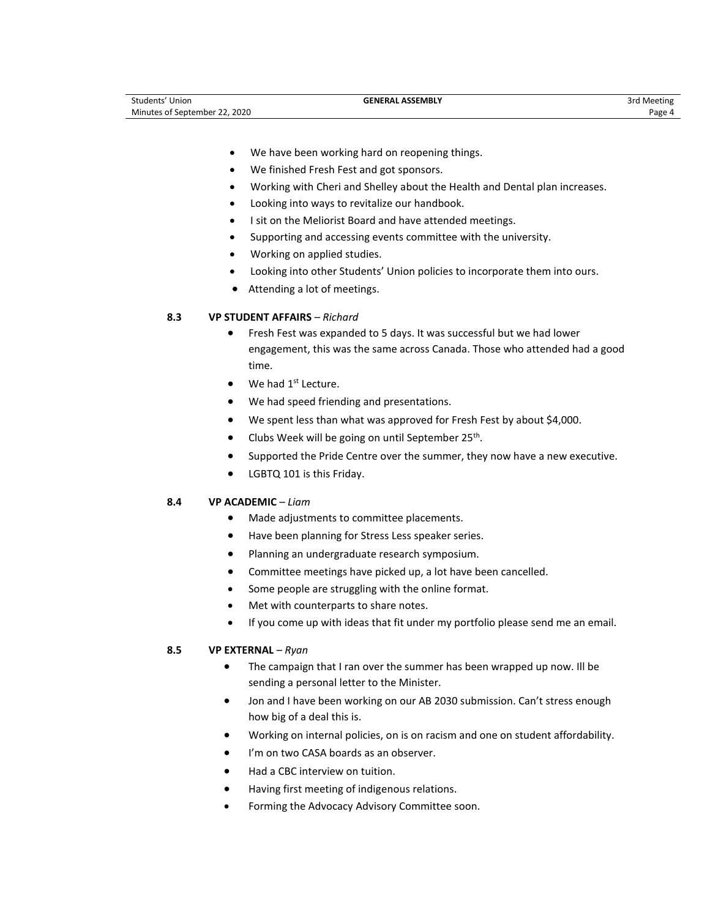- We have been working hard on reopening things.
- We finished Fresh Fest and got sponsors.
- Working with Cheri and Shelley about the Health and Dental plan increases.
- Looking into ways to revitalize our handbook.
- I sit on the Meliorist Board and have attended meetings.
- Supporting and accessing events committee with the university.
- Working on applied studies.
- Looking into other Students' Union policies to incorporate them into ours.
- Attending a lot of meetings.

### 8.3 VP STUDENT AFFAIRS – *Richard*

- Fresh Fest was expanded to 5 days. It was successful but we had lower engagement, this was the same across Canada. Those who attended had a good time.
- We had 1st Lecture.
- We had speed friending and presentations.
- We spent less than what was approved for Fresh Fest by about $4,000.
- Clubs Week will be going on until September 25th.
- Supported the Pride Centre over the summer, they now have a new executive.
- LGBTQ 101 is this Friday.

### 8.4 VP ACADEMIC – *Liam*

- Made adjustments to committee placements.
- Have been planning for Stress Less speaker series.
- Planning an undergraduate research symposium.
- Committee meetings have picked up, a lot have been cancelled.
- Some people are struggling with the online format.
- Met with counterparts to share notes.
- If you come up with ideas that fit under my portfolio please send me an email.

### 8.5 VP EXTERNAL – *Ryan*

- The campaign that I ran over the summer has been wrapped up now. Ill be sending a personal letter to the Minister.
- Jon and I have been working on our AB 2030 submission. Can't stress enough how big of a deal this is.
- Working on internal policies, on is on racism and one on student affordability.
- I'm on two CASA boards as an observer.
- Had a CBC interview on tuition.
- Having first meeting of indigenous relations.
- Forming the Advocacy Advisory Committee soon.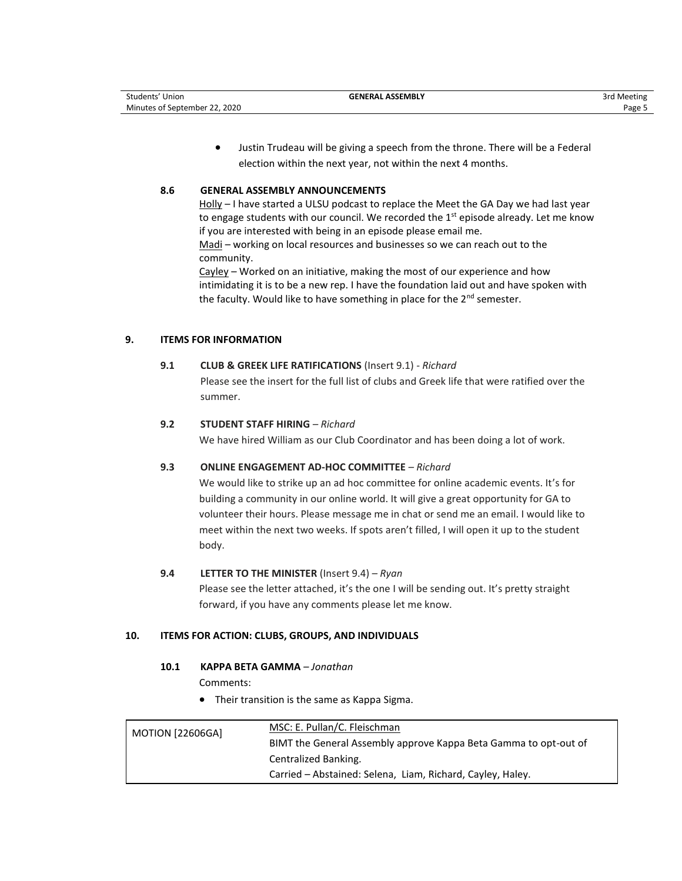- Justin Trudeau will be giving a speech from the throne. There will be a Federal election within the next year, not within the next 4 months.

### 8.6 GENERAL ASSEMBLY ANNOUNCEMENTS

Holly – I have started a ULSU podcast to replace the Meet the GA Day we had last year to engage students with our council. We recorded the 1st episode already. Let me know if you are interested with being in an episode please email me.
Madi – working on local resources and businesses so we can reach out to the community.
Cayley – Worked on an initiative, making the most of our experience and how intimidating it is to be a new rep. I have the foundation laid out and have spoken with the faculty. Would like to have something in place for the 2nd semester.

## 9. ITEMS FOR INFORMATION

### 9.1 CLUB & GREEK LIFE RATIFICATIONS (Insert 9.1) - *Richard*

Please see the insert for the full list of clubs and Greek life that were ratified over the summer.

### 9.2 STUDENT STAFF HIRING – *Richard*

We have hired William as our Club Coordinator and has been doing a lot of work.

### 9.3 ONLINE ENGAGEMENT AD-HOC COMMITTEE – *Richard*

We would like to strike up an ad hoc committee for online academic events. It's for building a community in our online world. It will give a great opportunity for GA to volunteer their hours. Please message me in chat or send me an email. I would like to meet within the next two weeks. If spots aren't filled, I will open it up to the student body.

### 9.4 LETTER TO THE MINISTER (Insert 9.4) – *Ryan*

Please see the letter attached, it's the one I will be sending out. It's pretty straight forward, if you have any comments please let me know.

## 10. ITEMS FOR ACTION: CLUBS, GROUPS, AND INDIVIDUALS

### 10.1 KAPPA BETA GAMMA – *Jonathan*

Comments:

- Their transition is the same as Kappa Sigma.

| MOTION [22606GA] | MSC: E. Pullan/C. Fleischman<br>BIMT the General Assembly approve Kappa Beta Gamma to opt-out of Centralized Banking.<br>Carried – Abstained: Selena, Liam, Richard, Cayley, Haley. |
|---|---|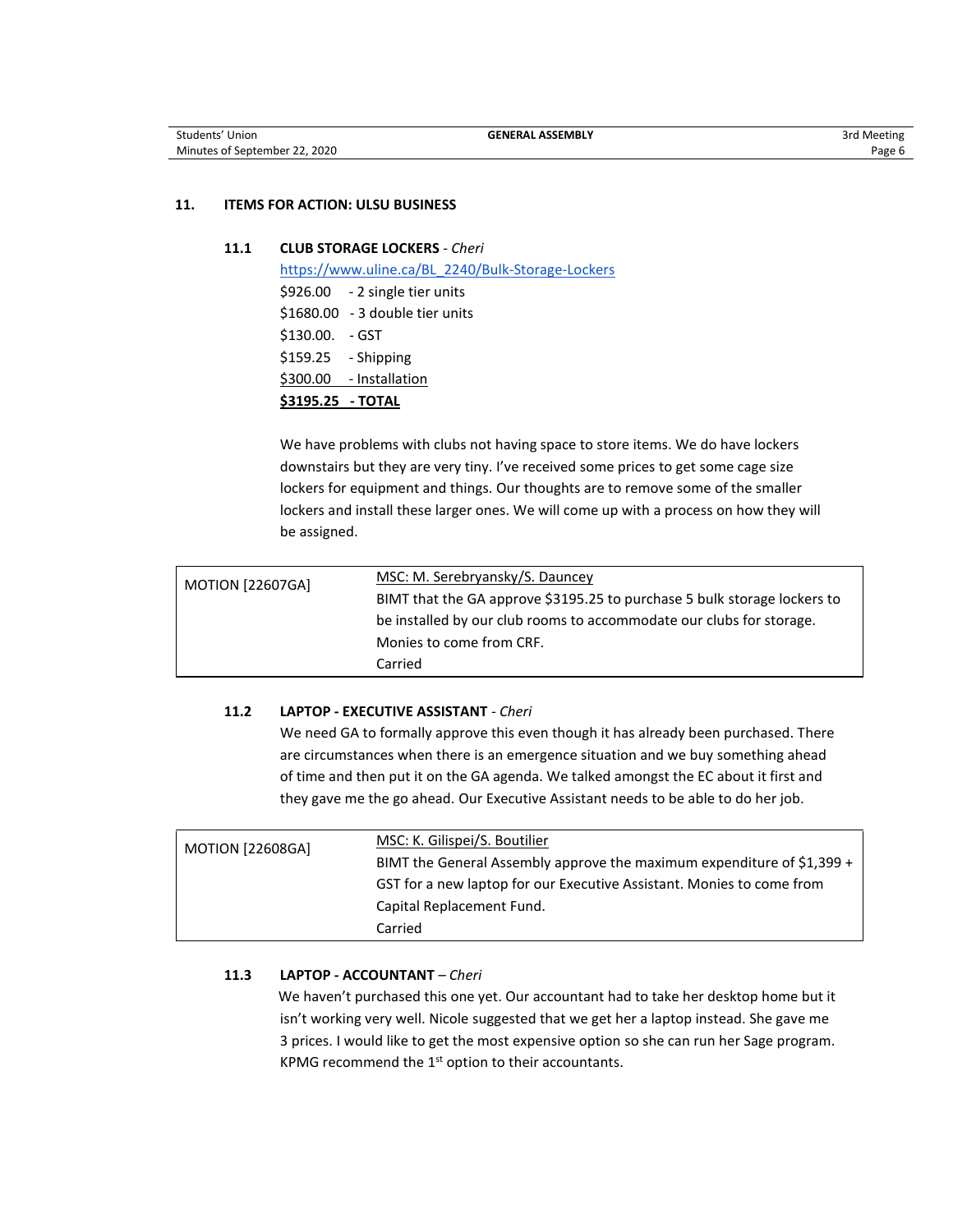## 11. ITEMS FOR ACTION: ULSU BUSINESS

### 11.1 CLUB STORAGE LOCKERS - *Cheri*

https://www.uline.ca/BL_2240/Bulk-Storage-Lockers

$926.00 - 2 single tier units
$1680.00 - 3 double tier units
$130.00. - GST
$159.25 - Shipping
$300.00 - Installation
**$3195.25 - TOTAL**

We have problems with clubs not having space to store items. We do have lockers downstairs but they are very tiny. I've received some prices to get some cage size lockers for equipment and things. Our thoughts are to remove some of the smaller lockers and install these larger ones. We will come up with a process on how they will be assigned.

| MOTION [22607GA] | MSC: M. Serebryansky/S. Dauncey<br>BIMT that the GA approve $3195.25 to purchase 5 bulk storage lockers to be installed by our club rooms to accommodate our clubs for storage. Monies to come from CRF.<br>Carried |
|---|---|

### 11.2 LAPTOP - EXECUTIVE ASSISTANT - *Cheri*

We need GA to formally approve this even though it has already been purchased. There are circumstances when there is an emergence situation and we buy something ahead of time and then put it on the GA agenda. We talked amongst the EC about it first and they gave me the go ahead. Our Executive Assistant needs to be able to do her job.

| MOTION [22608GA] | MSC: K. Gilispei/S. Boutilier<br>BIMT the General Assembly approve the maximum expenditure of $1,399 + GST for a new laptop for our Executive Assistant. Monies to come from Capital Replacement Fund.<br>Carried |
|---|---|

### 11.3 LAPTOP - ACCOUNTANT – *Cheri*

We haven't purchased this one yet. Our accountant had to take her desktop home but it isn't working very well. Nicole suggested that we get her a laptop instead. She gave me 3 prices. I would like to get the most expensive option so she can run her Sage program. KPMG recommend the 1st option to their accountants.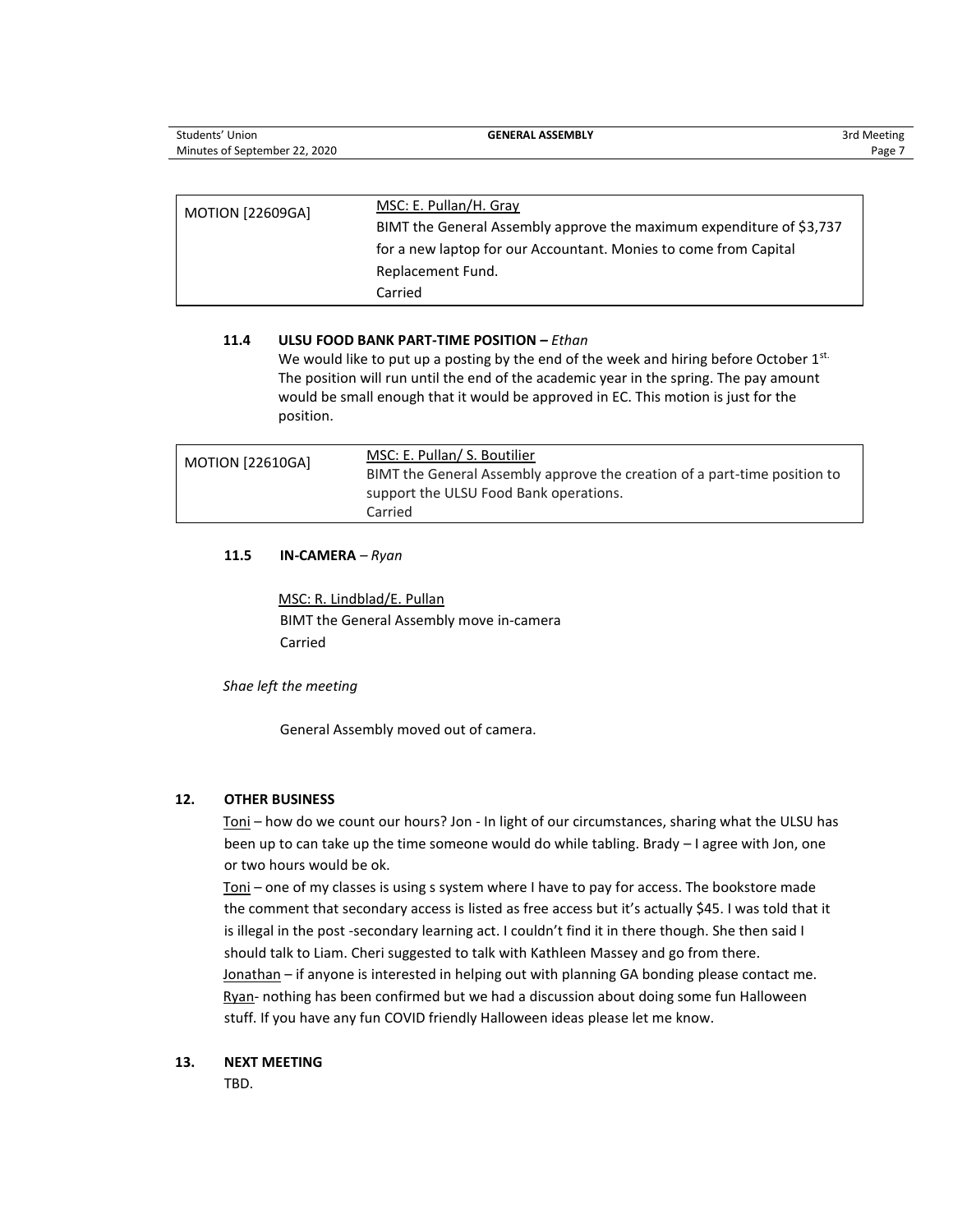| MOTION [22609GA] | MSC: E. Pullan/H. Gray<br>BIMT the General Assembly approve the maximum expenditure of $3,737 for a new laptop for our Accountant. Monies to come from Capital Replacement Fund.<br>Carried |
|---|---|

**11.4 ULSU FOOD BANK PART-TIME POSITION –** *Ethan*

We would like to put up a posting by the end of the week and hiring before October 1st. The position will run until the end of the academic year in the spring. The pay amount would be small enough that it would be approved in EC. This motion is just for the position.

| MOTION [22610GA] | MSC: E. Pullan/ S. Boutilier<br>BIMT the General Assembly approve the creation of a part-time position to support the ULSU Food Bank operations.<br>Carried |
|---|---|

**11.5 IN-CAMERA** – *Ryan*

MSC: R. Lindblad/E. Pullan
BIMT the General Assembly move in-camera
Carried

*Shae left the meeting*

General Assembly moved out of camera.

**12. OTHER BUSINESS**

Toni – how do we count our hours? Jon - In light of our circumstances, sharing what the ULSU has been up to can take up the time someone would do while tabling. Brady – I agree with Jon, one or two hours would be ok.

Toni – one of my classes is using s system where I have to pay for access. The bookstore made the comment that secondary access is listed as free access but it's actually $45. I was told that it is illegal in the post -secondary learning act. I couldn't find it in there though. She then said I should talk to Liam. Cheri suggested to talk with Kathleen Massey and go from there.

Jonathan – if anyone is interested in helping out with planning GA bonding please contact me.

Ryan- nothing has been confirmed but we had a discussion about doing some fun Halloween stuff. If you have any fun COVID friendly Halloween ideas please let me know.

**13. NEXT MEETING**

TBD.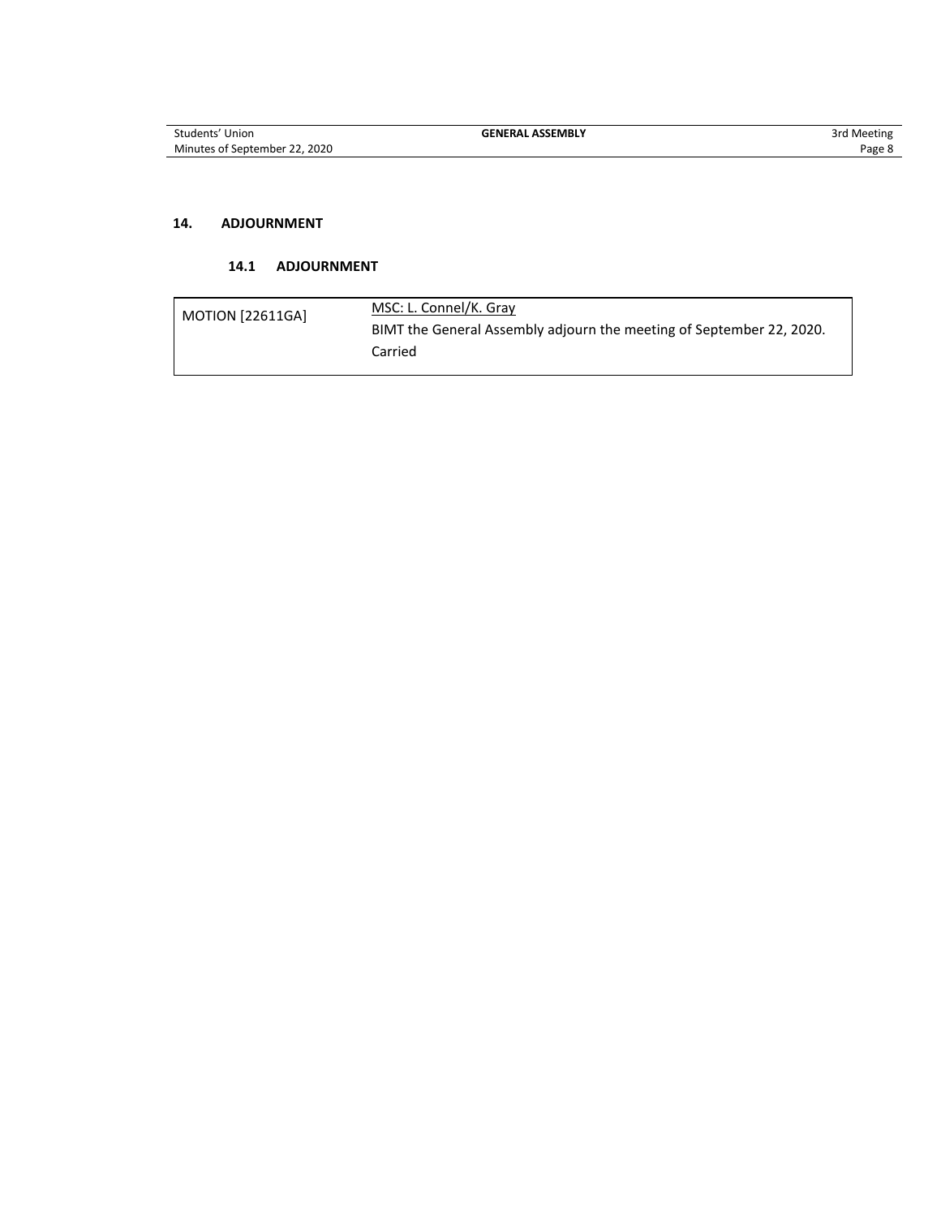## 14. ADJOURNMENT

### 14.1 ADJOURNMENT

| MOTION [22611GA] | MSC: L. Connel/K. Gray<br>BIMT the General Assembly adjourn the meeting of September 22, 2020.<br>Carried |
|---|---|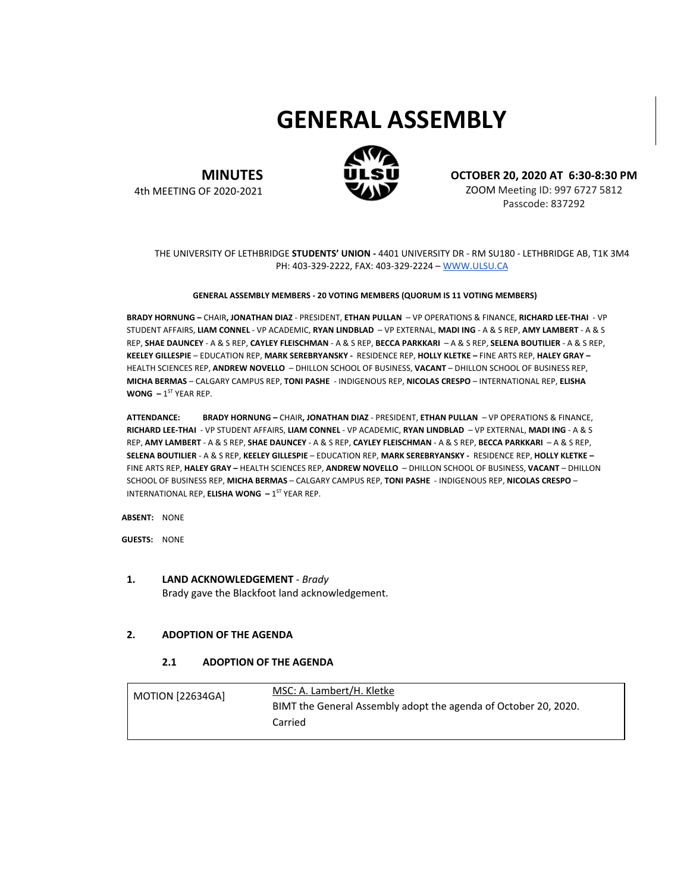# GENERAL ASSEMBLY

**MINUTES**
4th MEETING OF 2020-2021

**OCTOBER 20, 2020 AT 6:30-8:30 PM**
ZOOM Meeting ID: 997 6727 5812
Passcode: 837292

THE UNIVERSITY OF LETHBRIDGE **STUDENTS' UNION -** 4401 UNIVERSITY DR - RM SU180 - LETHBRIDGE AB, T1K 3M4
PH: 403-329-2222, FAX: 403-329-2224 – WWW.ULSU.CA

**GENERAL ASSEMBLY MEMBERS - 20 VOTING MEMBERS (QUORUM IS 11 VOTING MEMBERS)**

**BRADY HORNUNG –** CHAIR**, JONATHAN DIAZ** - PRESIDENT, **ETHAN PULLAN** – VP OPERATIONS & FINANCE, **RICHARD LEE-THAI** - VP STUDENT AFFAIRS, **LIAM CONNEL** - VP ACADEMIC, **RYAN LINDBLAD** – VP EXTERNAL, **MADI ING** - A & S REP, **AMY LAMBERT** - A & S REP, **SHAE DAUNCEY** - A & S REP, **CAYLEY FLEISCHMAN** - A & S REP, **BECCA PARKKARI** – A & S REP, **SELENA BOUTILIER** - A & S REP, **KEELEY GILLESPIE** – EDUCATION REP, **MARK SEREBRYANSKY -** RESIDENCE REP, **HOLLY KLETKE –** FINE ARTS REP, **HALEY GRAY –** HEALTH SCIENCES REP, **ANDREW NOVELLO** – DHILLON SCHOOL OF BUSINESS, **VACANT** – DHILLON SCHOOL OF BUSINESS REP, **MICHA BERMAS** – CALGARY CAMPUS REP, **TONI PASHE** - INDIGENOUS REP, **NICOLAS CRESPO** – INTERNATIONAL REP, **ELISHA WONG –** 1ST YEAR REP.

**ATTENDANCE:** **BRADY HORNUNG –** CHAIR**, JONATHAN DIAZ** - PRESIDENT, **ETHAN PULLAN** – VP OPERATIONS & FINANCE, **RICHARD LEE-THAI** - VP STUDENT AFFAIRS, **LIAM CONNEL** - VP ACADEMIC, **RYAN LINDBLAD** – VP EXTERNAL, **MADI ING** - A & S REP, **AMY LAMBERT** - A & S REP, **SHAE DAUNCEY** - A & S REP, **CAYLEY FLEISCHMAN** - A & S REP, **BECCA PARKKARI** – A & S REP, **SELENA BOUTILIER** - A & S REP, **KEELEY GILLESPIE** – EDUCATION REP, **MARK SEREBRYANSKY -** RESIDENCE REP, **HOLLY KLETKE –** FINE ARTS REP, **HALEY GRAY –** HEALTH SCIENCES REP, **ANDREW NOVELLO** – DHILLON SCHOOL OF BUSINESS, **VACANT** – DHILLON SCHOOL OF BUSINESS REP, **MICHA BERMAS** – CALGARY CAMPUS REP, **TONI PASHE** - INDIGENOUS REP, **NICOLAS CRESPO** – INTERNATIONAL REP, **ELISHA WONG –** 1ST YEAR REP.

**ABSENT:** NONE

**GUESTS:** NONE

## 1. LAND ACKNOWLEDGEMENT - *Brady*

Brady gave the Blackfoot land acknowledgement.

## 2. ADOPTION OF THE AGENDA

### 2.1 ADOPTION OF THE AGENDA

| MOTION [22634GA] | MSC: A. Lambert/H. Kletke<br>BIMT the General Assembly adopt the agenda of October 20, 2020.<br>Carried |
|---|---|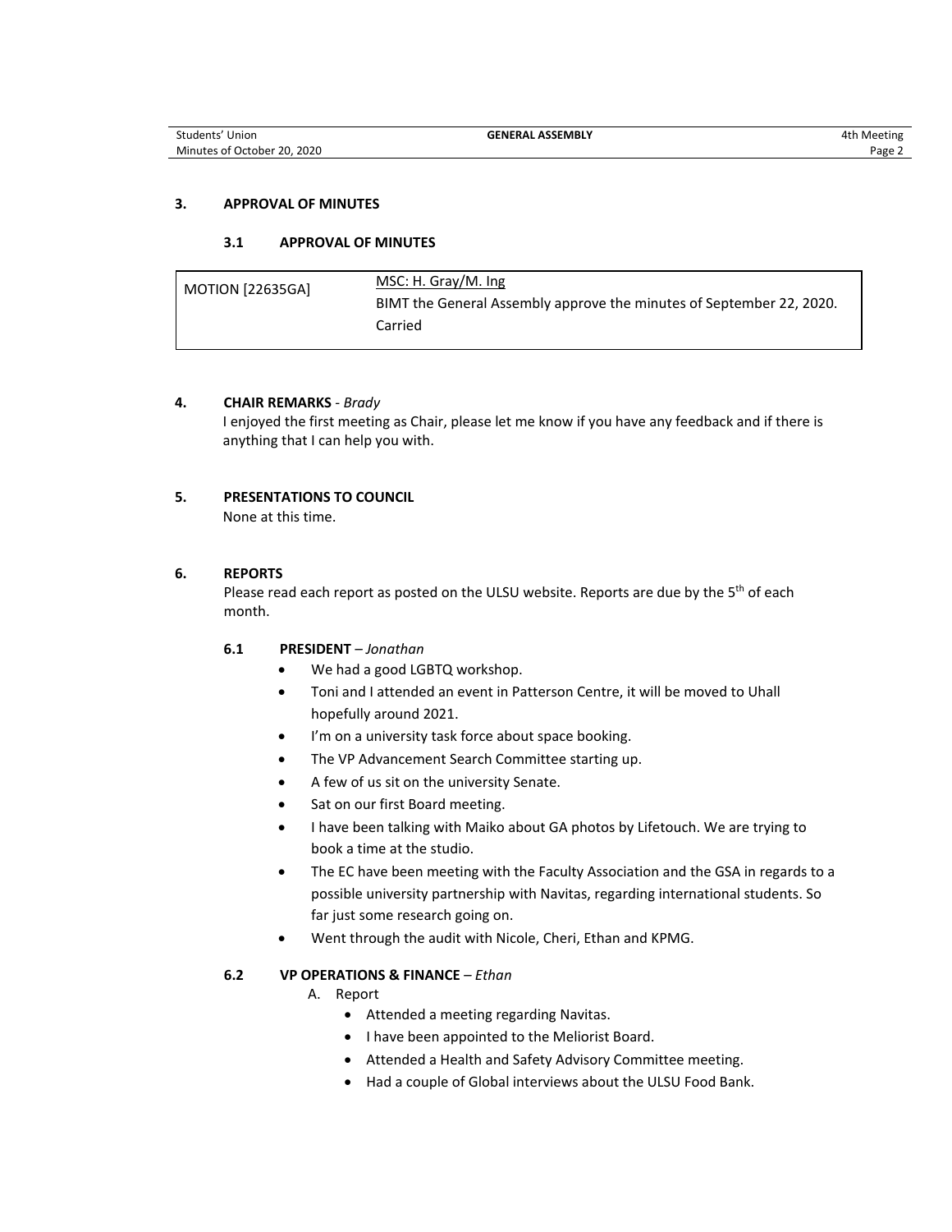## 3. APPROVAL OF MINUTES

### 3.1 APPROVAL OF MINUTES

| MOTION [22635GA] | MSC: H. Gray/M. Ing<br>BIMT the General Assembly approve the minutes of September 22, 2020.<br>Carried |
|---|---|

## 4. CHAIR REMARKS - *Brady*

I enjoyed the first meeting as Chair, please let me know if you have any feedback and if there is anything that I can help you with.

## 5. PRESENTATIONS TO COUNCIL

None at this time.

## 6. REPORTS

Please read each report as posted on the ULSU website. Reports are due by the 5th of each month.

### 6.1 PRESIDENT – *Jonathan*

- We had a good LGBTQ workshop.
- Toni and I attended an event in Patterson Centre, it will be moved to Uhall hopefully around 2021.
- I'm on a university task force about space booking.
- The VP Advancement Search Committee starting up.
- A few of us sit on the university Senate.
- Sat on our first Board meeting.
- I have been talking with Maiko about GA photos by Lifetouch. We are trying to book a time at the studio.
- The EC have been meeting with the Faculty Association and the GSA in regards to a possible university partnership with Navitas, regarding international students. So far just some research going on.
- Went through the audit with Nicole, Cheri, Ethan and KPMG.

### 6.2 VP OPERATIONS & FINANCE – *Ethan*

A. Report
   - Attended a meeting regarding Navitas.
   - I have been appointed to the Meliorist Board.
   - Attended a Health and Safety Advisory Committee meeting.
   - Had a couple of Global interviews about the ULSU Food Bank.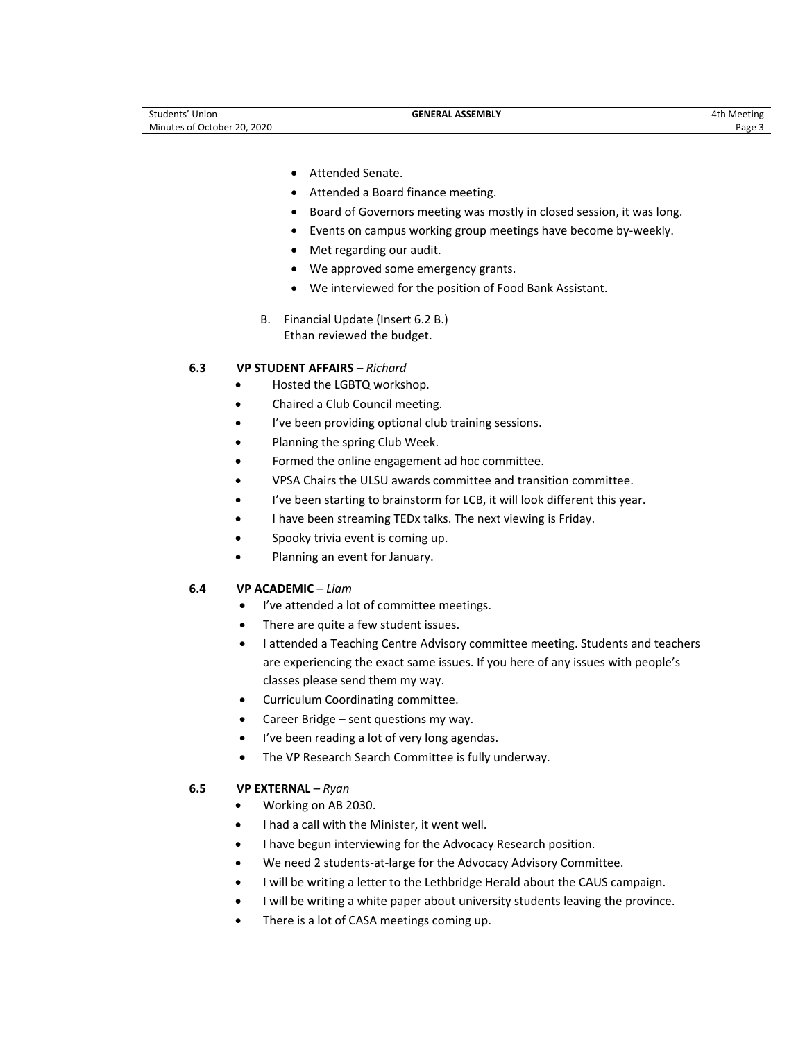- Attended Senate.
- Attended a Board finance meeting.
- Board of Governors meeting was mostly in closed session, it was long.
- Events on campus working group meetings have become by-weekly.
- Met regarding our audit.
- We approved some emergency grants.
- We interviewed for the position of Food Bank Assistant.

B. Financial Update (Insert 6.2 B.)
Ethan reviewed the budget.

**6.3 VP STUDENT AFFAIRS** – *Richard*

- Hosted the LGBTQ workshop.
- Chaired a Club Council meeting.
- I've been providing optional club training sessions.
- Planning the spring Club Week.
- Formed the online engagement ad hoc committee.
- VPSA Chairs the ULSU awards committee and transition committee.
- I've been starting to brainstorm for LCB, it will look different this year.
- I have been streaming TEDx talks. The next viewing is Friday.
- Spooky trivia event is coming up.
- Planning an event for January.

**6.4 VP ACADEMIC** – *Liam*

- I've attended a lot of committee meetings.
- There are quite a few student issues.
- I attended a Teaching Centre Advisory committee meeting. Students and teachers are experiencing the exact same issues. If you here of any issues with people's classes please send them my way.
- Curriculum Coordinating committee.
- Career Bridge – sent questions my way.
- I've been reading a lot of very long agendas.
- The VP Research Search Committee is fully underway.

**6.5 VP EXTERNAL** – *Ryan*

- Working on AB 2030.
- I had a call with the Minister, it went well.
- I have begun interviewing for the Advocacy Research position.
- We need 2 students-at-large for the Advocacy Advisory Committee.
- I will be writing a letter to the Lethbridge Herald about the CAUS campaign.
- I will be writing a white paper about university students leaving the province.
- There is a lot of CASA meetings coming up.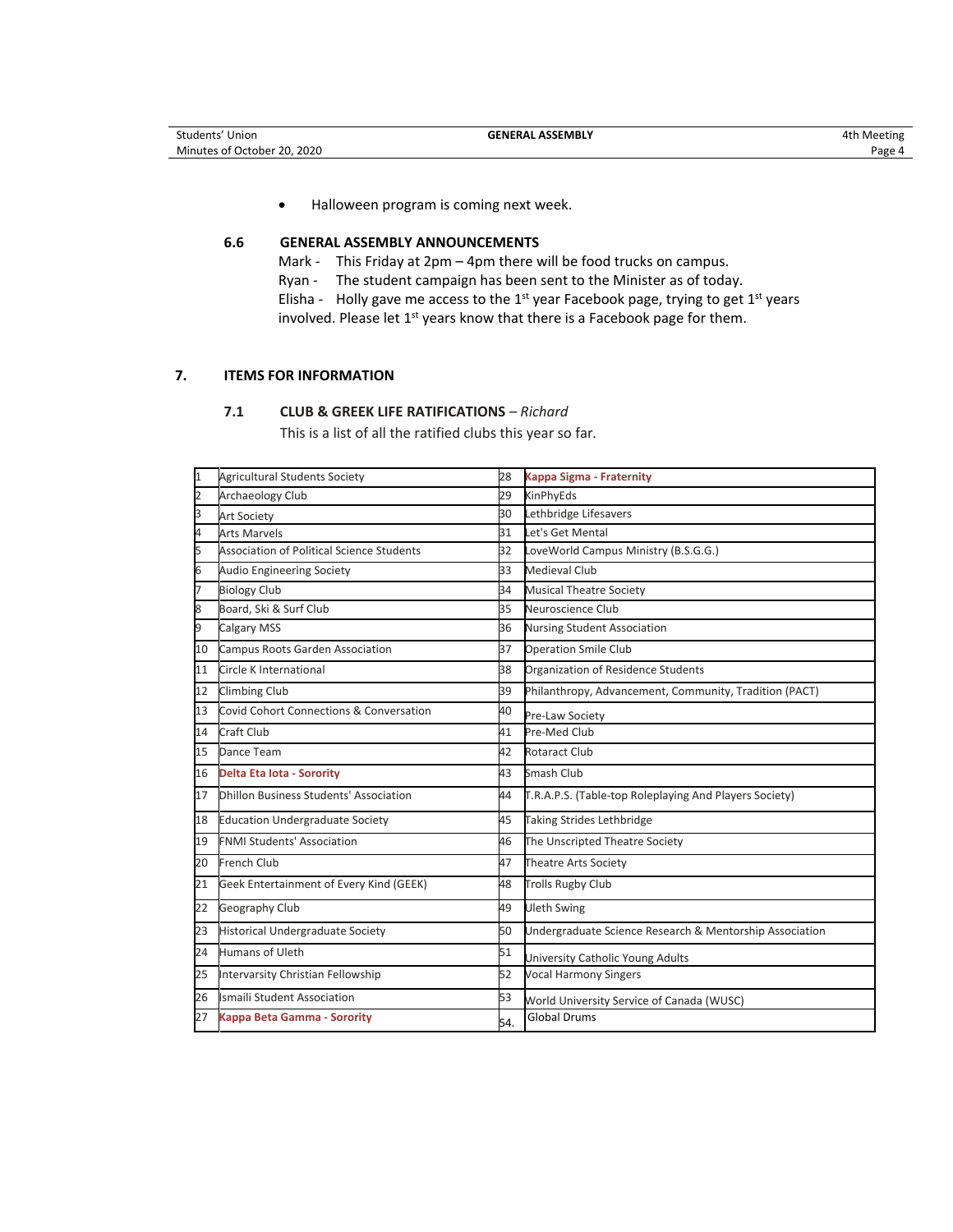- Halloween program is coming next week.

### 6.6 GENERAL ASSEMBLY ANNOUNCEMENTS

Mark - This Friday at 2pm – 4pm there will be food trucks on campus.
Ryan - The student campaign has been sent to the Minister as of today.
Elisha - Holly gave me access to the 1st year Facebook page, trying to get 1st years involved. Please let 1st years know that there is a Facebook page for them.

## 7. ITEMS FOR INFORMATION

### 7.1 CLUB & GREEK LIFE RATIFICATIONS – *Richard*

This is a list of all the ratified clubs this year so far.

| | | | |
|---|---|---|---|
| 1 | Agricultural Students Society | 28 | **Kappa Sigma - Fraternity** |
| 2 | Archaeology Club | 29 | KinPhyEds |
| 3 | Art Society | 30 | Lethbridge Lifesavers |
| 4 | Arts Marvels | 31 | Let's Get Mental |
| 5 | Association of Political Science Students | 32 | LoveWorld Campus Ministry (B.S.G.G.) |
| 6 | Audio Engineering Society | 33 | Medieval Club |
| 7 | Biology Club | 34 | Musical Theatre Society |
| 8 | Board, Ski & Surf Club | 35 | Neuroscience Club |
| 9 | Calgary MSS | 36 | Nursing Student Association |
| 10 | Campus Roots Garden Association | 37 | Operation Smile Club |
| 11 | Circle K International | 38 | Organization of Residence Students |
| 12 | Climbing Club | 39 | Philanthropy, Advancement, Community, Tradition (PACT) |
| 13 | Covid Cohort Connections & Conversation | 40 | Pre-Law Society |
| 14 | Craft Club | 41 | Pre-Med Club |
| 15 | Dance Team | 42 | Rotaract Club |
| 16 | **Delta Eta Iota - Sorority** | 43 | Smash Club |
| 17 | Dhillon Business Students' Association | 44 | T.R.A.P.S. (Table-top Roleplaying And Players Society) |
| 18 | Education Undergraduate Society | 45 | Taking Strides Lethbridge |
| 19 | FNMI Students' Association | 46 | The Unscripted Theatre Society |
| 20 | French Club | 47 | Theatre Arts Society |
| 21 | Geek Entertainment of Every Kind (GEEK) | 48 | Trolls Rugby Club |
| 22 | Geography Club | 49 | Uleth Swing |
| 23 | Historical Undergraduate Society | 50 | Undergraduate Science Research & Mentorship Association |
| 24 | Humans of Uleth | 51 | University Catholic Young Adults |
| 25 | Intervarsity Christian Fellowship | 52 | Vocal Harmony Singers |
| 26 | Ismaili Student Association | 53 | World University Service of Canada (WUSC) |
| 27 | **Kappa Beta Gamma - Sorority** | 54. | Global Drums |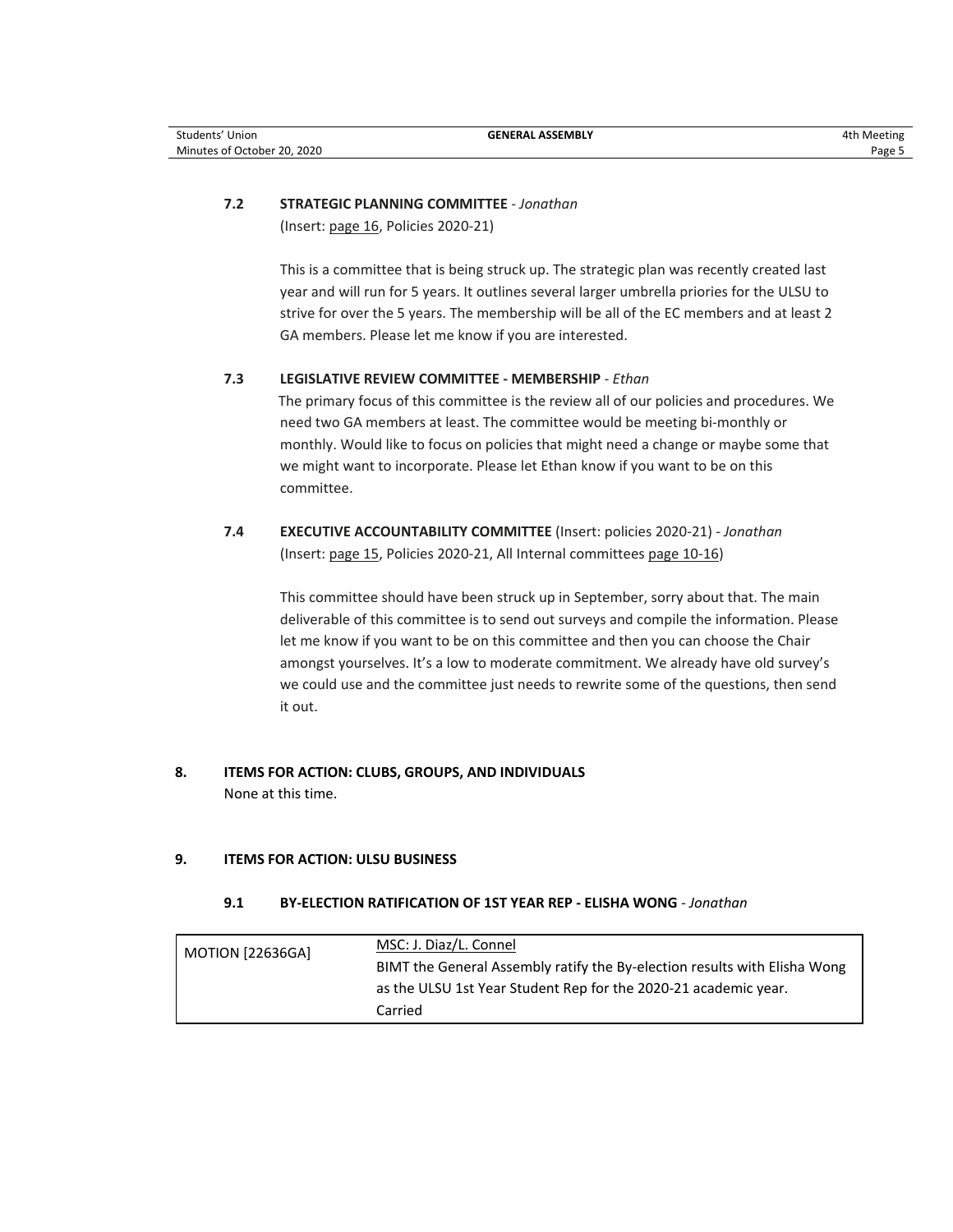### 7.2 STRATEGIC PLANNING COMMITTEE - *Jonathan*

(Insert: page 16, Policies 2020-21)

This is a committee that is being struck up. The strategic plan was recently created last year and will run for 5 years. It outlines several larger umbrella priories for the ULSU to strive for over the 5 years. The membership will be all of the EC members and at least 2 GA members. Please let me know if you are interested.

### 7.3 LEGISLATIVE REVIEW COMMITTEE - MEMBERSHIP - *Ethan*

The primary focus of this committee is the review all of our policies and procedures. We need two GA members at least. The committee would be meeting bi-monthly or monthly. Would like to focus on policies that might need a change or maybe some that we might want to incorporate. Please let Ethan know if you want to be on this committee.

### 7.4 EXECUTIVE ACCOUNTABILITY COMMITTEE (Insert: policies 2020-21) - *Jonathan*

(Insert: page 15, Policies 2020-21, All Internal committees page 10-16)

This committee should have been struck up in September, sorry about that. The main deliverable of this committee is to send out surveys and compile the information. Please let me know if you want to be on this committee and then you can choose the Chair amongst yourselves. It's a low to moderate commitment. We already have old survey's we could use and the committee just needs to rewrite some of the questions, then send it out.

## 8. ITEMS FOR ACTION: CLUBS, GROUPS, AND INDIVIDUALS

None at this time.

## 9. ITEMS FOR ACTION: ULSU BUSINESS

### 9.1 BY-ELECTION RATIFICATION OF 1ST YEAR REP - ELISHA WONG - *Jonathan*

| MOTION [22636GA] | MSC: J. Diaz/L. Connel<br>BIMT the General Assembly ratify the By-election results with Elisha Wong as the ULSU 1st Year Student Rep for the 2020-21 academic year.<br>Carried |
|---|---|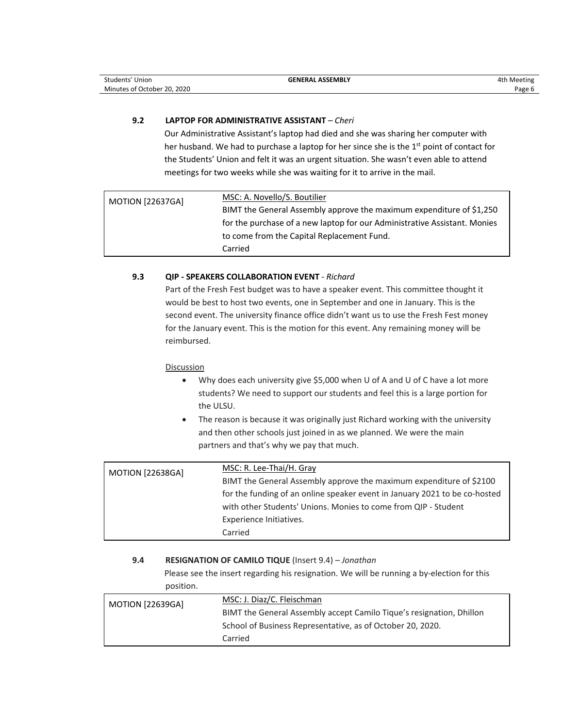### 9.2 LAPTOP FOR ADMINISTRATIVE ASSISTANT – *Cheri*

Our Administrative Assistant's laptop had died and she was sharing her computer with her husband. We had to purchase a laptop for her since she is the 1st point of contact for the Students' Union and felt it was an urgent situation. She wasn't even able to attend meetings for two weeks while she was waiting for it to arrive in the mail.

| MOTION [22637GA] | MSC: A. Novello/S. Boutilier<br>BIMT the General Assembly approve the maximum expenditure of $1,250 for the purchase of a new laptop for our Administrative Assistant. Monies to come from the Capital Replacement Fund.<br>Carried |
|---|---|

### 9.3 QIP - SPEAKERS COLLABORATION EVENT - *Richard*

Part of the Fresh Fest budget was to have a speaker event. This committee thought it would be best to host two events, one in September and one in January. This is the second event. The university finance office didn't want us to use the Fresh Fest money for the January event. This is the motion for this event. Any remaining money will be reimbursed.

Discussion

- Why does each university give $5,000 when U of A and U of C have a lot more students? We need to support our students and feel this is a large portion for the ULSU.
- The reason is because it was originally just Richard working with the university and then other schools just joined in as we planned. We were the main partners and that's why we pay that much.

| MOTION [22638GA] | MSC: R. Lee-Thai/H. Gray<br>BIMT the General Assembly approve the maximum expenditure of $2100 for the funding of an online speaker event in January 2021 to be co-hosted with other Students' Unions. Monies to come from QIP - Student Experience Initiatives.<br>Carried |
|---|---|

### 9.4 RESIGNATION OF CAMILO TIQUE (Insert 9.4) – *Jonathan*

Please see the insert regarding his resignation. We will be running a by-election for this position.

| MOTION [22639GA] | MSC: J. Diaz/C. Fleischman<br>BIMT the General Assembly accept Camilo Tique's resignation, Dhillon School of Business Representative, as of October 20, 2020.<br>Carried |
|---|---|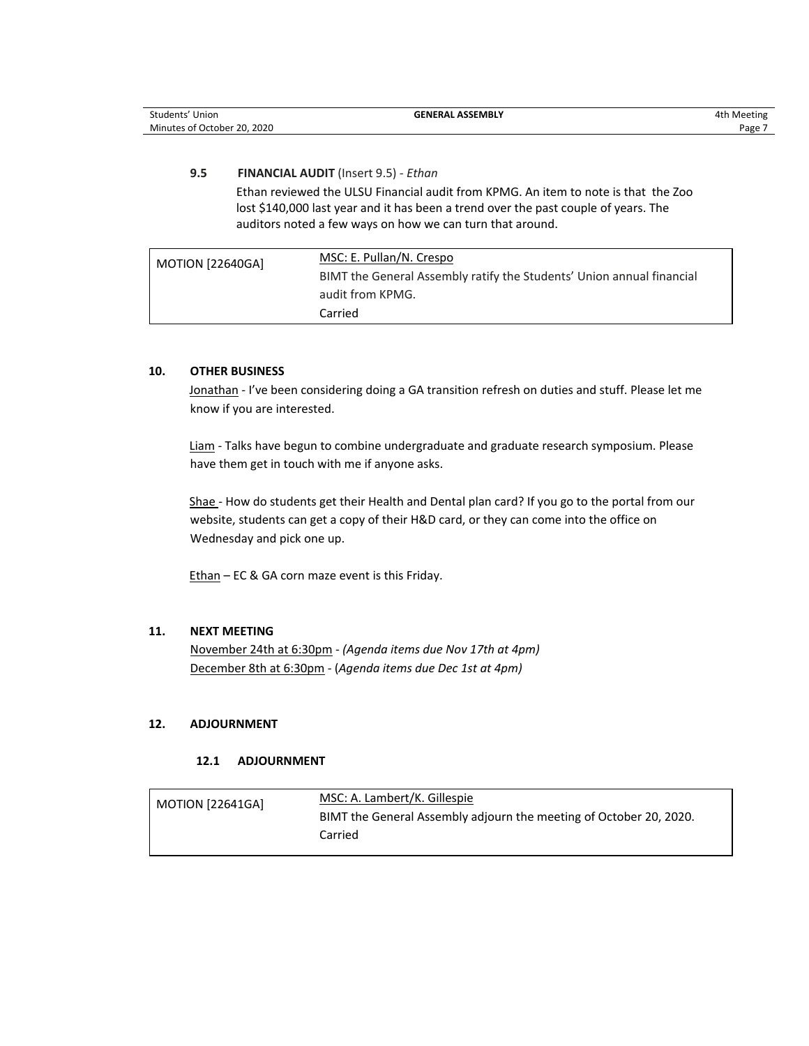### 9.5 FINANCIAL AUDIT (Insert 9.5) - *Ethan*

Ethan reviewed the ULSU Financial audit from KPMG. An item to note is that the Zoo lost $140,000 last year and it has been a trend over the past couple of years. The auditors noted a few ways on how we can turn that around.

| MOTION [22640GA] | MSC: E. Pullan/N. Crespo<br>BIMT the General Assembly ratify the Students' Union annual financial audit from KPMG.<br>Carried |
|---|---|

## 10. OTHER BUSINESS

Jonathan - I've been considering doing a GA transition refresh on duties and stuff. Please let me know if you are interested.

Liam - Talks have begun to combine undergraduate and graduate research symposium. Please have them get in touch with me if anyone asks.

Shae - How do students get their Health and Dental plan card? If you go to the portal from our website, students can get a copy of their H&D card, or they can come into the office on Wednesday and pick one up.

Ethan – EC & GA corn maze event is this Friday.

## 11. NEXT MEETING

November 24th at 6:30pm - *(Agenda items due Nov 17th at 4pm)*
December 8th at 6:30pm - (*Agenda items due Dec 1st at 4pm)*

## 12. ADJOURNMENT

### 12.1 ADJOURNMENT

| MOTION [22641GA] | MSC: A. Lambert/K. Gillespie<br>BIMT the General Assembly adjourn the meeting of October 20, 2020.<br>Carried |
|---|---|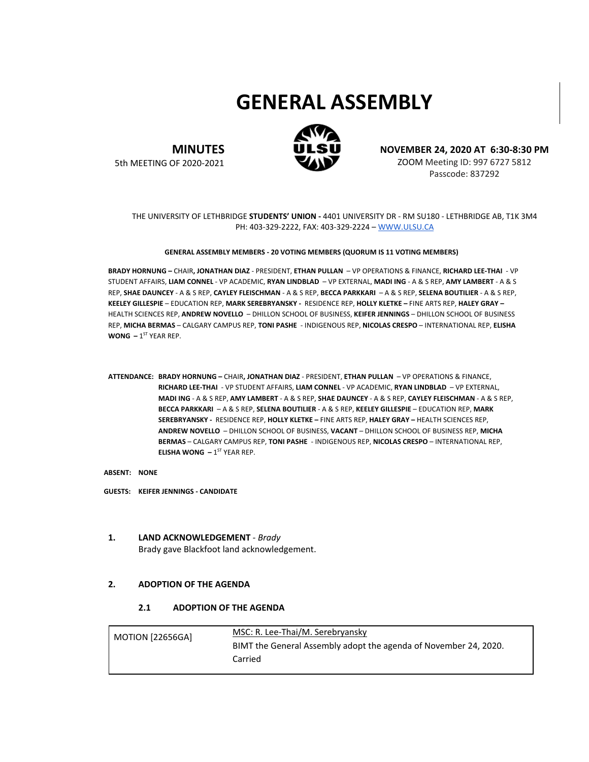# GENERAL ASSEMBLY

**MINUTES**

5th MEETING OF 2020-2021

**NOVEMBER 24, 2020 AT 6:30-8:30 PM**

ZOOM Meeting ID: 997 6727 5812

Passcode: 837292

THE UNIVERSITY OF LETHBRIDGE **STUDENTS' UNION -** 4401 UNIVERSITY DR - RM SU180 - LETHBRIDGE AB, T1K 3M4

PH: 403-329-2222, FAX: 403-329-2224 – WWW.ULSU.CA

**GENERAL ASSEMBLY MEMBERS - 20 VOTING MEMBERS (QUORUM IS 11 VOTING MEMBERS)**

**BRADY HORNUNG –** CHAIR**, JONATHAN DIAZ** - PRESIDENT, **ETHAN PULLAN** – VP OPERATIONS & FINANCE, **RICHARD LEE-THAI** - VP STUDENT AFFAIRS, **LIAM CONNEL** - VP ACADEMIC, **RYAN LINDBLAD** – VP EXTERNAL, **MADI ING** - A & S REP, **AMY LAMBERT** - A & S REP, **SHAE DAUNCEY** - A & S REP, **CAYLEY FLEISCHMAN** - A & S REP, **BECCA PARKKARI** – A & S REP, **SELENA BOUTILIER** - A & S REP, **KEELEY GILLESPIE** – EDUCATION REP, **MARK SEREBRYANSKY -** RESIDENCE REP, **HOLLY KLETKE –** FINE ARTS REP, **HALEY GRAY –** HEALTH SCIENCES REP, **ANDREW NOVELLO** – DHILLON SCHOOL OF BUSINESS, **KEIFER JENNINGS** – DHILLON SCHOOL OF BUSINESS REP, **MICHA BERMAS** – CALGARY CAMPUS REP, **TONI PASHE** - INDIGENOUS REP, **NICOLAS CRESPO** – INTERNATIONAL REP, **ELISHA WONG –** 1ST YEAR REP.

**ATTENDANCE:** **BRADY HORNUNG –** CHAIR**, JONATHAN DIAZ** - PRESIDENT, **ETHAN PULLAN** – VP OPERATIONS & FINANCE, **RICHARD LEE-THAI** - VP STUDENT AFFAIRS, **LIAM CONNEL** - VP ACADEMIC, **RYAN LINDBLAD** – VP EXTERNAL, **MADI ING** - A & S REP, **AMY LAMBERT** - A & S REP, **SHAE DAUNCEY** - A & S REP, **CAYLEY FLEISCHMAN** - A & S REP, **BECCA PARKKARI** – A & S REP, **SELENA BOUTILIER** - A & S REP, **KEELEY GILLESPIE** – EDUCATION REP, **MARK SEREBRYANSKY -** RESIDENCE REP, **HOLLY KLETKE –** FINE ARTS REP, **HALEY GRAY –** HEALTH SCIENCES REP, **ANDREW NOVELLO** – DHILLON SCHOOL OF BUSINESS, **VACANT** – DHILLON SCHOOL OF BUSINESS REP, **MICHA BERMAS** – CALGARY CAMPUS REP, **TONI PASHE** - INDIGENOUS REP, **NICOLAS CRESPO** – INTERNATIONAL REP, **ELISHA WONG –** 1ST YEAR REP.

**ABSENT:** **NONE**

**GUESTS:** **KEIFER JENNINGS - CANDIDATE**

## 1. LAND ACKNOWLEDGEMENT - *Brady*

Brady gave Blackfoot land acknowledgement.

## 2. ADOPTION OF THE AGENDA

### 2.1 ADOPTION OF THE AGENDA

| MOTION [22656GA] | MSC: R. Lee-Thai/M. Serebryansky<br>BIMT the General Assembly adopt the agenda of November 24, 2020.<br>Carried |
|---|---|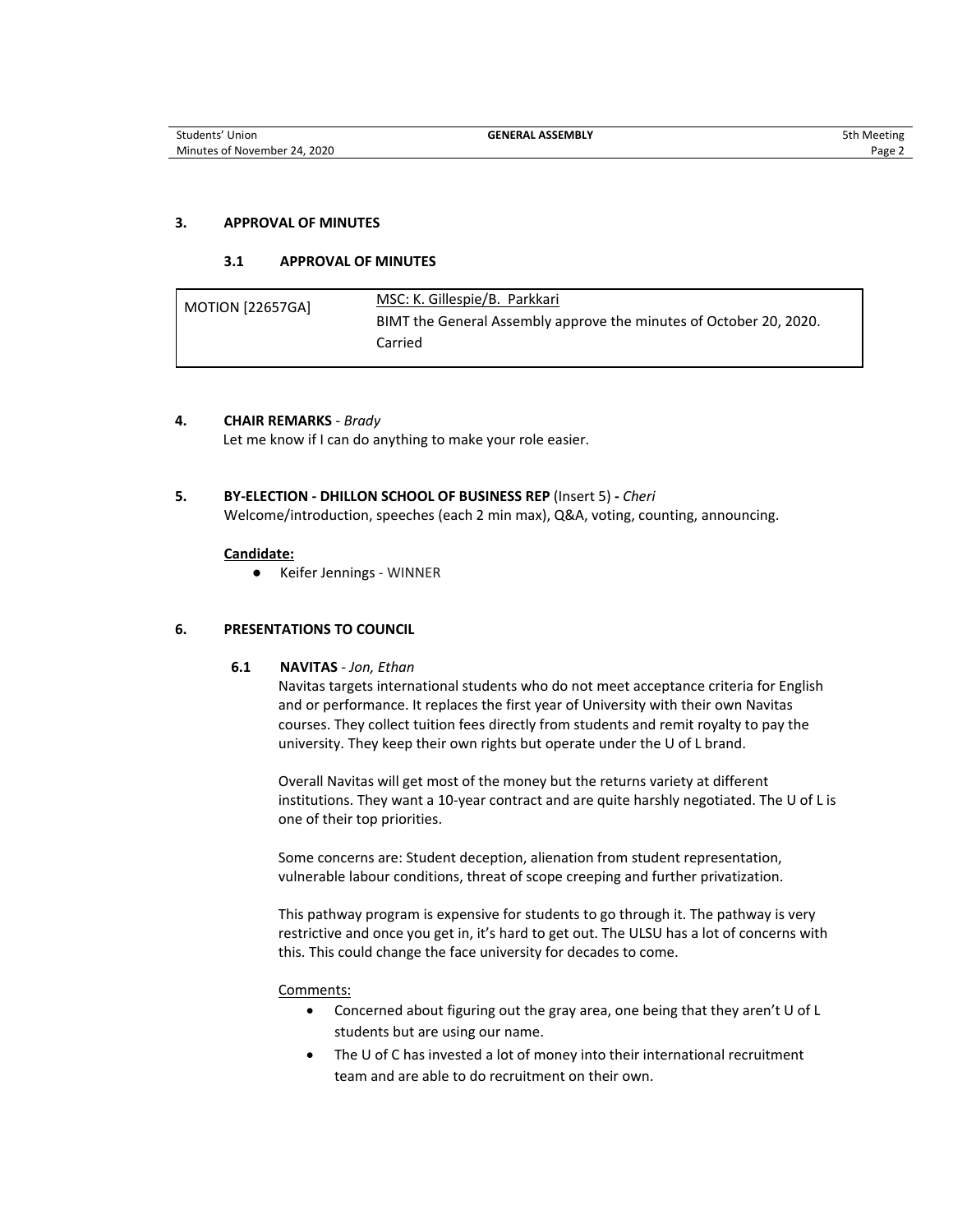## 3. APPROVAL OF MINUTES

### 3.1 APPROVAL OF MINUTES

| MOTION [22657GA] | MSC: K. Gillespie/B. Parkkari<br>BIMT the General Assembly approve the minutes of October 20, 2020.<br>Carried |
|---|---|

## 4. CHAIR REMARKS - *Brady*

Let me know if I can do anything to make your role easier.

## 5. BY-ELECTION - DHILLON SCHOOL OF BUSINESS REP (Insert 5) - *Cheri*

Welcome/introduction, speeches (each 2 min max), Q&A, voting, counting, announcing.

**Candidate:**

- Keifer Jennings - WINNER

## 6. PRESENTATIONS TO COUNCIL

### 6.1 NAVITAS - *Jon, Ethan*

Navitas targets international students who do not meet acceptance criteria for English and or performance. It replaces the first year of University with their own Navitas courses. They collect tuition fees directly from students and remit royalty to pay the university. They keep their own rights but operate under the U of L brand.

Overall Navitas will get most of the money but the returns variety at different institutions. They want a 10-year contract and are quite harshly negotiated. The U of L is one of their top priorities.

Some concerns are: Student deception, alienation from student representation, vulnerable labour conditions, threat of scope creeping and further privatization.

This pathway program is expensive for students to go through it. The pathway is very restrictive and once you get in, it's hard to get out. The ULSU has a lot of concerns with this. This could change the face university for decades to come.

Comments:

- Concerned about figuring out the gray area, one being that they aren't U of L students but are using our name.
- The U of C has invested a lot of money into their international recruitment team and are able to do recruitment on their own.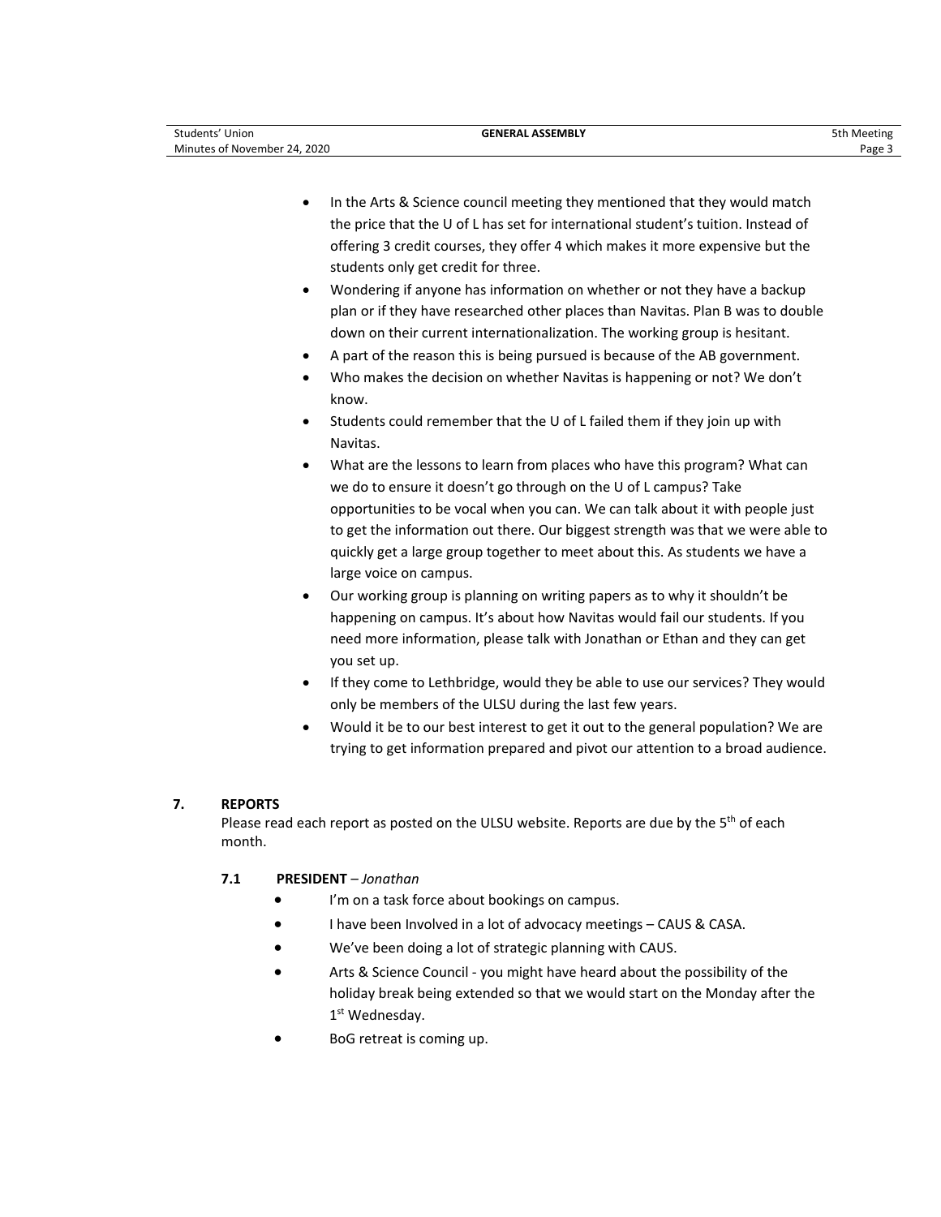- In the Arts & Science council meeting they mentioned that they would match the price that the U of L has set for international student's tuition. Instead of offering 3 credit courses, they offer 4 which makes it more expensive but the students only get credit for three.
- Wondering if anyone has information on whether or not they have a backup plan or if they have researched other places than Navitas. Plan B was to double down on their current internationalization. The working group is hesitant.
- A part of the reason this is being pursued is because of the AB government.
- Who makes the decision on whether Navitas is happening or not? We don't know.
- Students could remember that the U of L failed them if they join up with Navitas.
- What are the lessons to learn from places who have this program? What can we do to ensure it doesn't go through on the U of L campus? Take opportunities to be vocal when you can. We can talk about it with people just to get the information out there. Our biggest strength was that we were able to quickly get a large group together to meet about this. As students we have a large voice on campus.
- Our working group is planning on writing papers as to why it shouldn't be happening on campus. It's about how Navitas would fail our students. If you need more information, please talk with Jonathan or Ethan and they can get you set up.
- If they come to Lethbridge, would they be able to use our services? They would only be members of the ULSU during the last few years.
- Would it be to our best interest to get it out to the general population? We are trying to get information prepared and pivot our attention to a broad audience.

## 7. REPORTS

Please read each report as posted on the ULSU website. Reports are due by the 5th of each month.

### 7.1 PRESIDENT – *Jonathan*

- I'm on a task force about bookings on campus.
- I have been Involved in a lot of advocacy meetings – CAUS & CASA.
- We've been doing a lot of strategic planning with CAUS.
- Arts & Science Council - you might have heard about the possibility of the holiday break being extended so that we would start on the Monday after the 1st Wednesday.
- BoG retreat is coming up.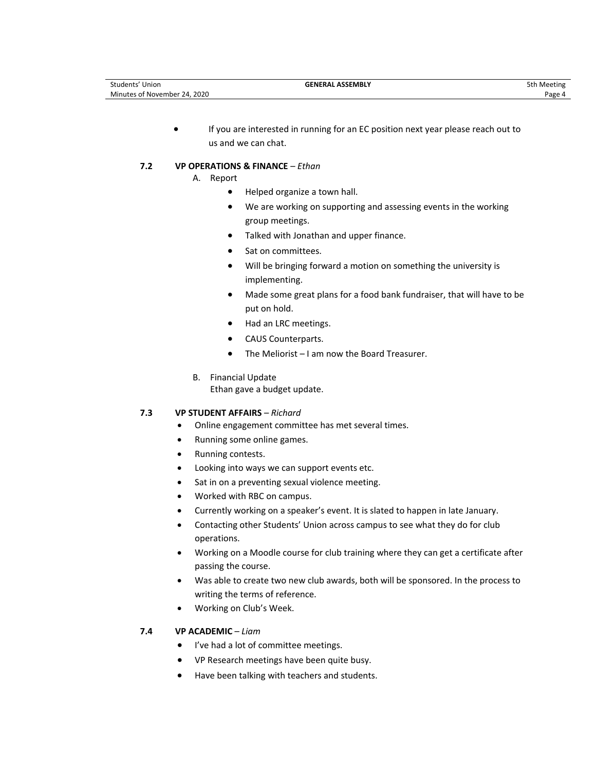- If you are interested in running for an EC position next year please reach out to us and we can chat.

### 7.2 VP OPERATIONS & FINANCE – *Ethan*

A. Report

- Helped organize a town hall.
- We are working on supporting and assessing events in the working group meetings.
- Talked with Jonathan and upper finance.
- Sat on committees.
- Will be bringing forward a motion on something the university is implementing.
- Made some great plans for a food bank fundraiser, that will have to be put on hold.
- Had an LRC meetings.
- CAUS Counterparts.
- The Meliorist – I am now the Board Treasurer.

B. Financial Update
Ethan gave a budget update.

### 7.3 VP STUDENT AFFAIRS – *Richard*

- Online engagement committee has met several times.
- Running some online games.
- Running contests.
- Looking into ways we can support events etc.
- Sat in on a preventing sexual violence meeting.
- Worked with RBC on campus.
- Currently working on a speaker's event. It is slated to happen in late January.
- Contacting other Students' Union across campus to see what they do for club operations.
- Working on a Moodle course for club training where they can get a certificate after passing the course.
- Was able to create two new club awards, both will be sponsored. In the process to writing the terms of reference.
- Working on Club's Week.

### 7.4 VP ACADEMIC – *Liam*

- I've had a lot of committee meetings.
- VP Research meetings have been quite busy.
- Have been talking with teachers and students.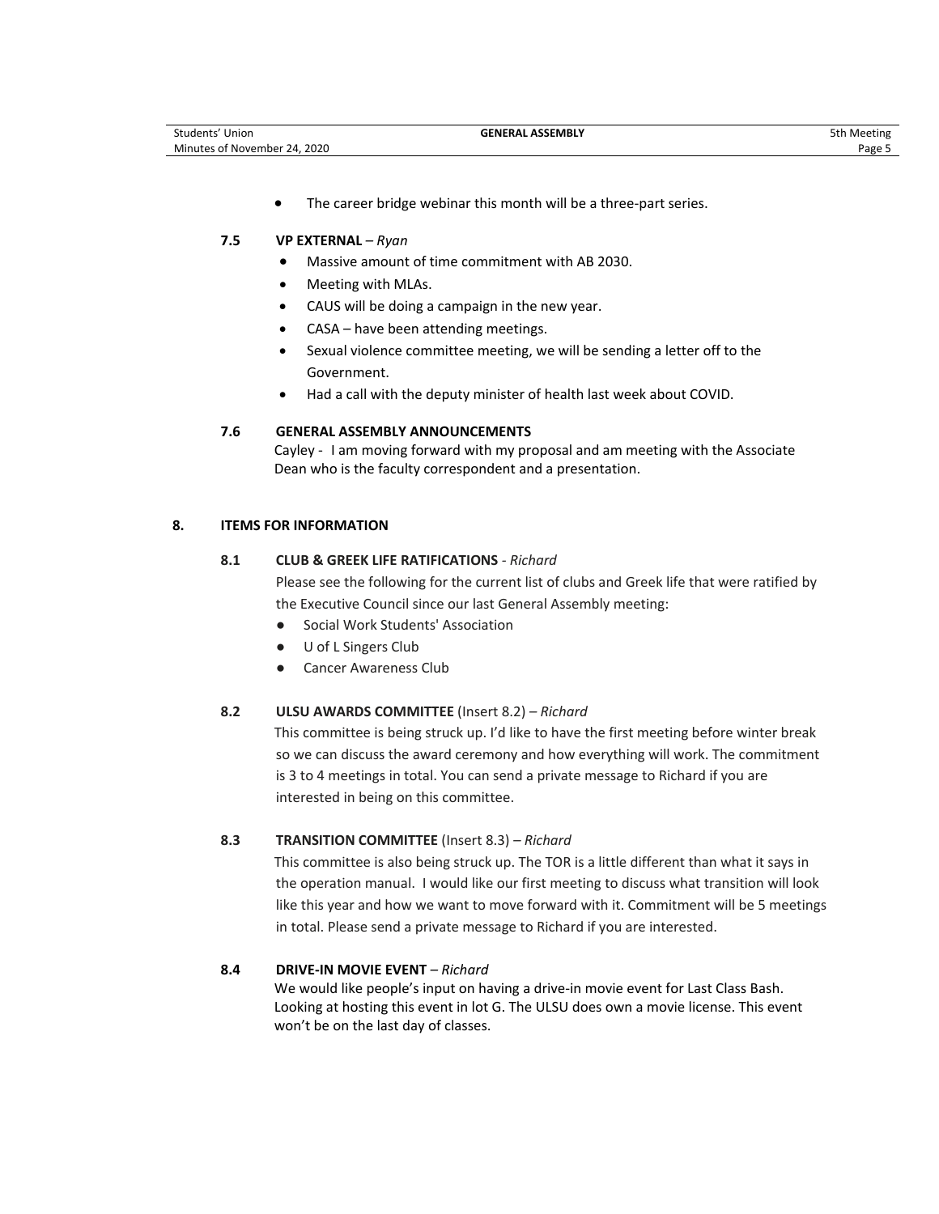- The career bridge webinar this month will be a three-part series.

### 7.5 VP EXTERNAL – *Ryan*

- Massive amount of time commitment with AB 2030.
- Meeting with MLAs.
- CAUS will be doing a campaign in the new year.
- CASA – have been attending meetings.
- Sexual violence committee meeting, we will be sending a letter off to the Government.
- Had a call with the deputy minister of health last week about COVID.

### 7.6 GENERAL ASSEMBLY ANNOUNCEMENTS

Cayley - I am moving forward with my proposal and am meeting with the Associate Dean who is the faculty correspondent and a presentation.

## 8. ITEMS FOR INFORMATION

### 8.1 CLUB & GREEK LIFE RATIFICATIONS - *Richard*

Please see the following for the current list of clubs and Greek life that were ratified by the Executive Council since our last General Assembly meeting:

- Social Work Students' Association
- U of L Singers Club
- Cancer Awareness Club

### 8.2 ULSU AWARDS COMMITTEE (Insert 8.2) – *Richard*

This committee is being struck up. I'd like to have the first meeting before winter break so we can discuss the award ceremony and how everything will work. The commitment is 3 to 4 meetings in total. You can send a private message to Richard if you are interested in being on this committee.

### 8.3 TRANSITION COMMITTEE (Insert 8.3) – *Richard*

This committee is also being struck up. The TOR is a little different than what it says in the operation manual. I would like our first meeting to discuss what transition will look like this year and how we want to move forward with it. Commitment will be 5 meetings in total. Please send a private message to Richard if you are interested.

### 8.4 DRIVE-IN MOVIE EVENT – *Richard*

We would like people's input on having a drive-in movie event for Last Class Bash. Looking at hosting this event in lot G. The ULSU does own a movie license. This event won't be on the last day of classes.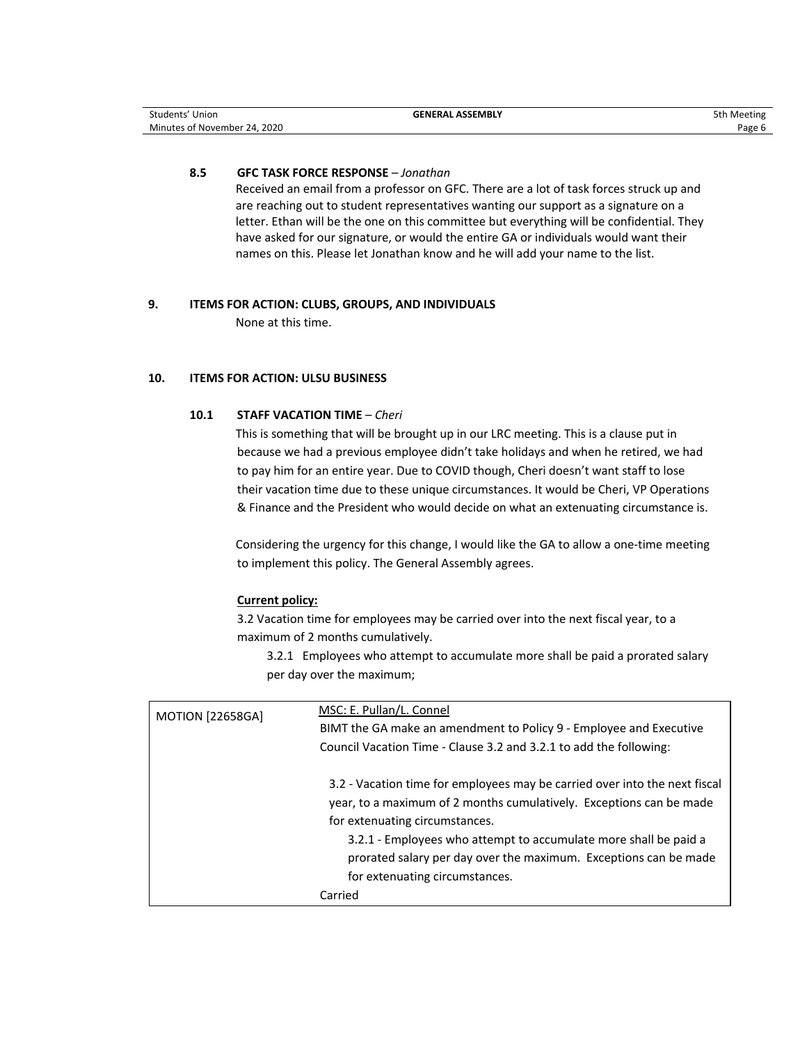### 8.5 GFC TASK FORCE RESPONSE – *Jonathan*

Received an email from a professor on GFC. There are a lot of task forces struck up and are reaching out to student representatives wanting our support as a signature on a letter. Ethan will be the one on this committee but everything will be confidential. They have asked for our signature, or would the entire GA or individuals would want their names on this. Please let Jonathan know and he will add your name to the list.

## 9. ITEMS FOR ACTION: CLUBS, GROUPS, AND INDIVIDUALS

None at this time.

## 10. ITEMS FOR ACTION: ULSU BUSINESS

### 10.1 STAFF VACATION TIME – *Cheri*

This is something that will be brought up in our LRC meeting. This is a clause put in because we had a previous employee didn't take holidays and when he retired, we had to pay him for an entire year. Due to COVID though, Cheri doesn't want staff to lose their vacation time due to these unique circumstances. It would be Cheri, VP Operations & Finance and the President who would decide on what an extenuating circumstance is.

Considering the urgency for this change, I would like the GA to allow a one-time meeting to implement this policy. The General Assembly agrees.

**Current policy:**

3.2 Vacation time for employees may be carried over into the next fiscal year, to a maximum of 2 months cumulatively.

> 3.2.1 Employees who attempt to accumulate more shall be paid a prorated salary per day over the maximum;

| MOTION [22658GA] | MSC: E. Pullan/L. Connel<br>BIMT the GA make an amendment to Policy 9 - Employee and Executive Council Vacation Time - Clause 3.2 and 3.2.1 to add the following:<br><br>3.2 - Vacation time for employees may be carried over into the next fiscal year, to a maximum of 2 months cumulatively. Exceptions can be made for extenuating circumstances.<br>3.2.1 - Employees who attempt to accumulate more shall be paid a prorated salary per day over the maximum. Exceptions can be made for extenuating circumstances.<br>Carried |
|---|---|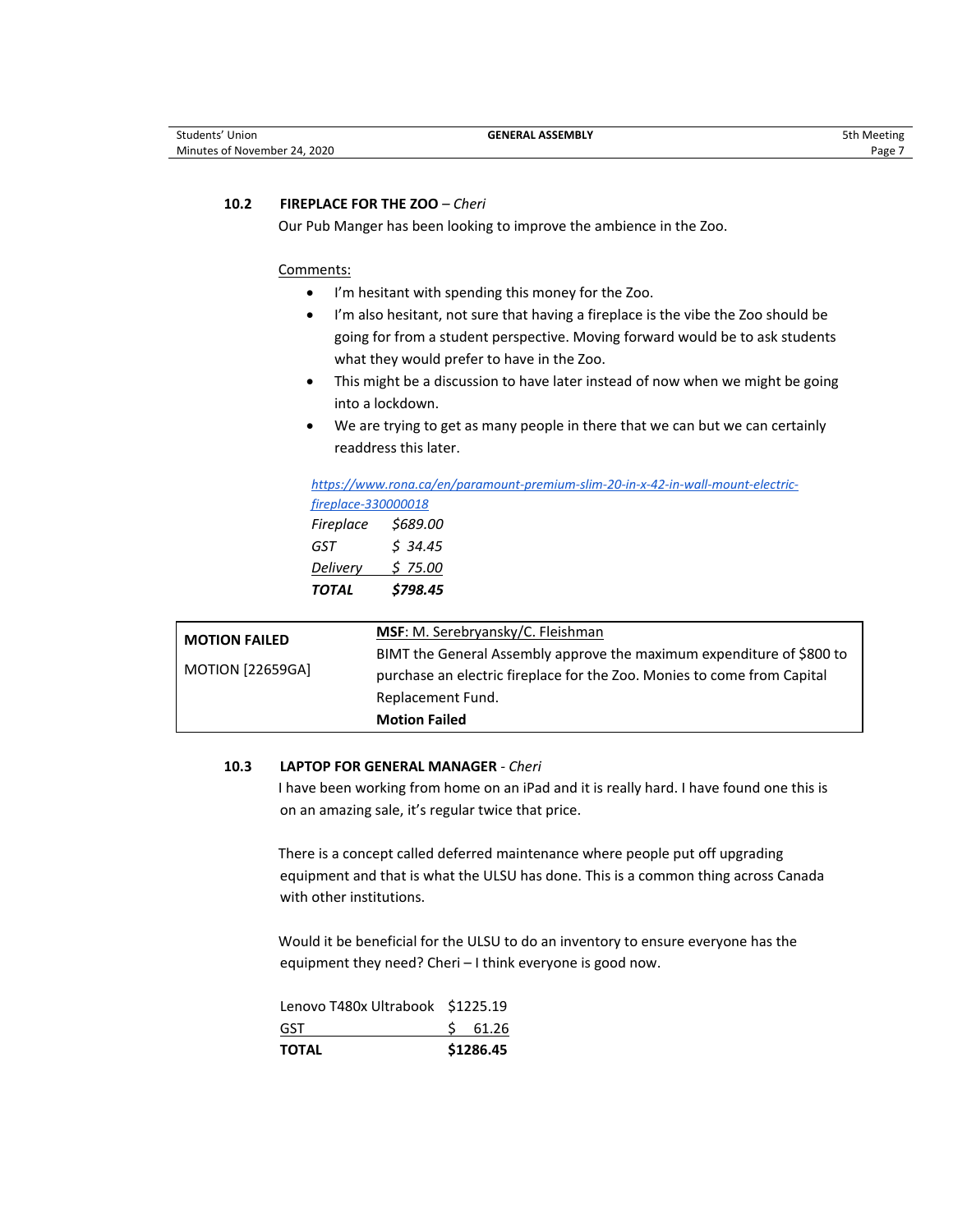### 10.2 FIREPLACE FOR THE ZOO – *Cheri*

Our Pub Manger has been looking to improve the ambience in the Zoo.

Comments:

- I'm hesitant with spending this money for the Zoo.
- I'm also hesitant, not sure that having a fireplace is the vibe the Zoo should be going for from a student perspective. Moving forward would be to ask students what they would prefer to have in the Zoo.
- This might be a discussion to have later instead of now when we might be going into a lockdown.
- We are trying to get as many people in there that we can but we can certainly readdress this later.

*https://www.rona.ca/en/paramount-premium-slim-20-in-x-42-in-wall-mount-electric-fireplace-330000018*

| | |
|---|---|
| *Fireplace* | *$689.00* |
| *GST* | *$ 34.45* |
| *Delivery* | *$ 75.00* |
| ***TOTAL*** | ***$798.45*** |

| | |
|---|---|
| **MOTION FAILED**<br><br>MOTION [22659GA] | **MSF**: M. Serebryansky/C. Fleishman<br>BIMT the General Assembly approve the maximum expenditure of $800 to purchase an electric fireplace for the Zoo. Monies to come from Capital Replacement Fund.<br>**Motion Failed** |

### 10.3 LAPTOP FOR GENERAL MANAGER - *Cheri*

I have been working from home on an iPad and it is really hard. I have found one this is on an amazing sale, it's regular twice that price.

There is a concept called deferred maintenance where people put off upgrading equipment and that is what the ULSU has done. This is a common thing across Canada with other institutions.

Would it be beneficial for the ULSU to do an inventory to ensure everyone has the equipment they need? Cheri – I think everyone is good now.

| | |
|---|---|
| Lenovo T480x Ultrabook | $1225.19 |
| GST | $ 61.26 |
| **TOTAL** | **$1286.45** |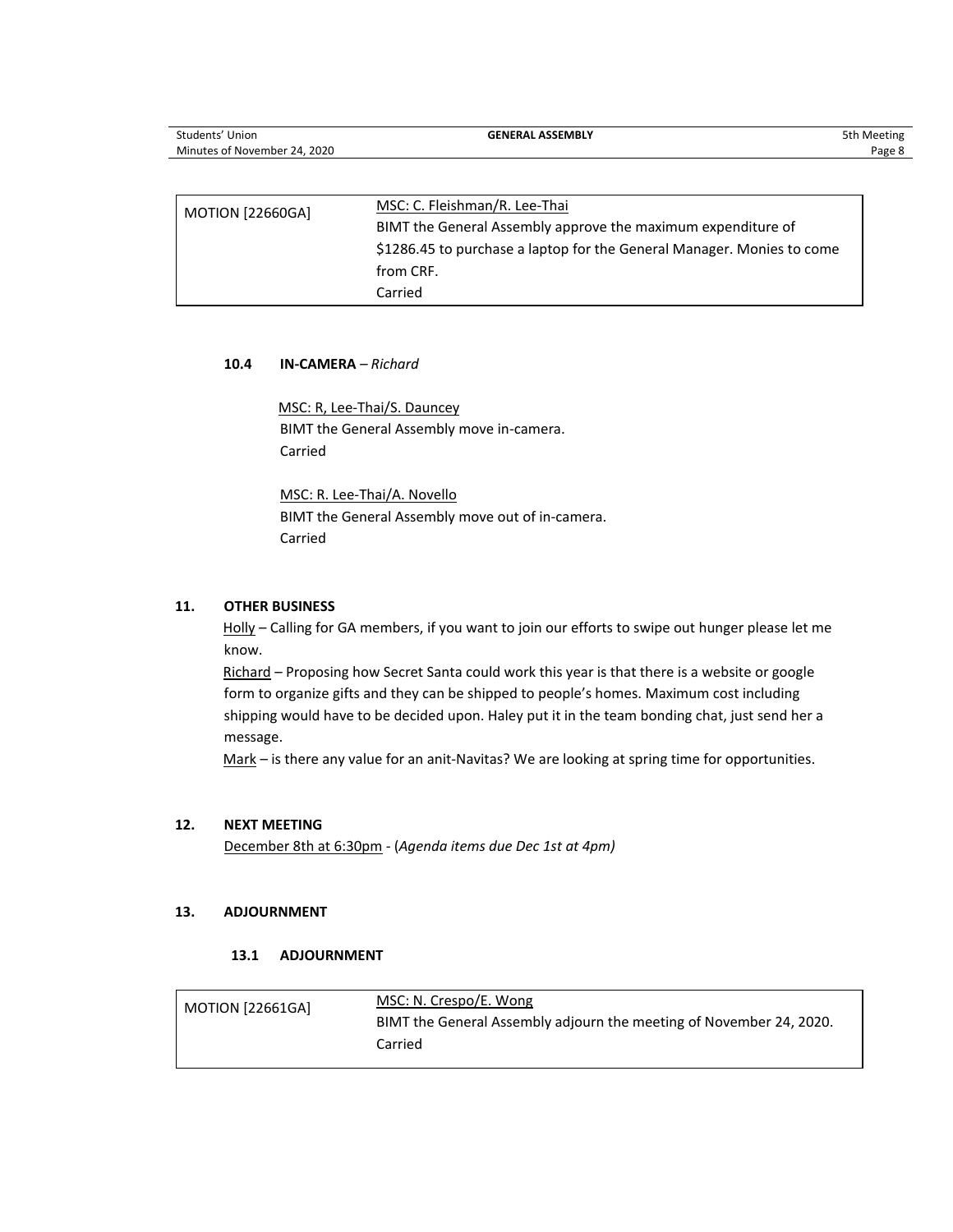| MOTION [22660GA] | MSC: C. Fleishman/R. Lee-Thai<br>BIMT the General Assembly approve the maximum expenditure of $1286.45 to purchase a laptop for the General Manager. Monies to come from CRF.<br>Carried |
|---|---|

### 10.4 IN-CAMERA – *Richard*

MSC: R, Lee-Thai/S. Dauncey
BIMT the General Assembly move in-camera.
Carried

MSC: R. Lee-Thai/A. Novello
BIMT the General Assembly move out of in-camera.
Carried

## 11. OTHER BUSINESS

Holly – Calling for GA members, if you want to join our efforts to swipe out hunger please let me know.

Richard – Proposing how Secret Santa could work this year is that there is a website or google form to organize gifts and they can be shipped to people's homes. Maximum cost including shipping would have to be decided upon. Haley put it in the team bonding chat, just send her a message.

Mark – is there any value for an anit-Navitas? We are looking at spring time for opportunities.

## 12. NEXT MEETING

December 8th at 6:30pm - (*Agenda items due Dec 1st at 4pm)*

## 13. ADJOURNMENT

### 13.1 ADJOURNMENT

| MOTION [22661GA] | MSC: N. Crespo/E. Wong<br>BIMT the General Assembly adjourn the meeting of November 24, 2020.<br>Carried |
|---|---|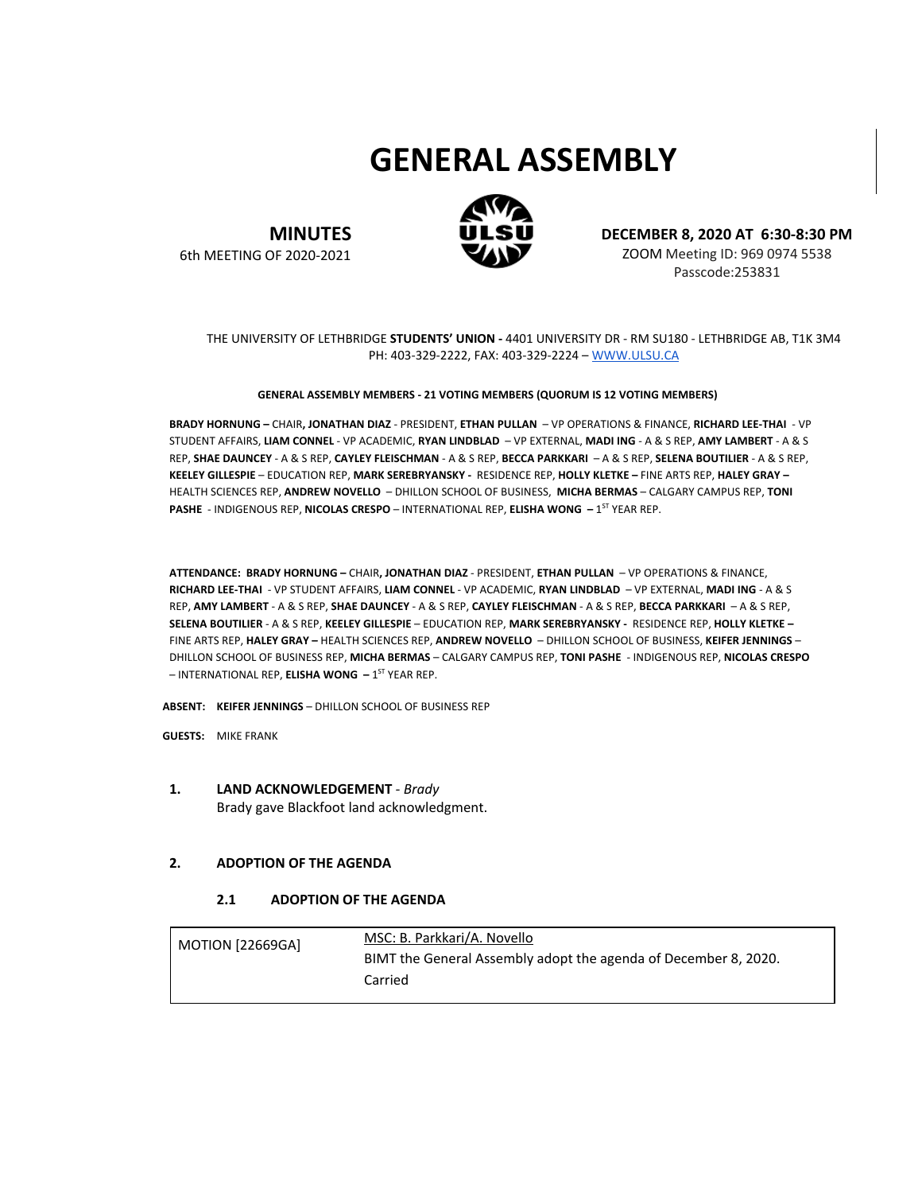# GENERAL ASSEMBLY

**MINUTES**
6th MEETING OF 2020-2021

**DECEMBER 8, 2020 AT 6:30-8:30 PM**
ZOOM Meeting ID: 969 0974 5538
Passcode:253831

THE UNIVERSITY OF LETHBRIDGE **STUDENTS' UNION -** 4401 UNIVERSITY DR - RM SU180 - LETHBRIDGE AB, T1K 3M4
PH: 403-329-2222, FAX: 403-329-2224 – WWW.ULSU.CA

**GENERAL ASSEMBLY MEMBERS - 21 VOTING MEMBERS (QUORUM IS 12 VOTING MEMBERS)**

**BRADY HORNUNG –** CHAIR**, JONATHAN DIAZ** - PRESIDENT, **ETHAN PULLAN** – VP OPERATIONS & FINANCE, **RICHARD LEE-THAI** - VP STUDENT AFFAIRS, **LIAM CONNEL** - VP ACADEMIC, **RYAN LINDBLAD** – VP EXTERNAL, **MADI ING** - A & S REP, **AMY LAMBERT** - A & S REP, **SHAE DAUNCEY** - A & S REP, **CAYLEY FLEISCHMAN** - A & S REP, **BECCA PARKKARI** – A & S REP, **SELENA BOUTILIER** - A & S REP, **KEELEY GILLESPIE** – EDUCATION REP, **MARK SEREBRYANSKY -** RESIDENCE REP, **HOLLY KLETKE –** FINE ARTS REP, **HALEY GRAY –** HEALTH SCIENCES REP, **ANDREW NOVELLO** – DHILLON SCHOOL OF BUSINESS, **MICHA BERMAS** – CALGARY CAMPUS REP, **TONI PASHE** - INDIGENOUS REP, **NICOLAS CRESPO** – INTERNATIONAL REP, **ELISHA WONG –** 1ST YEAR REP.

**ATTENDANCE: BRADY HORNUNG –** CHAIR**, JONATHAN DIAZ** - PRESIDENT, **ETHAN PULLAN** – VP OPERATIONS & FINANCE, **RICHARD LEE-THAI** - VP STUDENT AFFAIRS, **LIAM CONNEL** - VP ACADEMIC, **RYAN LINDBLAD** – VP EXTERNAL, **MADI ING** - A & S REP, **AMY LAMBERT** - A & S REP, **SHAE DAUNCEY** - A & S REP, **CAYLEY FLEISCHMAN** - A & S REP, **BECCA PARKKARI** – A & S REP, **SELENA BOUTILIER** - A & S REP, **KEELEY GILLESPIE** – EDUCATION REP, **MARK SEREBRYANSKY -** RESIDENCE REP, **HOLLY KLETKE –** FINE ARTS REP, **HALEY GRAY –** HEALTH SCIENCES REP, **ANDREW NOVELLO** – DHILLON SCHOOL OF BUSINESS, **KEIFER JENNINGS** – DHILLON SCHOOL OF BUSINESS REP, **MICHA BERMAS** – CALGARY CAMPUS REP, **TONI PASHE** - INDIGENOUS REP, **NICOLAS CRESPO** – INTERNATIONAL REP, **ELISHA WONG –** 1ST YEAR REP.

**ABSENT: KEIFER JENNINGS** – DHILLON SCHOOL OF BUSINESS REP

**GUESTS:** MIKE FRANK

**1. LAND ACKNOWLEDGEMENT** - *Brady*

Brady gave Blackfoot land acknowledgment.

**2. ADOPTION OF THE AGENDA**

**2.1 ADOPTION OF THE AGENDA**

| MOTION [22669GA] | MSC: B. Parkkari/A. Novello<br>BIMT the General Assembly adopt the agenda of December 8, 2020.<br>Carried |
|---|---|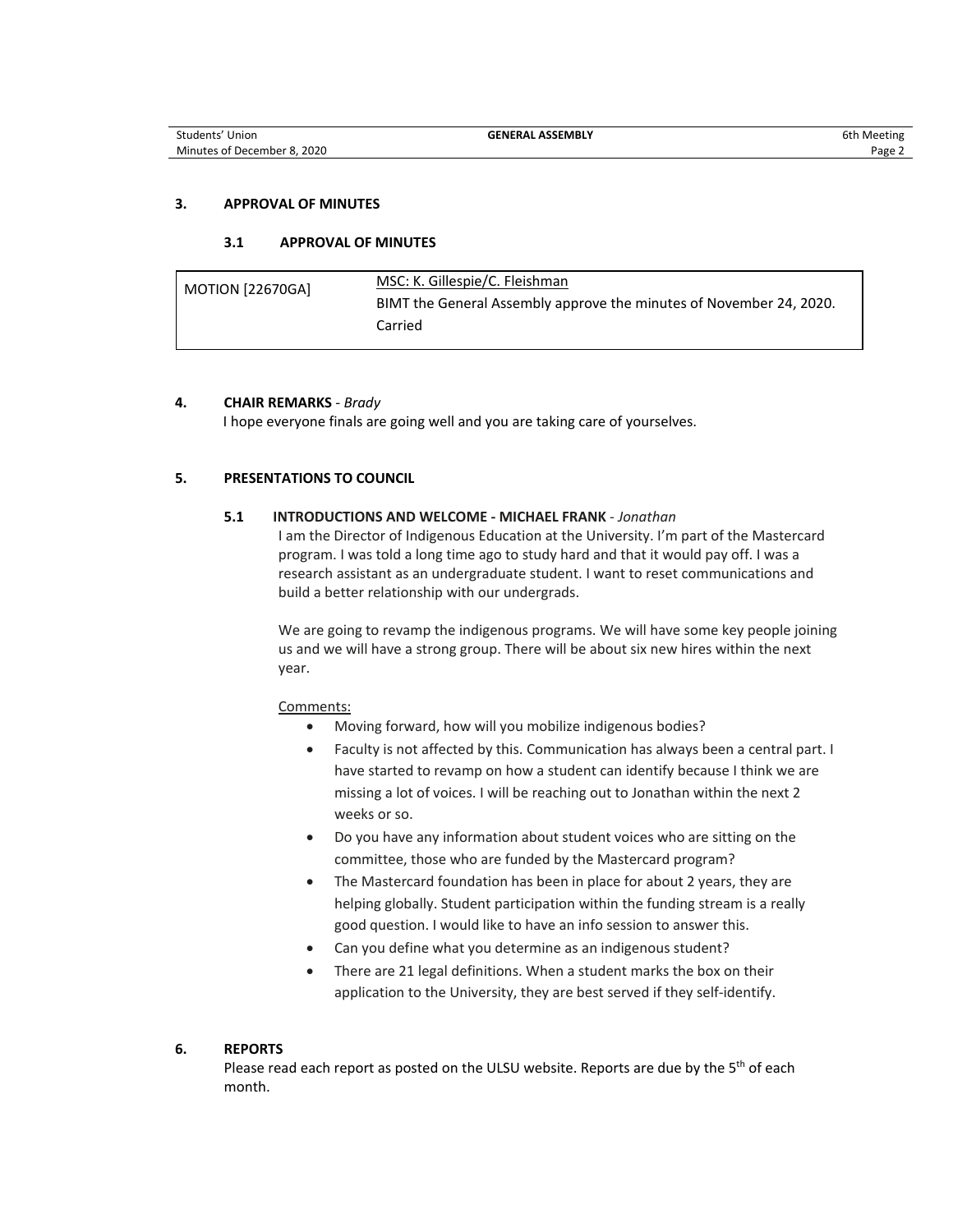**3. APPROVAL OF MINUTES**

**3.1 APPROVAL OF MINUTES**

| MOTION [22670GA] | MSC: K. Gillespie/C. Fleishman<br>BIMT the General Assembly approve the minutes of November 24, 2020.<br>Carried |
|---|---|

**4. CHAIR REMARKS** - *Brady*

I hope everyone finals are going well and you are taking care of yourselves.

**5. PRESENTATIONS TO COUNCIL**

**5.1 INTRODUCTIONS AND WELCOME - MICHAEL FRANK** - *Jonathan*

I am the Director of Indigenous Education at the University. I'm part of the Mastercard program. I was told a long time ago to study hard and that it would pay off. I was a research assistant as an undergraduate student. I want to reset communications and build a better relationship with our undergrads.

We are going to revamp the indigenous programs. We will have some key people joining us and we will have a strong group. There will be about six new hires within the next year.

Comments:

- Moving forward, how will you mobilize indigenous bodies?
- Faculty is not affected by this. Communication has always been a central part. I have started to revamp on how a student can identify because I think we are missing a lot of voices. I will be reaching out to Jonathan within the next 2 weeks or so.
- Do you have any information about student voices who are sitting on the committee, those who are funded by the Mastercard program?
- The Mastercard foundation has been in place for about 2 years, they are helping globally. Student participation within the funding stream is a really good question. I would like to have an info session to answer this.
- Can you define what you determine as an indigenous student?
- There are 21 legal definitions. When a student marks the box on their application to the University, they are best served if they self-identify.

**6. REPORTS**

Please read each report as posted on the ULSU website. Reports are due by the 5th of each month.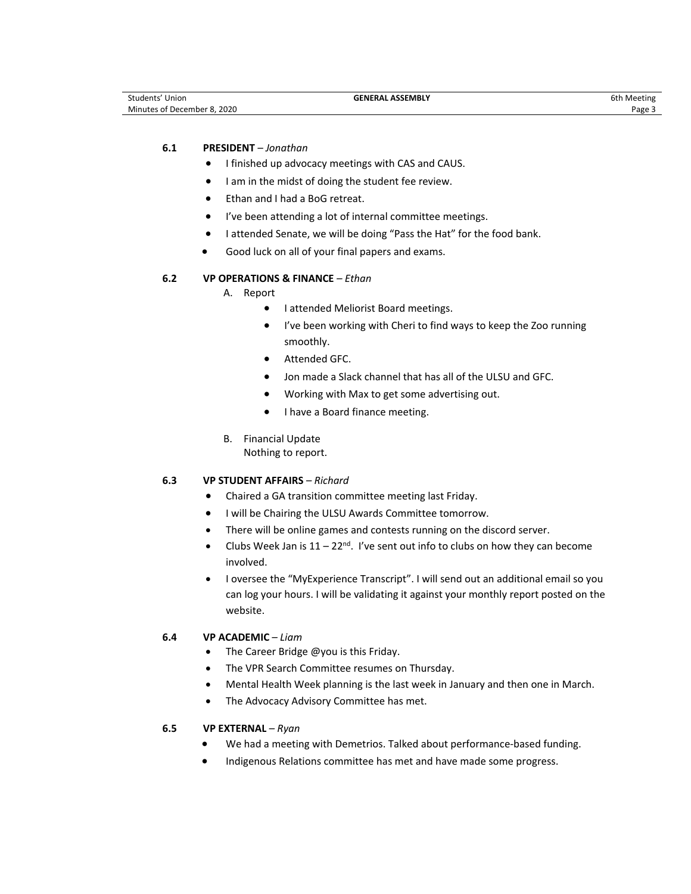### 6.1 PRESIDENT – *Jonathan*

- I finished up advocacy meetings with CAS and CAUS.
- I am in the midst of doing the student fee review.
- Ethan and I had a BoG retreat.
- I've been attending a lot of internal committee meetings.
- I attended Senate, we will be doing "Pass the Hat" for the food bank.
- Good luck on all of your final papers and exams.

### 6.2 VP OPERATIONS & FINANCE – *Ethan*

A. Report

- I attended Meliorist Board meetings.
- I've been working with Cheri to find ways to keep the Zoo running smoothly.
- Attended GFC.
- Jon made a Slack channel that has all of the ULSU and GFC.
- Working with Max to get some advertising out.
- I have a Board finance meeting.

B. Financial Update

Nothing to report.

### 6.3 VP STUDENT AFFAIRS – *Richard*

- Chaired a GA transition committee meeting last Friday.
- I will be Chairing the ULSU Awards Committee tomorrow.
- There will be online games and contests running on the discord server.
- Clubs Week Jan is 11 – 22nd. I've sent out info to clubs on how they can become involved.
- I oversee the "MyExperience Transcript". I will send out an additional email so you can log your hours. I will be validating it against your monthly report posted on the website.

### 6.4 VP ACADEMIC – *Liam*

- The Career Bridge @you is this Friday.
- The VPR Search Committee resumes on Thursday.
- Mental Health Week planning is the last week in January and then one in March.
- The Advocacy Advisory Committee has met.

### 6.5 VP EXTERNAL – *Ryan*

- We had a meeting with Demetrios. Talked about performance-based funding.
- Indigenous Relations committee has met and have made some progress.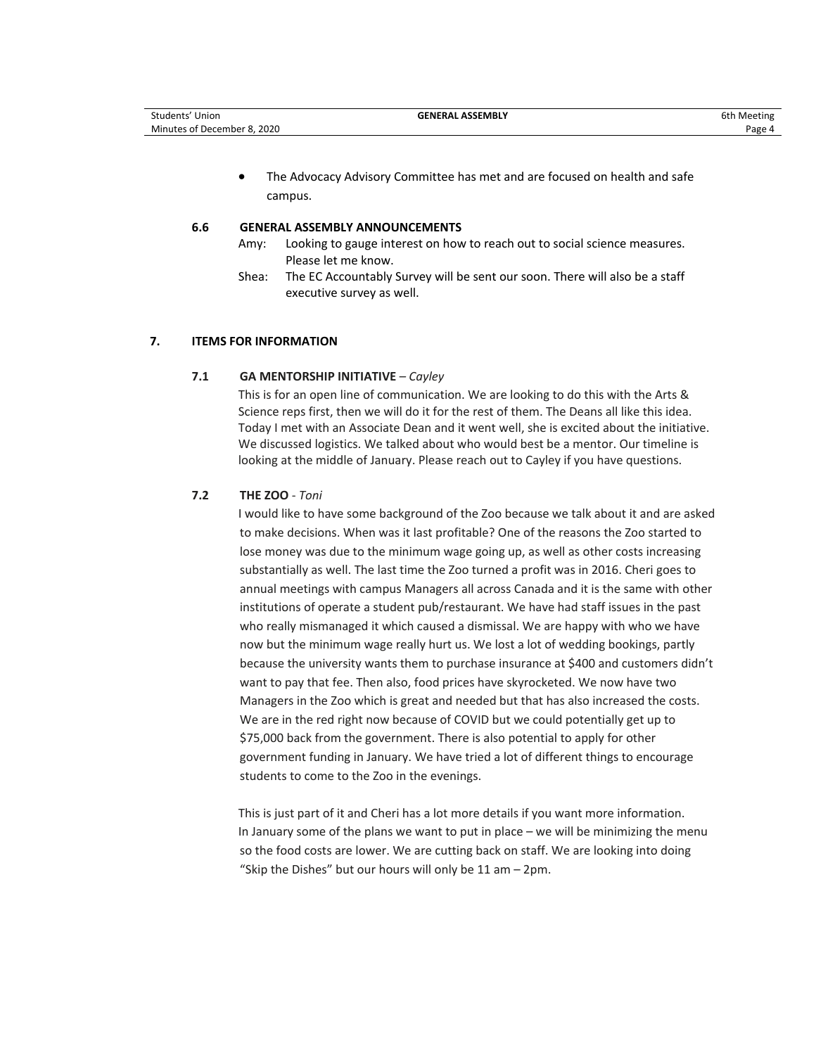- The Advocacy Advisory Committee has met and are focused on health and safe campus.

### 6.6 GENERAL ASSEMBLY ANNOUNCEMENTS

Amy: Looking to gauge interest on how to reach out to social science measures. Please let me know.

Shea: The EC Accountably Survey will be sent our soon. There will also be a staff executive survey as well.

## 7. ITEMS FOR INFORMATION

### 7.1 GA MENTORSHIP INITIATIVE – *Cayley*

This is for an open line of communication. We are looking to do this with the Arts & Science reps first, then we will do it for the rest of them. The Deans all like this idea. Today I met with an Associate Dean and it went well, she is excited about the initiative. We discussed logistics. We talked about who would best be a mentor. Our timeline is looking at the middle of January. Please reach out to Cayley if you have questions.

### 7.2 THE ZOO - *Toni*

I would like to have some background of the Zoo because we talk about it and are asked to make decisions. When was it last profitable? One of the reasons the Zoo started to lose money was due to the minimum wage going up, as well as other costs increasing substantially as well. The last time the Zoo turned a profit was in 2016. Cheri goes to annual meetings with campus Managers all across Canada and it is the same with other institutions of operate a student pub/restaurant. We have had staff issues in the past who really mismanaged it which caused a dismissal. We are happy with who we have now but the minimum wage really hurt us. We lost a lot of wedding bookings, partly because the university wants them to purchase insurance at $400 and customers didn't want to pay that fee. Then also, food prices have skyrocketed. We now have two Managers in the Zoo which is great and needed but that has also increased the costs. We are in the red right now because of COVID but we could potentially get up to $75,000 back from the government. There is also potential to apply for other government funding in January. We have tried a lot of different things to encourage students to come to the Zoo in the evenings.

This is just part of it and Cheri has a lot more details if you want more information. In January some of the plans we want to put in place – we will be minimizing the menu so the food costs are lower. We are cutting back on staff. We are looking into doing "Skip the Dishes" but our hours will only be 11 am – 2pm.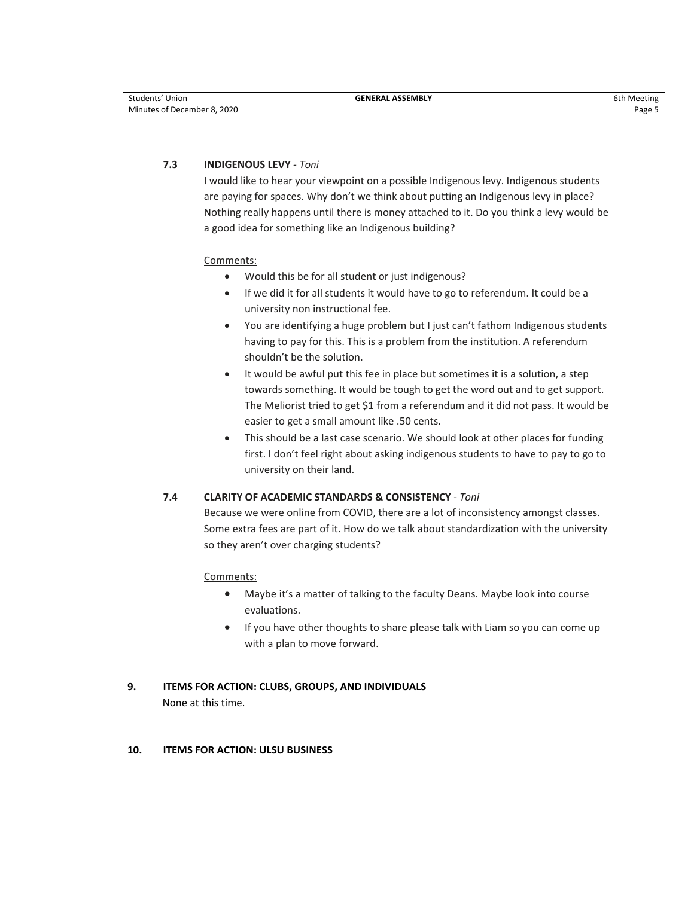### 7.3 INDIGENOUS LEVY - *Toni*

I would like to hear your viewpoint on a possible Indigenous levy. Indigenous students are paying for spaces. Why don't we think about putting an Indigenous levy in place? Nothing really happens until there is money attached to it. Do you think a levy would be a good idea for something like an Indigenous building?

Comments:

- Would this be for all student or just indigenous?
- If we did it for all students it would have to go to referendum. It could be a university non instructional fee.
- You are identifying a huge problem but I just can't fathom Indigenous students having to pay for this. This is a problem from the institution. A referendum shouldn't be the solution.
- It would be awful put this fee in place but sometimes it is a solution, a step towards something. It would be tough to get the word out and to get support. The Meliorist tried to get $1 from a referendum and it did not pass. It would be easier to get a small amount like .50 cents.
- This should be a last case scenario. We should look at other places for funding first. I don't feel right about asking indigenous students to have to pay to go to university on their land.

### 7.4 CLARITY OF ACADEMIC STANDARDS & CONSISTENCY - *Toni*

Because we were online from COVID, there are a lot of inconsistency amongst classes. Some extra fees are part of it. How do we talk about standardization with the university so they aren't over charging students?

Comments:

- Maybe it's a matter of talking to the faculty Deans. Maybe look into course evaluations.
- If you have other thoughts to share please talk with Liam so you can come up with a plan to move forward.

## 9. ITEMS FOR ACTION: CLUBS, GROUPS, AND INDIVIDUALS

None at this time.

## 10. ITEMS FOR ACTION: ULSU BUSINESS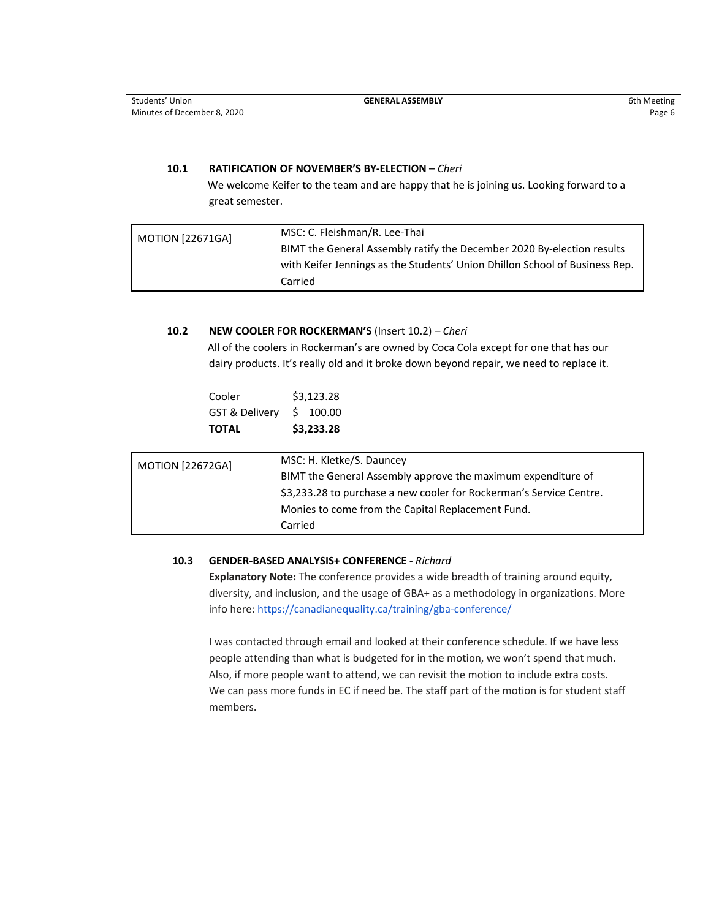### 10.1 RATIFICATION OF NOVEMBER'S BY-ELECTION – *Cheri*

We welcome Keifer to the team and are happy that he is joining us. Looking forward to a great semester.

| MOTION [22671GA] | MSC: C. Fleishman/R. Lee-Thai<br>BIMT the General Assembly ratify the December 2020 By-election results with Keifer Jennings as the Students' Union Dhillon School of Business Rep.<br>Carried |
|---|---|

### 10.2 NEW COOLER FOR ROCKERMAN'S (Insert 10.2) – *Cheri*

All of the coolers in Rockerman's are owned by Coca Cola except for one that has our dairy products. It's really old and it broke down beyond repair, we need to replace it.

| | |
|---|---|
| Cooler | $3,123.28 |
| GST & Delivery | $ 100.00 |
| **TOTAL** | **$3,233.28** |

| MOTION [22672GA] | MSC: H. Kletke/S. Dauncey<br>BIMT the General Assembly approve the maximum expenditure of $3,233.28 to purchase a new cooler for Rockerman's Service Centre. Monies to come from the Capital Replacement Fund.<br>Carried |
|---|---|

### 10.3 GENDER-BASED ANALYSIS+ CONFERENCE - *Richard*

**Explanatory Note:** The conference provides a wide breadth of training around equity, diversity, and inclusion, and the usage of GBA+ as a methodology in organizations. More info here: https://canadianequality.ca/training/gba-conference/

I was contacted through email and looked at their conference schedule. If we have less people attending than what is budgeted for in the motion, we won't spend that much. Also, if more people want to attend, we can revisit the motion to include extra costs. We can pass more funds in EC if need be. The staff part of the motion is for student staff members.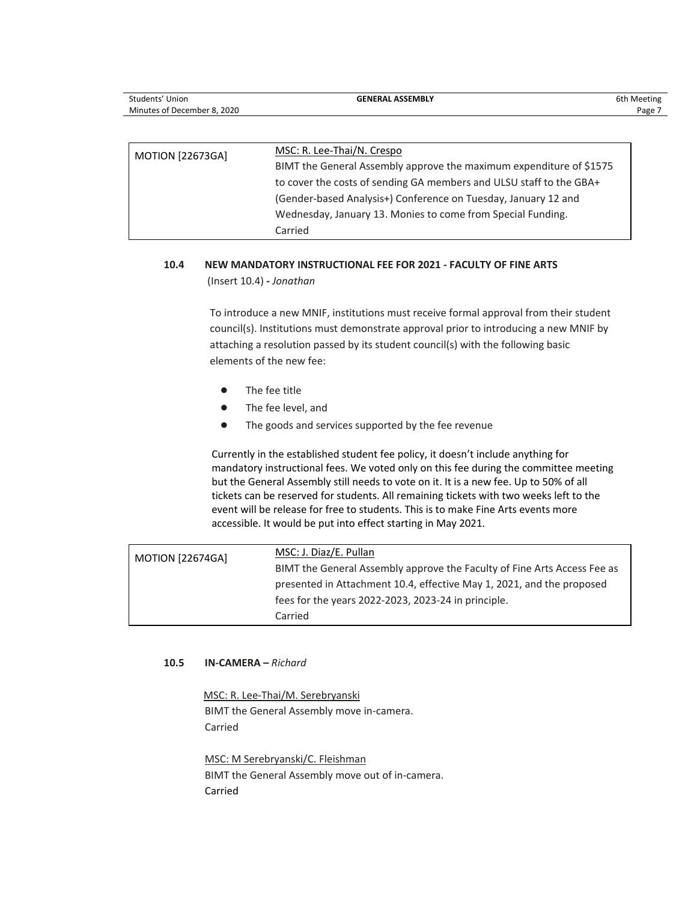| MOTION [22673GA] | MSC: R. Lee-Thai/N. Crespo<br>BIMT the General Assembly approve the maximum expenditure of $1575 to cover the costs of sending GA members and ULSU staff to the GBA+ (Gender-based Analysis+) Conference on Tuesday, January 12 and Wednesday, January 13. Monies to come from Special Funding.<br>Carried |
|---|---|

### 10.4 NEW MANDATORY INSTRUCTIONAL FEE FOR 2021 - FACULTY OF FINE ARTS

(Insert 10.4) - *Jonathan*

To introduce a new MNIF, institutions must receive formal approval from their student council(s). Institutions must demonstrate approval prior to introducing a new MNIF by attaching a resolution passed by its student council(s) with the following basic elements of the new fee:

- The fee title
- The fee level, and
- The goods and services supported by the fee revenue

Currently in the established student fee policy, it doesn't include anything for mandatory instructional fees. We voted only on this fee during the committee meeting but the General Assembly still needs to vote on it. It is a new fee. Up to 50% of all tickets can be reserved for students. All remaining tickets with two weeks left to the event will be release for free to students. This is to make Fine Arts events more accessible. It would be put into effect starting in May 2021.

| MOTION [22674GA] | MSC: J. Diaz/E. Pullan<br>BIMT the General Assembly approve the Faculty of Fine Arts Access Fee as presented in Attachment 10.4, effective May 1, 2021, and the proposed fees for the years 2022-2023, 2023-24 in principle.<br>Carried |
|---|---|

### 10.5 IN-CAMERA – *Richard*

MSC: R. Lee-Thai/M. Serebryanski
BIMT the General Assembly move in-camera.
Carried

MSC: M Serebryanski/C. Fleishman
BIMT the General Assembly move out of in-camera.
Carried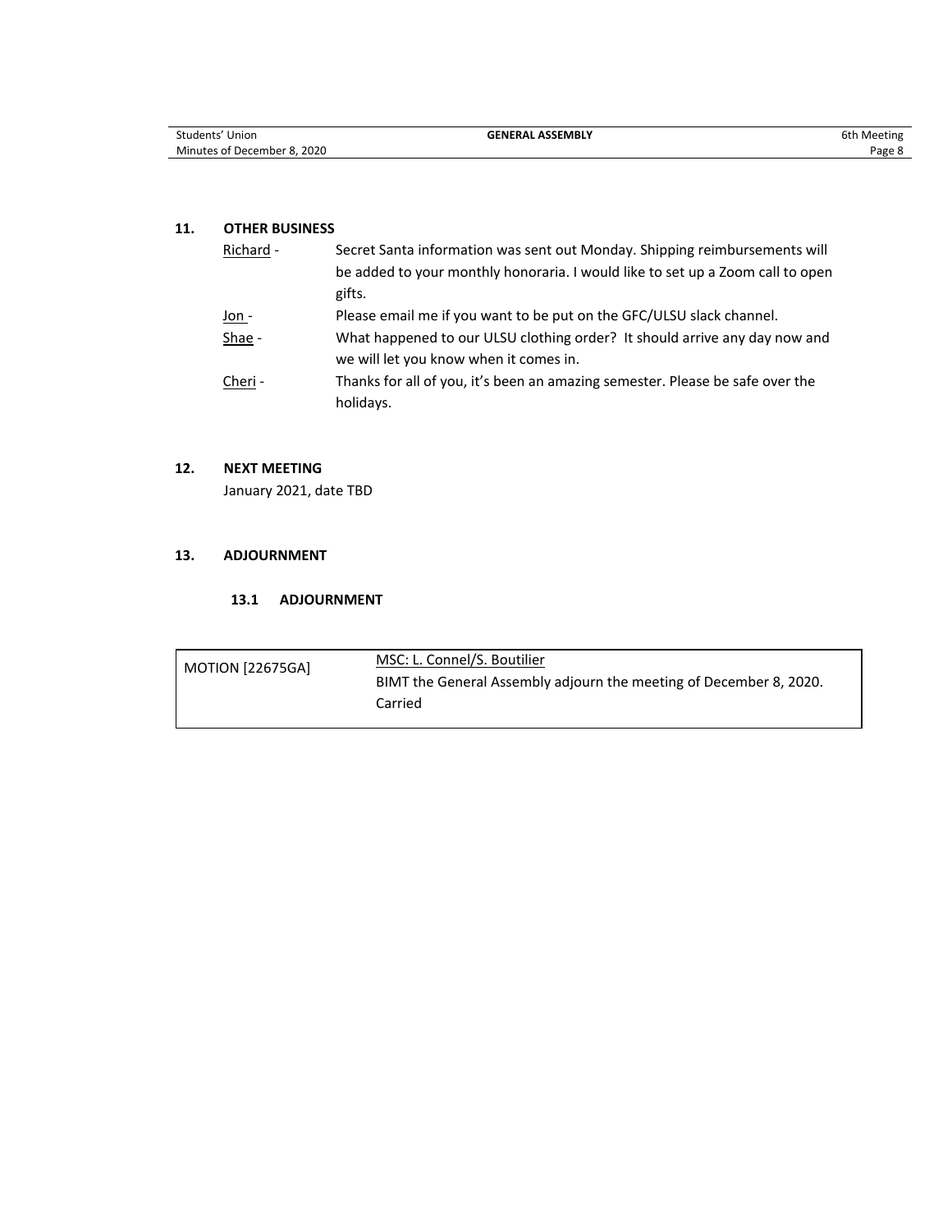## 11. OTHER BUSINESS

| | |
|---|---|
| Richard - | Secret Santa information was sent out Monday. Shipping reimbursements will be added to your monthly honoraria. I would like to set up a Zoom call to open gifts. |
| Jon - | Please email me if you want to be put on the GFC/ULSU slack channel. |
| Shae - | What happened to our ULSU clothing order? It should arrive any day now and we will let you know when it comes in. |
| Cheri - | Thanks for all of you, it's been an amazing semester. Please be safe over the holidays. |

## 12. NEXT MEETING

January 2021, date TBD

## 13. ADJOURNMENT

### 13.1 ADJOURNMENT

| | |
|---|---|
| MOTION [22675GA] | MSC: L. Connel/S. Boutilier<br>BIMT the General Assembly adjourn the meeting of December 8, 2020.<br>Carried |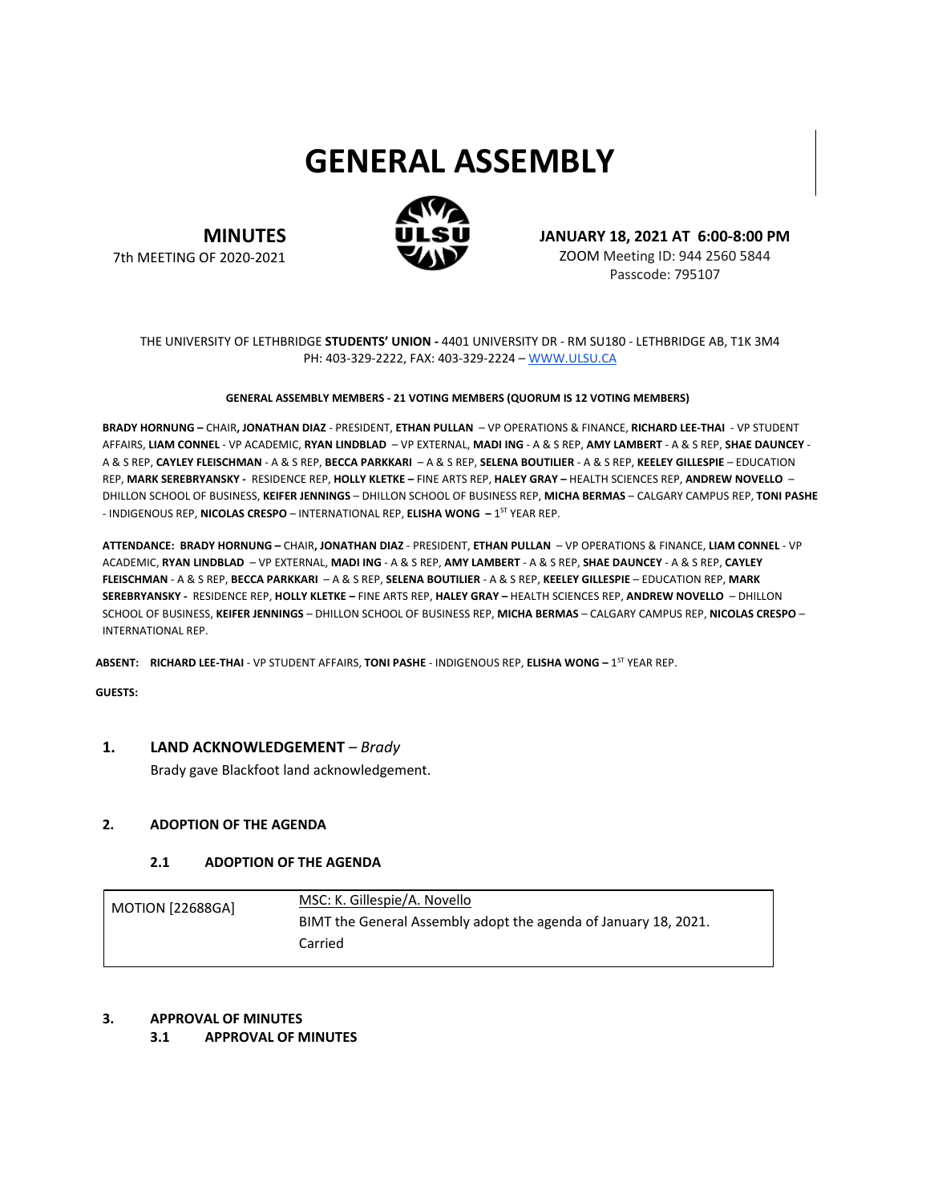# GENERAL ASSEMBLY

**MINUTES**
7th MEETING OF 2020-2021

**JANUARY 18, 2021 AT 6:00-8:00 PM**
ZOOM Meeting ID: 944 2560 5844
Passcode: 795107

THE UNIVERSITY OF LETHBRIDGE **STUDENTS' UNION -** 4401 UNIVERSITY DR - RM SU180 - LETHBRIDGE AB, T1K 3M4
PH: 403-329-2222, FAX: 403-329-2224 – WWW.ULSU.CA

**GENERAL ASSEMBLY MEMBERS - 21 VOTING MEMBERS (QUORUM IS 12 VOTING MEMBERS)**

**BRADY HORNUNG –** CHAIR**, JONATHAN DIAZ** - PRESIDENT, **ETHAN PULLAN** – VP OPERATIONS & FINANCE, **RICHARD LEE-THAI** - VP STUDENT AFFAIRS, **LIAM CONNEL** - VP ACADEMIC, **RYAN LINDBLAD** – VP EXTERNAL, **MADI ING** - A & S REP, **AMY LAMBERT** - A & S REP, **SHAE DAUNCEY** - A & S REP, **CAYLEY FLEISCHMAN** - A & S REP, **BECCA PARKKARI** – A & S REP, **SELENA BOUTILIER** - A & S REP, **KEELEY GILLESPIE** – EDUCATION REP, **MARK SEREBRYANSKY -** RESIDENCE REP, **HOLLY KLETKE –** FINE ARTS REP, **HALEY GRAY –** HEALTH SCIENCES REP, **ANDREW NOVELLO** – DHILLON SCHOOL OF BUSINESS, **KEIFER JENNINGS** – DHILLON SCHOOL OF BUSINESS REP, **MICHA BERMAS** – CALGARY CAMPUS REP, **TONI PASHE** - INDIGENOUS REP, **NICOLAS CRESPO** – INTERNATIONAL REP, **ELISHA WONG –** 1ST YEAR REP.

**ATTENDANCE: BRADY HORNUNG –** CHAIR**, JONATHAN DIAZ** - PRESIDENT, **ETHAN PULLAN** – VP OPERATIONS & FINANCE, **LIAM CONNEL** - VP ACADEMIC, **RYAN LINDBLAD** – VP EXTERNAL, **MADI ING** - A & S REP, **AMY LAMBERT** - A & S REP, **SHAE DAUNCEY** - A & S REP, **CAYLEY FLEISCHMAN** - A & S REP, **BECCA PARKKARI** – A & S REP, **SELENA BOUTILIER** - A & S REP, **KEELEY GILLESPIE** – EDUCATION REP, **MARK SEREBRYANSKY -** RESIDENCE REP, **HOLLY KLETKE –** FINE ARTS REP, **HALEY GRAY –** HEALTH SCIENCES REP, **ANDREW NOVELLO** – DHILLON SCHOOL OF BUSINESS, **KEIFER JENNINGS** – DHILLON SCHOOL OF BUSINESS REP, **MICHA BERMAS** – CALGARY CAMPUS REP, **NICOLAS CRESPO** – INTERNATIONAL REP.

**ABSENT: RICHARD LEE-THAI** - VP STUDENT AFFAIRS, **TONI PASHE** - INDIGENOUS REP, **ELISHA WONG –** 1ST YEAR REP.

**GUESTS:**

## 1. LAND ACKNOWLEDGEMENT – *Brady*

Brady gave Blackfoot land acknowledgement.

## 2. ADOPTION OF THE AGENDA

### 2.1 ADOPTION OF THE AGENDA

| MOTION [22688GA] | MSC: K. Gillespie/A. Novello<br>BIMT the General Assembly adopt the agenda of January 18, 2021.<br>Carried |
|---|---|

## 3. APPROVAL OF MINUTES

### 3.1 APPROVAL OF MINUTES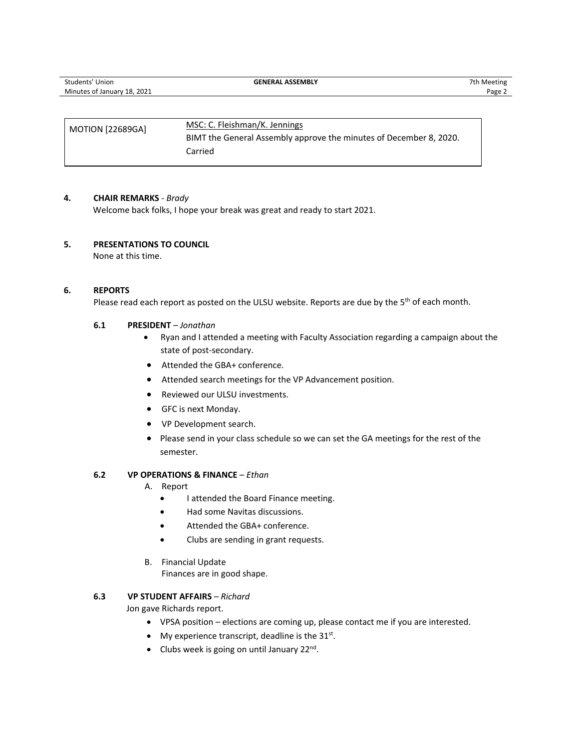| MOTION [22689GA] | MSC: C. Fleishman/K. Jennings<br>BIMT the General Assembly approve the minutes of December 8, 2020.<br>Carried |
|---|---|

## 4. CHAIR REMARKS - *Brady*

Welcome back folks, I hope your break was great and ready to start 2021.

## 5. PRESENTATIONS TO COUNCIL

None at this time.

## 6. REPORTS

Please read each report as posted on the ULSU website. Reports are due by the 5th of each month.

### 6.1 PRESIDENT – *Jonathan*

- Ryan and I attended a meeting with Faculty Association regarding a campaign about the state of post-secondary.
- Attended the GBA+ conference.
- Attended search meetings for the VP Advancement position.
- Reviewed our ULSU investments.
- GFC is next Monday.
- VP Development search.
- Please send in your class schedule so we can set the GA meetings for the rest of the semester.

### 6.2 VP OPERATIONS & FINANCE – *Ethan*

A. Report
- I attended the Board Finance meeting.
- Had some Navitas discussions.
- Attended the GBA+ conference.
- Clubs are sending in grant requests.

B. Financial Update

Finances are in good shape.

### 6.3 VP STUDENT AFFAIRS – *Richard*

Jon gave Richards report.

- VPSA position – elections are coming up, please contact me if you are interested.
- My experience transcript, deadline is the 31st.
- Clubs week is going on until January 22nd.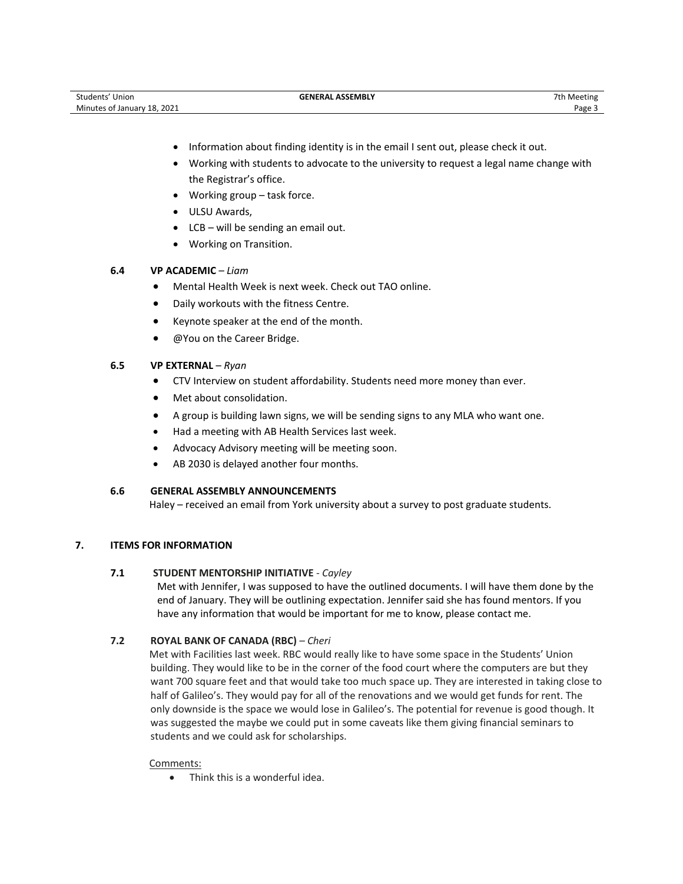- Information about finding identity is in the email I sent out, please check it out.
- Working with students to advocate to the university to request a legal name change with the Registrar's office.
- Working group – task force.
- ULSU Awards,
- LCB – will be sending an email out.
- Working on Transition.

### 6.4 VP ACADEMIC – *Liam*

- Mental Health Week is next week. Check out TAO online.
- Daily workouts with the fitness Centre.
- Keynote speaker at the end of the month.
- @You on the Career Bridge.

### 6.5 VP EXTERNAL – *Ryan*

- CTV Interview on student affordability. Students need more money than ever.
- Met about consolidation.
- A group is building lawn signs, we will be sending signs to any MLA who want one.
- Had a meeting with AB Health Services last week.
- Advocacy Advisory meeting will be meeting soon.
- AB 2030 is delayed another four months.

### 6.6 GENERAL ASSEMBLY ANNOUNCEMENTS

Haley – received an email from York university about a survey to post graduate students.

## 7. ITEMS FOR INFORMATION

### 7.1 STUDENT MENTORSHIP INITIATIVE - *Cayley*

Met with Jennifer, I was supposed to have the outlined documents. I will have them done by the end of January. They will be outlining expectation. Jennifer said she has found mentors. If you have any information that would be important for me to know, please contact me.

### 7.2 ROYAL BANK OF CANADA (RBC) – *Cheri*

Met with Facilities last week. RBC would really like to have some space in the Students' Union building. They would like to be in the corner of the food court where the computers are but they want 700 square feet and that would take too much space up. They are interested in taking close to half of Galileo's. They would pay for all of the renovations and we would get funds for rent. The only downside is the space we would lose in Galileo's. The potential for revenue is good though. It was suggested the maybe we could put in some caveats like them giving financial seminars to students and we could ask for scholarships.

Comments:

- Think this is a wonderful idea.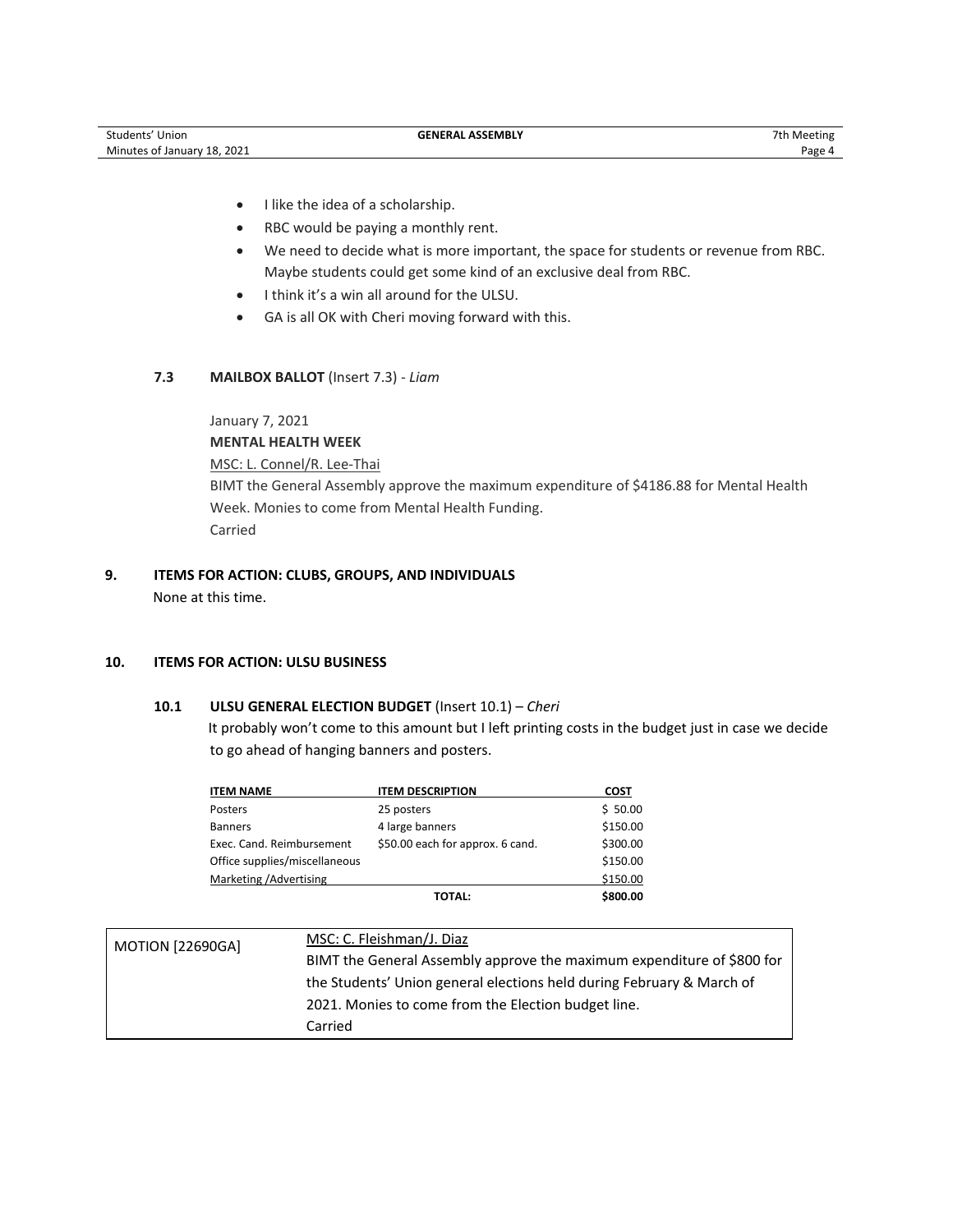- I like the idea of a scholarship.
- RBC would be paying a monthly rent.
- We need to decide what is more important, the space for students or revenue from RBC. Maybe students could get some kind of an exclusive deal from RBC.
- I think it's a win all around for the ULSU.
- GA is all OK with Cheri moving forward with this.

### 7.3 MAILBOX BALLOT (Insert 7.3) - *Liam*

January 7, 2021

**MENTAL HEALTH WEEK**

MSC: L. Connel/R. Lee-Thai

BIMT the General Assembly approve the maximum expenditure of $4186.88 for Mental Health Week. Monies to come from Mental Health Funding.

Carried

## 9. ITEMS FOR ACTION: CLUBS, GROUPS, AND INDIVIDUALS

None at this time.

## 10. ITEMS FOR ACTION: ULSU BUSINESS

### 10.1 ULSU GENERAL ELECTION BUDGET (Insert 10.1) – *Cheri*

It probably won't come to this amount but I left printing costs in the budget just in case we decide to go ahead of hanging banners and posters.

| ITEM NAME | ITEM DESCRIPTION | COST |
|---|---|---|
| Posters | 25 posters | $ 50.00 |
| Banners | 4 large banners | $150.00 |
| Exec. Cand. Reimbursement | $50.00 each for approx. 6 cand. | $300.00 |
| Office supplies/miscellaneous | | $150.00 |
| Marketing /Advertising | | $150.00 |
| | **TOTAL:** | **$800.00** |

| MOTION [22690GA] | MSC: C. Fleishman/J. Diaz<br>BIMT the General Assembly approve the maximum expenditure of $800 for the Students' Union general elections held during February & March of 2021. Monies to come from the Election budget line.<br>Carried |
|---|---|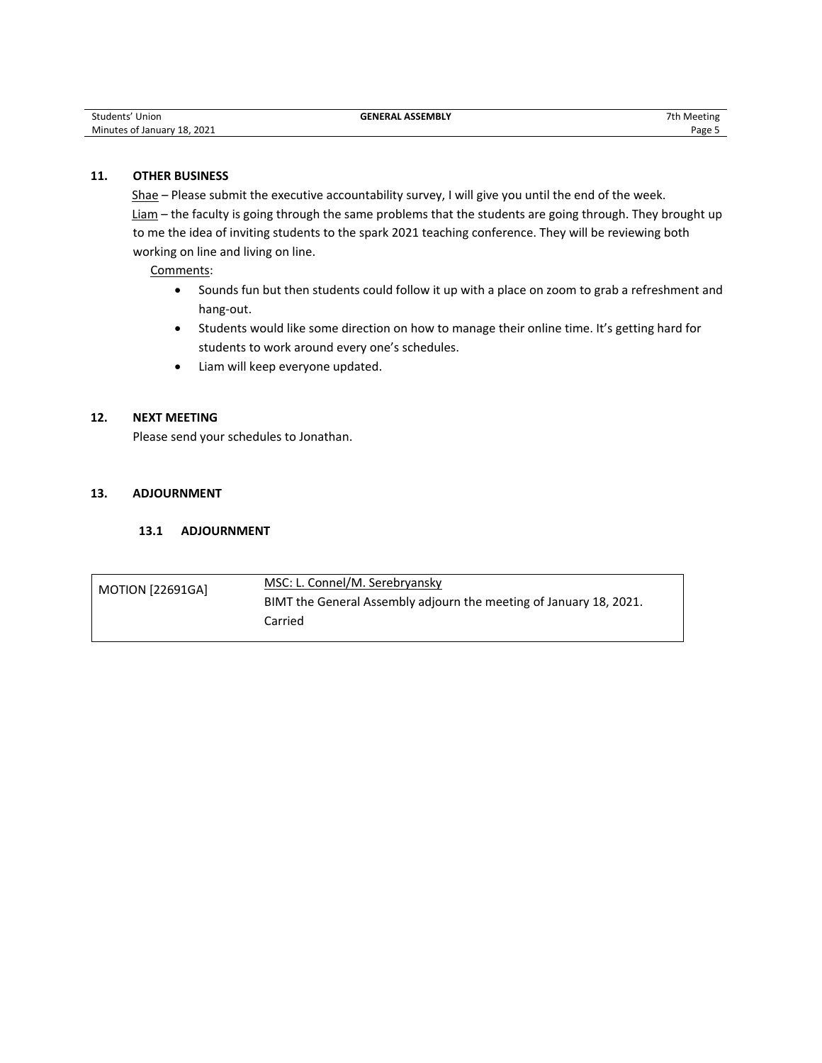## 11. OTHER BUSINESS

Shae – Please submit the executive accountability survey, I will give you until the end of the week.

Liam – the faculty is going through the same problems that the students are going through. They brought up to me the idea of inviting students to the spark 2021 teaching conference. They will be reviewing both working on line and living on line.

Comments:

- Sounds fun but then students could follow it up with a place on zoom to grab a refreshment and hang-out.
- Students would like some direction on how to manage their online time. It's getting hard for students to work around every one's schedules.
- Liam will keep everyone updated.

## 12. NEXT MEETING

Please send your schedules to Jonathan.

## 13. ADJOURNMENT

### 13.1 ADJOURNMENT

| MOTION [22691GA] | MSC: L. Connel/M. Serebryansky<br>BIMT the General Assembly adjourn the meeting of January 18, 2021.<br>Carried |
|---|---|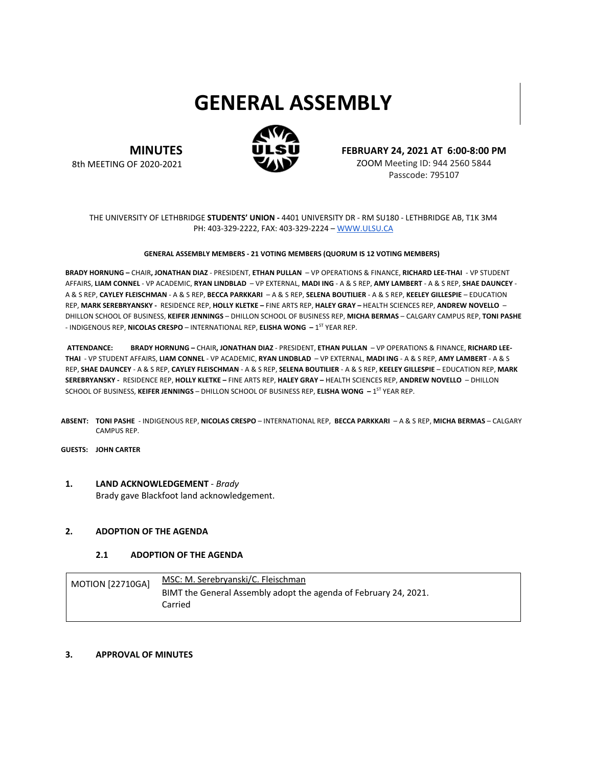# GENERAL ASSEMBLY

**MINUTES**
8th MEETING OF 2020-2021

**FEBRUARY 24, 2021 AT 6:00-8:00 PM**
ZOOM Meeting ID: 944 2560 5844
Passcode: 795107

THE UNIVERSITY OF LETHBRIDGE **STUDENTS' UNION -** 4401 UNIVERSITY DR - RM SU180 - LETHBRIDGE AB, T1K 3M4
PH: 403-329-2222, FAX: 403-329-2224 – WWW.ULSU.CA

**GENERAL ASSEMBLY MEMBERS - 21 VOTING MEMBERS (QUORUM IS 12 VOTING MEMBERS)**

**BRADY HORNUNG –** CHAIR**, JONATHAN DIAZ** - PRESIDENT, **ETHAN PULLAN** – VP OPERATIONS & FINANCE, **RICHARD LEE-THAI** - VP STUDENT AFFAIRS, **LIAM CONNEL** - VP ACADEMIC, **RYAN LINDBLAD** – VP EXTERNAL, **MADI ING** - A & S REP, **AMY LAMBERT** - A & S REP, **SHAE DAUNCEY** - A & S REP, **CAYLEY FLEISCHMAN** - A & S REP, **BECCA PARKKARI** – A & S REP, **SELENA BOUTILIER** - A & S REP, **KEELEY GILLESPIE** – EDUCATION REP, **MARK SEREBRYANSKY -** RESIDENCE REP, **HOLLY KLETKE –** FINE ARTS REP, **HALEY GRAY –** HEALTH SCIENCES REP, **ANDREW NOVELLO** – DHILLON SCHOOL OF BUSINESS, **KEIFER JENNINGS** – DHILLON SCHOOL OF BUSINESS REP, **MICHA BERMAS** – CALGARY CAMPUS REP, **TONI PASHE** - INDIGENOUS REP, **NICOLAS CRESPO** – INTERNATIONAL REP, **ELISHA WONG –** 1ST YEAR REP.

**ATTENDANCE:** **BRADY HORNUNG –** CHAIR**, JONATHAN DIAZ** - PRESIDENT, **ETHAN PULLAN** – VP OPERATIONS & FINANCE, **RICHARD LEE-THAI** - VP STUDENT AFFAIRS, **LIAM CONNEL** - VP ACADEMIC, **RYAN LINDBLAD** – VP EXTERNAL, **MADI ING** - A & S REP, **AMY LAMBERT** - A & S REP, **SHAE DAUNCEY** - A & S REP, **CAYLEY FLEISCHMAN** - A & S REP, **SELENA BOUTILIER** - A & S REP, **KEELEY GILLESPIE** – EDUCATION REP, **MARK SEREBRYANSKY -** RESIDENCE REP, **HOLLY KLETKE –** FINE ARTS REP, **HALEY GRAY –** HEALTH SCIENCES REP, **ANDREW NOVELLO** – DHILLON SCHOOL OF BUSINESS, **KEIFER JENNINGS** – DHILLON SCHOOL OF BUSINESS REP, **ELISHA WONG –** 1ST YEAR REP.

**ABSENT:** **TONI PASHE** - INDIGENOUS REP, **NICOLAS CRESPO** – INTERNATIONAL REP, **BECCA PARKKARI** – A & S REP, **MICHA BERMAS** – CALGARY CAMPUS REP.

**GUESTS:** **JOHN CARTER**

## 1. LAND ACKNOWLEDGEMENT - *Brady*

Brady gave Blackfoot land acknowledgement.

## 2. ADOPTION OF THE AGENDA

### 2.1 ADOPTION OF THE AGENDA

| MOTION [22710GA] | MSC: M. Serebryanski/C. Fleischman<br>BIMT the General Assembly adopt the agenda of February 24, 2021.<br>Carried |
|---|---|

## 3. APPROVAL OF MINUTES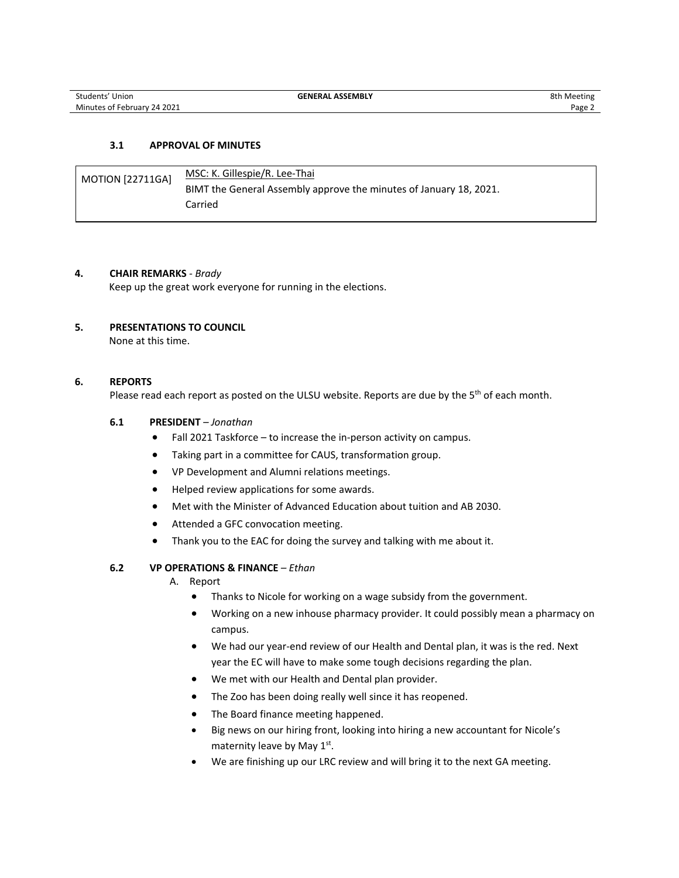### 3.1 APPROVAL OF MINUTES

| MOTION [22711GA] | MSC: K. Gillespie/R. Lee-Thai<br>BIMT the General Assembly approve the minutes of January 18, 2021.<br>Carried |
|---|---|

## 4. CHAIR REMARKS - *Brady*

Keep up the great work everyone for running in the elections.

## 5. PRESENTATIONS TO COUNCIL

None at this time.

## 6. REPORTS

Please read each report as posted on the ULSU website. Reports are due by the 5th of each month.

### 6.1 PRESIDENT – *Jonathan*

- Fall 2021 Taskforce – to increase the in-person activity on campus.
- Taking part in a committee for CAUS, transformation group.
- VP Development and Alumni relations meetings.
- Helped review applications for some awards.
- Met with the Minister of Advanced Education about tuition and AB 2030.
- Attended a GFC convocation meeting.
- Thank you to the EAC for doing the survey and talking with me about it.

### 6.2 VP OPERATIONS & FINANCE – *Ethan*

A. Report

- Thanks to Nicole for working on a wage subsidy from the government.
- Working on a new inhouse pharmacy provider. It could possibly mean a pharmacy on campus.
- We had our year-end review of our Health and Dental plan, it was is the red. Next year the EC will have to make some tough decisions regarding the plan.
- We met with our Health and Dental plan provider.
- The Zoo has been doing really well since it has reopened.
- The Board finance meeting happened.
- Big news on our hiring front, looking into hiring a new accountant for Nicole's maternity leave by May 1st.
- We are finishing up our LRC review and will bring it to the next GA meeting.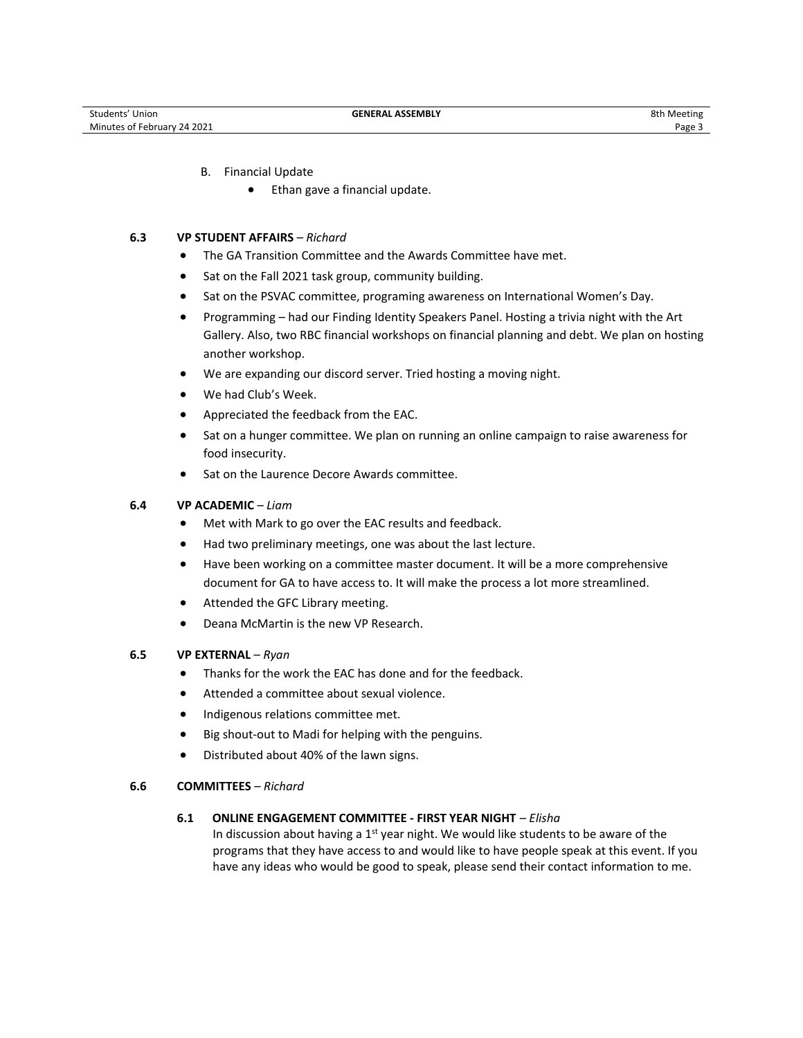B. Financial Update

- Ethan gave a financial update.

**6.3 VP STUDENT AFFAIRS** – *Richard*

- The GA Transition Committee and the Awards Committee have met.
- Sat on the Fall 2021 task group, community building.
- Sat on the PSVAC committee, programing awareness on International Women's Day.
- Programming – had our Finding Identity Speakers Panel. Hosting a trivia night with the Art Gallery. Also, two RBC financial workshops on financial planning and debt. We plan on hosting another workshop.
- We are expanding our discord server. Tried hosting a moving night.
- We had Club's Week.
- Appreciated the feedback from the EAC.
- Sat on a hunger committee. We plan on running an online campaign to raise awareness for food insecurity.
- Sat on the Laurence Decore Awards committee.

**6.4 VP ACADEMIC** – *Liam*

- Met with Mark to go over the EAC results and feedback.
- Had two preliminary meetings, one was about the last lecture.
- Have been working on a committee master document. It will be a more comprehensive document for GA to have access to. It will make the process a lot more streamlined.
- Attended the GFC Library meeting.
- Deana McMartin is the new VP Research.

**6.5 VP EXTERNAL** – *Ryan*

- Thanks for the work the EAC has done and for the feedback.
- Attended a committee about sexual violence.
- Indigenous relations committee met.
- Big shout-out to Madi for helping with the penguins.
- Distributed about 40% of the lawn signs.

**6.6 COMMITTEES** – *Richard*

**6.1 ONLINE ENGAGEMENT COMMITTEE - FIRST YEAR NIGHT** – *Elisha*

In discussion about having a 1st year night. We would like students to be aware of the programs that they have access to and would like to have people speak at this event. If you have any ideas who would be good to speak, please send their contact information to me.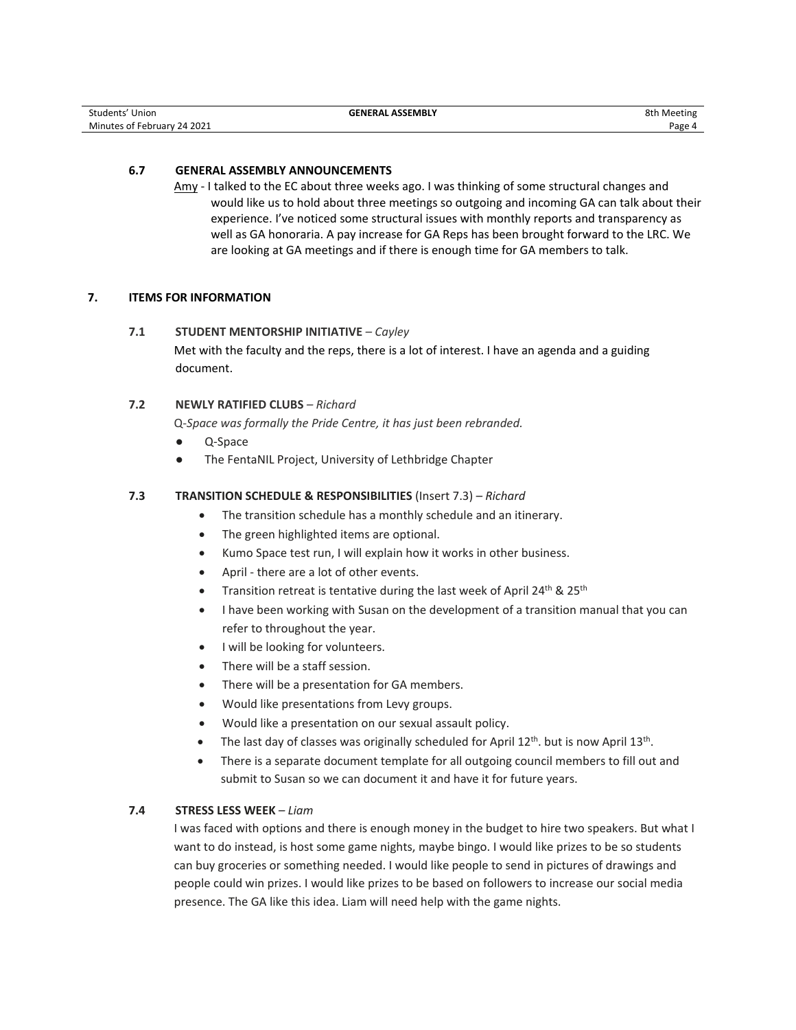### 6.7 GENERAL ASSEMBLY ANNOUNCEMENTS

Amy - I talked to the EC about three weeks ago. I was thinking of some structural changes and would like us to hold about three meetings so outgoing and incoming GA can talk about their experience. I've noticed some structural issues with monthly reports and transparency as well as GA honoraria. A pay increase for GA Reps has been brought forward to the LRC. We are looking at GA meetings and if there is enough time for GA members to talk.

## 7. ITEMS FOR INFORMATION

### 7.1 STUDENT MENTORSHIP INITIATIVE – *Cayley*

Met with the faculty and the reps, there is a lot of interest. I have an agenda and a guiding document.

### 7.2 NEWLY RATIFIED CLUBS – *Richard*

Q-*Space was formally the Pride Centre, it has just been rebranded.*

- Q-Space
- The FentaNIL Project, University of Lethbridge Chapter

### 7.3 TRANSITION SCHEDULE & RESPONSIBILITIES (Insert 7.3) – *Richard*

- The transition schedule has a monthly schedule and an itinerary.
- The green highlighted items are optional.
- Kumo Space test run, I will explain how it works in other business.
- April - there are a lot of other events.
- Transition retreat is tentative during the last week of April 24th & 25th
- I have been working with Susan on the development of a transition manual that you can refer to throughout the year.
- I will be looking for volunteers.
- There will be a staff session.
- There will be a presentation for GA members.
- Would like presentations from Levy groups.
- Would like a presentation on our sexual assault policy.
- The last day of classes was originally scheduled for April 12th. but is now April 13th.
- There is a separate document template for all outgoing council members to fill out and submit to Susan so we can document it and have it for future years.

### 7.4 STRESS LESS WEEK – *Liam*

I was faced with options and there is enough money in the budget to hire two speakers. But what I want to do instead, is host some game nights, maybe bingo. I would like prizes to be so students can buy groceries or something needed. I would like people to send in pictures of drawings and people could win prizes. I would like prizes to be based on followers to increase our social media presence. The GA like this idea. Liam will need help with the game nights.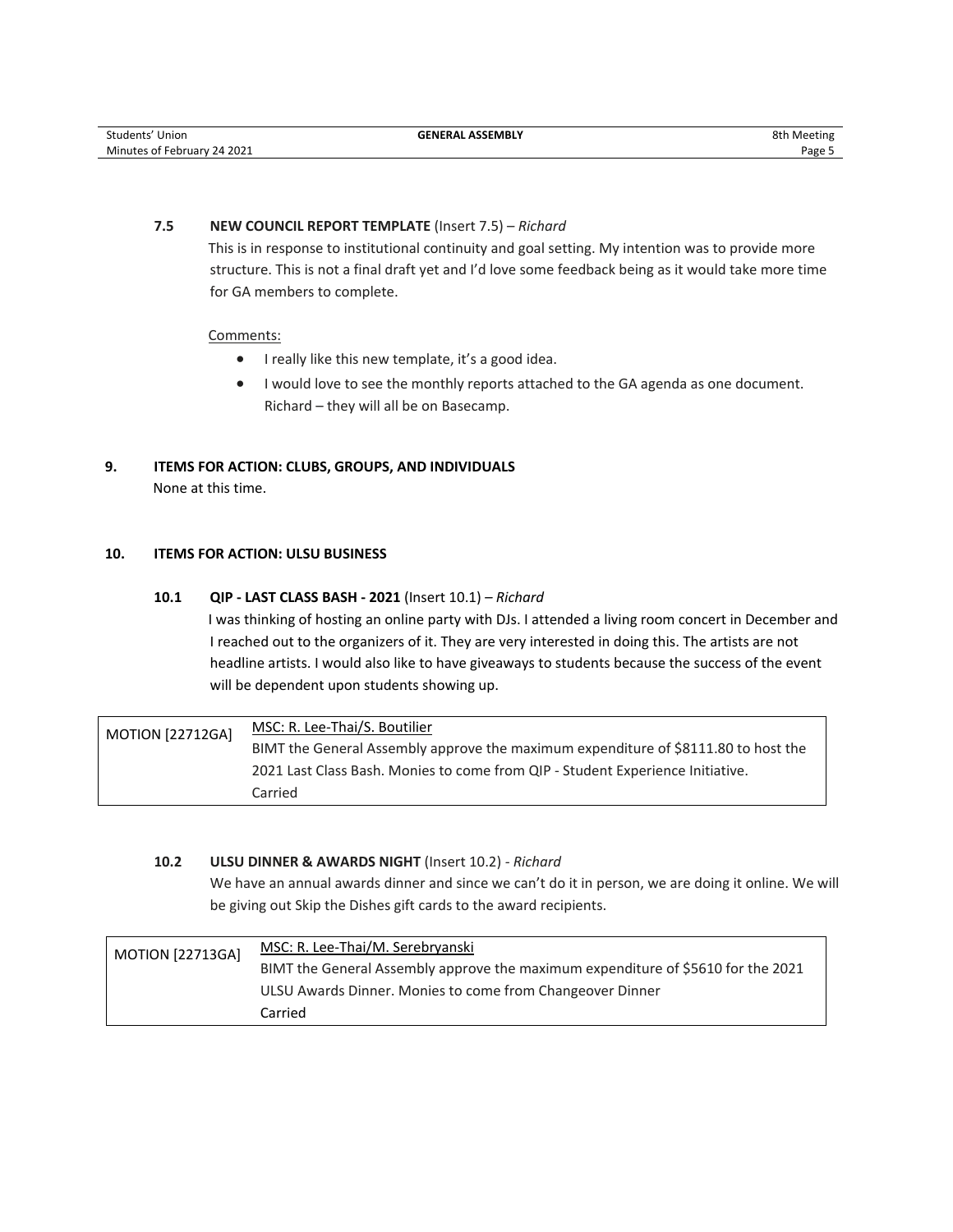### 7.5 NEW COUNCIL REPORT TEMPLATE (Insert 7.5) – *Richard*

This is in response to institutional continuity and goal setting. My intention was to provide more structure. This is not a final draft yet and I'd love some feedback being as it would take more time for GA members to complete.

Comments:

- I really like this new template, it's a good idea.
- I would love to see the monthly reports attached to the GA agenda as one document. Richard – they will all be on Basecamp.

## 9. ITEMS FOR ACTION: CLUBS, GROUPS, AND INDIVIDUALS

None at this time.

## 10. ITEMS FOR ACTION: ULSU BUSINESS

### 10.1 QIP - LAST CLASS BASH - 2021 (Insert 10.1) – *Richard*

I was thinking of hosting an online party with DJs. I attended a living room concert in December and I reached out to the organizers of it. They are very interested in doing this. The artists are not headline artists. I would also like to have giveaways to students because the success of the event will be dependent upon students showing up.

| MOTION [22712GA] | MSC: R. Lee-Thai/S. Boutilier<br>BIMT the General Assembly approve the maximum expenditure of $8111.80 to host the 2021 Last Class Bash. Monies to come from QIP - Student Experience Initiative.<br>Carried |
|---|---|

### 10.2 ULSU DINNER & AWARDS NIGHT (Insert 10.2) - *Richard*

We have an annual awards dinner and since we can't do it in person, we are doing it online. We will be giving out Skip the Dishes gift cards to the award recipients.

| MOTION [22713GA] | MSC: R. Lee-Thai/M. Serebryanski<br>BIMT the General Assembly approve the maximum expenditure of $5610 for the 2021 ULSU Awards Dinner. Monies to come from Changeover Dinner<br>Carried |
|---|---|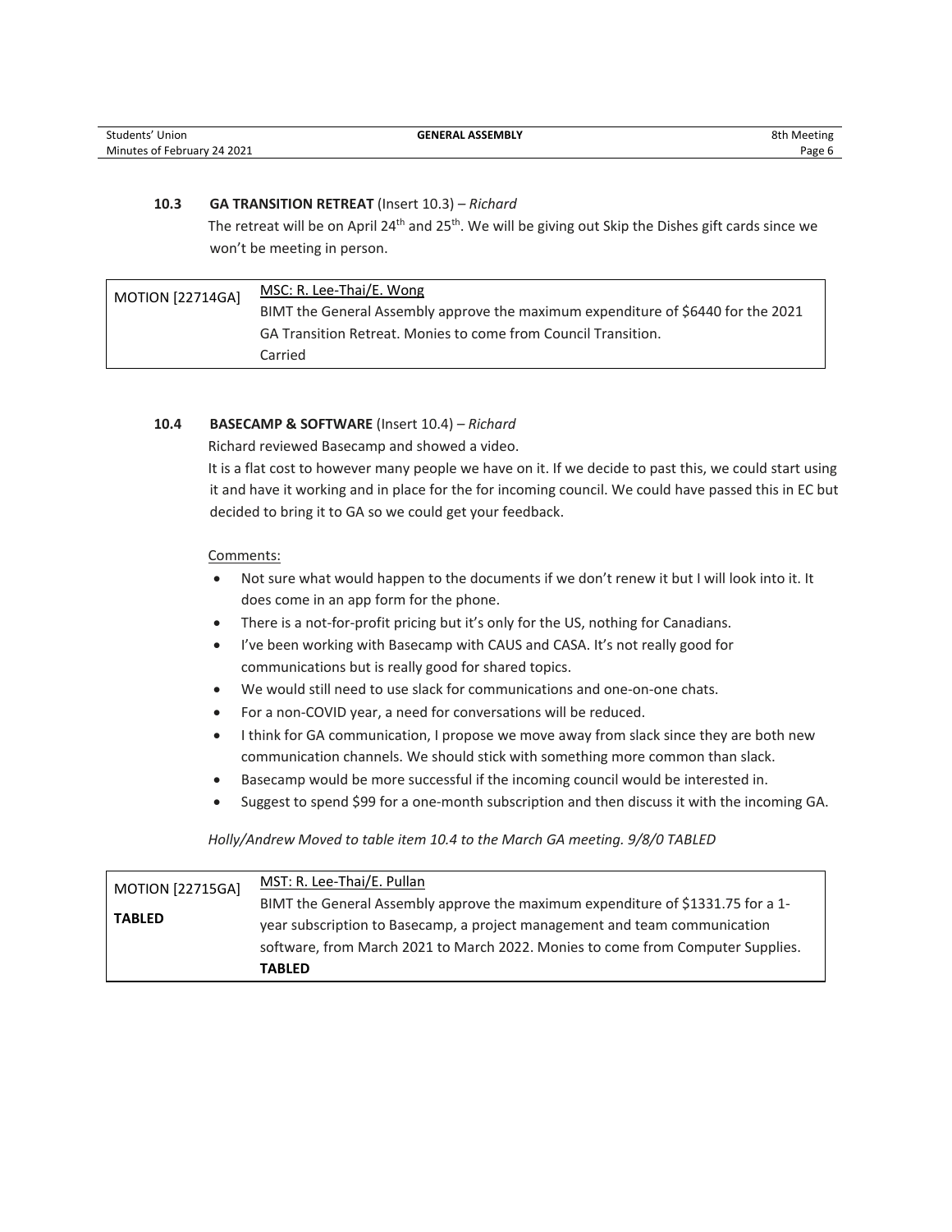### 10.3 GA TRANSITION RETREAT (Insert 10.3) – *Richard*

The retreat will be on April 24th and 25th. We will be giving out Skip the Dishes gift cards since we won't be meeting in person.

| MOTION [22714GA] | MSC: R. Lee-Thai/E. Wong<br>BIMT the General Assembly approve the maximum expenditure of $6440 for the 2021 GA Transition Retreat. Monies to come from Council Transition.<br>Carried |
|---|---|

### 10.4 BASECAMP & SOFTWARE (Insert 10.4) – *Richard*

Richard reviewed Basecamp and showed a video.

It is a flat cost to however many people we have on it. If we decide to past this, we could start using it and have it working and in place for the for incoming council. We could have passed this in EC but decided to bring it to GA so we could get your feedback.

Comments:

- Not sure what would happen to the documents if we don't renew it but I will look into it. It does come in an app form for the phone.
- There is a not-for-profit pricing but it's only for the US, nothing for Canadians.
- I've been working with Basecamp with CAUS and CASA. It's not really good for communications but is really good for shared topics.
- We would still need to use slack for communications and one-on-one chats.
- For a non-COVID year, a need for conversations will be reduced.
- I think for GA communication, I propose we move away from slack since they are both new communication channels. We should stick with something more common than slack.
- Basecamp would be more successful if the incoming council would be interested in.
- Suggest to spend $99 for a one-month subscription and then discuss it with the incoming GA.

*Holly/Andrew Moved to table item 10.4 to the March GA meeting. 9/8/0 TABLED*

| MOTION [22715GA]<br><br>**TABLED** | MST: R. Lee-Thai/E. Pullan<br>BIMT the General Assembly approve the maximum expenditure of $1331.75 for a 1-year subscription to Basecamp, a project management and team communication software, from March 2021 to March 2022. Monies to come from Computer Supplies.<br>**TABLED** |
|---|---|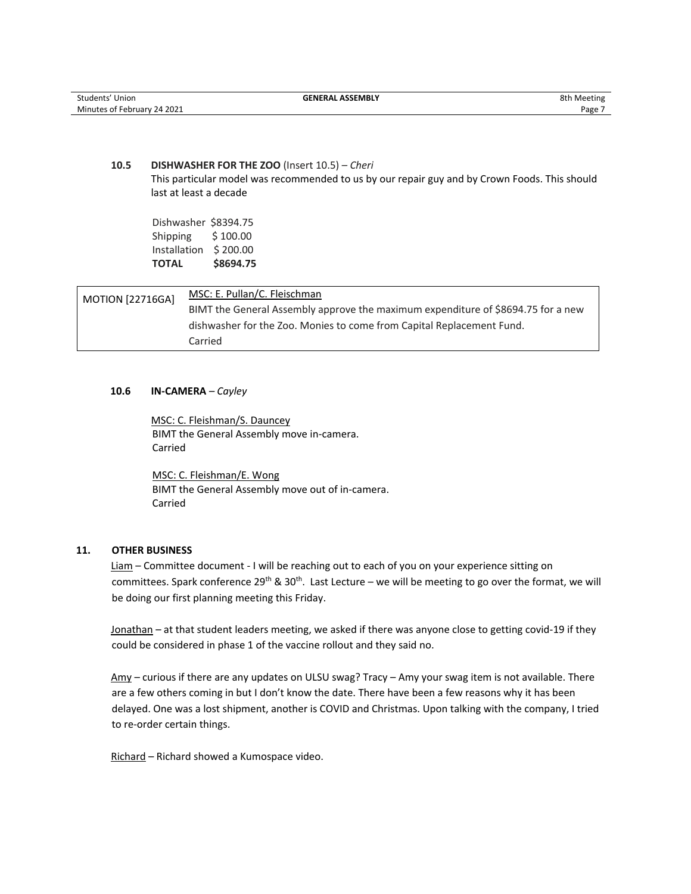### 10.5 DISHWASHER FOR THE ZOO (Insert 10.5) – *Cheri*

This particular model was recommended to us by our repair guy and by Crown Foods. This should last at least a decade

| | |
|---|---|
| Dishwasher | $8394.75 |
| Shipping | $ 100.00 |
| Installation | $ 200.00 |
| **TOTAL** | **$8694.75** |

| | |
|---|---|
| MOTION [22716GA] | MSC: E. Pullan/C. Fleischman<br>BIMT the General Assembly approve the maximum expenditure of $8694.75 for a new dishwasher for the Zoo. Monies to come from Capital Replacement Fund.<br>Carried |

### 10.6 IN-CAMERA – *Cayley*

MSC: C. Fleishman/S. Dauncey
BIMT the General Assembly move in-camera.
Carried

MSC: C. Fleishman/E. Wong
BIMT the General Assembly move out of in-camera.
Carried

## 11. OTHER BUSINESS

Liam – Committee document - I will be reaching out to each of you on your experience sitting on committees. Spark conference 29th & 30th. Last Lecture – we will be meeting to go over the format, we will be doing our first planning meeting this Friday.

Jonathan – at that student leaders meeting, we asked if there was anyone close to getting covid-19 if they could be considered in phase 1 of the vaccine rollout and they said no.

Amy – curious if there are any updates on ULSU swag? Tracy – Amy your swag item is not available. There are a few others coming in but I don't know the date. There have been a few reasons why it has been delayed. One was a lost shipment, another is COVID and Christmas. Upon talking with the company, I tried to re-order certain things.

Richard – Richard showed a Kumospace video.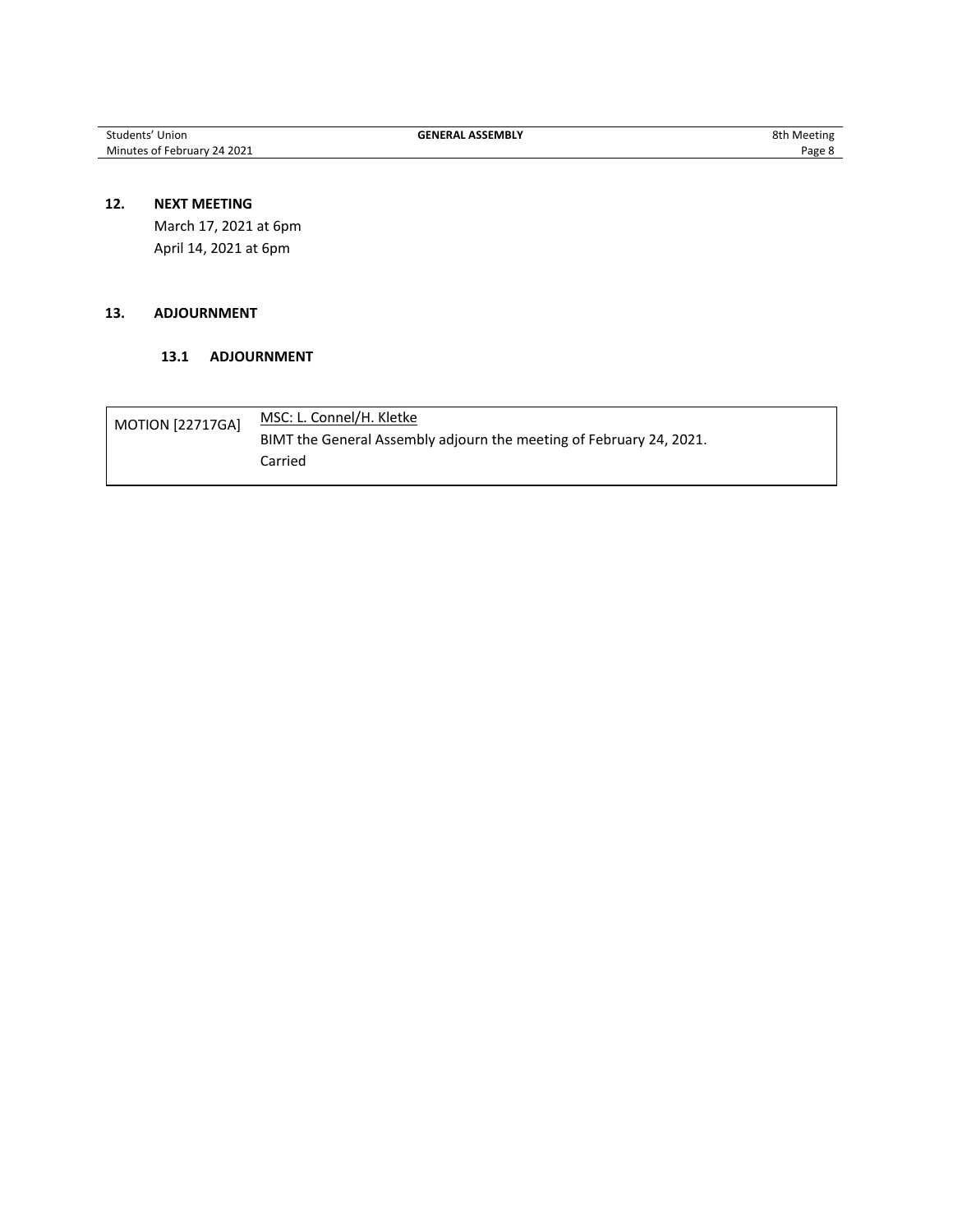## 12. NEXT MEETING

March 17, 2021 at 6pm
April 14, 2021 at 6pm

## 13. ADJOURNMENT

### 13.1 ADJOURNMENT

| MOTION [22717GA] | MSC: L. Connel/H. Kletke<br>BIMT the General Assembly adjourn the meeting of February 24, 2021.<br>Carried |
|---|---|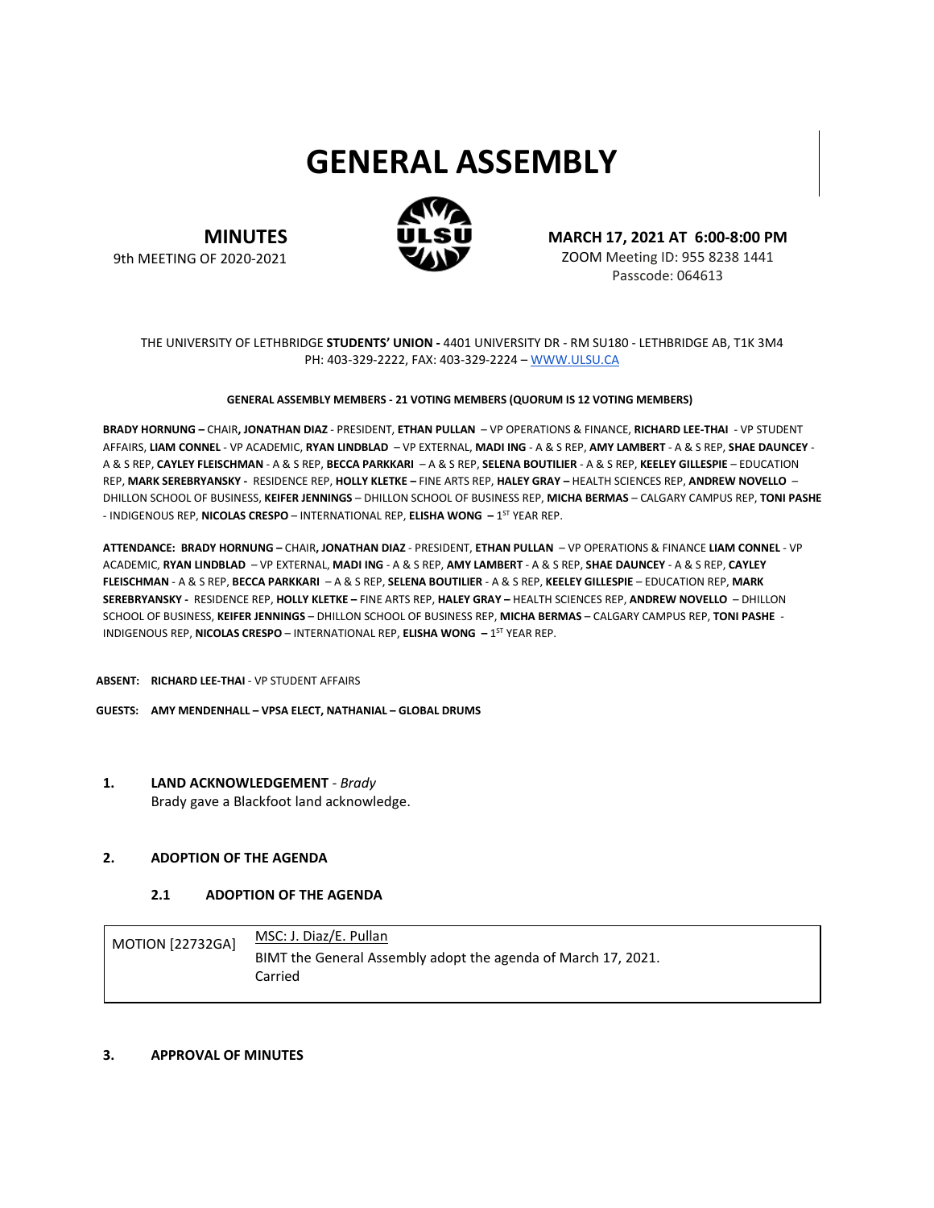# GENERAL ASSEMBLY

**MINUTES**
9th MEETING OF 2020-2021

**MARCH 17, 2021 AT 6:00-8:00 PM**
ZOOM Meeting ID: 955 8238 1441
Passcode: 064613

THE UNIVERSITY OF LETHBRIDGE **STUDENTS' UNION -** 4401 UNIVERSITY DR - RM SU180 - LETHBRIDGE AB, T1K 3M4
PH: 403-329-2222, FAX: 403-329-2224 – WWW.ULSU.CA

**GENERAL ASSEMBLY MEMBERS - 21 VOTING MEMBERS (QUORUM IS 12 VOTING MEMBERS)**

**BRADY HORNUNG –** CHAIR**, JONATHAN DIAZ** - PRESIDENT, **ETHAN PULLAN** – VP OPERATIONS & FINANCE, **RICHARD LEE-THAI** - VP STUDENT AFFAIRS, **LIAM CONNEL** - VP ACADEMIC, **RYAN LINDBLAD** – VP EXTERNAL, **MADI ING** - A & S REP, **AMY LAMBERT** - A & S REP, **SHAE DAUNCEY** - A & S REP, **CAYLEY FLEISCHMAN** - A & S REP, **BECCA PARKKARI** – A & S REP, **SELENA BOUTILIER** - A & S REP, **KEELEY GILLESPIE** – EDUCATION REP, **MARK SEREBRYANSKY -** RESIDENCE REP, **HOLLY KLETKE –** FINE ARTS REP, **HALEY GRAY –** HEALTH SCIENCES REP, **ANDREW NOVELLO** – DHILLON SCHOOL OF BUSINESS, **KEIFER JENNINGS** – DHILLON SCHOOL OF BUSINESS REP, **MICHA BERMAS** – CALGARY CAMPUS REP, **TONI PASHE** - INDIGENOUS REP, **NICOLAS CRESPO** – INTERNATIONAL REP, **ELISHA WONG –** 1ST YEAR REP.

**ATTENDANCE: BRADY HORNUNG –** CHAIR**, JONATHAN DIAZ** - PRESIDENT, **ETHAN PULLAN** – VP OPERATIONS & FINANCE **LIAM CONNEL** - VP ACADEMIC, **RYAN LINDBLAD** – VP EXTERNAL, **MADI ING** - A & S REP, **AMY LAMBERT** - A & S REP, **SHAE DAUNCEY** - A & S REP, **CAYLEY FLEISCHMAN** - A & S REP, **BECCA PARKKARI** – A & S REP, **SELENA BOUTILIER** - A & S REP, **KEELEY GILLESPIE** – EDUCATION REP, **MARK SEREBRYANSKY -** RESIDENCE REP, **HOLLY KLETKE –** FINE ARTS REP, **HALEY GRAY –** HEALTH SCIENCES REP, **ANDREW NOVELLO** – DHILLON SCHOOL OF BUSINESS, **KEIFER JENNINGS** – DHILLON SCHOOL OF BUSINESS REP, **MICHA BERMAS** – CALGARY CAMPUS REP, **TONI PASHE** - INDIGENOUS REP, **NICOLAS CRESPO** – INTERNATIONAL REP, **ELISHA WONG –** 1ST YEAR REP.

**ABSENT: RICHARD LEE-THAI** - VP STUDENT AFFAIRS

**GUESTS: AMY MENDENHALL – VPSA ELECT, NATHANIAL – GLOBAL DRUMS**

## 1. LAND ACKNOWLEDGEMENT - *Brady*

Brady gave a Blackfoot land acknowledge.

## 2. ADOPTION OF THE AGENDA

### 2.1 ADOPTION OF THE AGENDA

| MOTION [22732GA] | MSC: J. Diaz/E. Pullan<br>BIMT the General Assembly adopt the agenda of March 17, 2021.<br>Carried |
|---|---|

## 3. APPROVAL OF MINUTES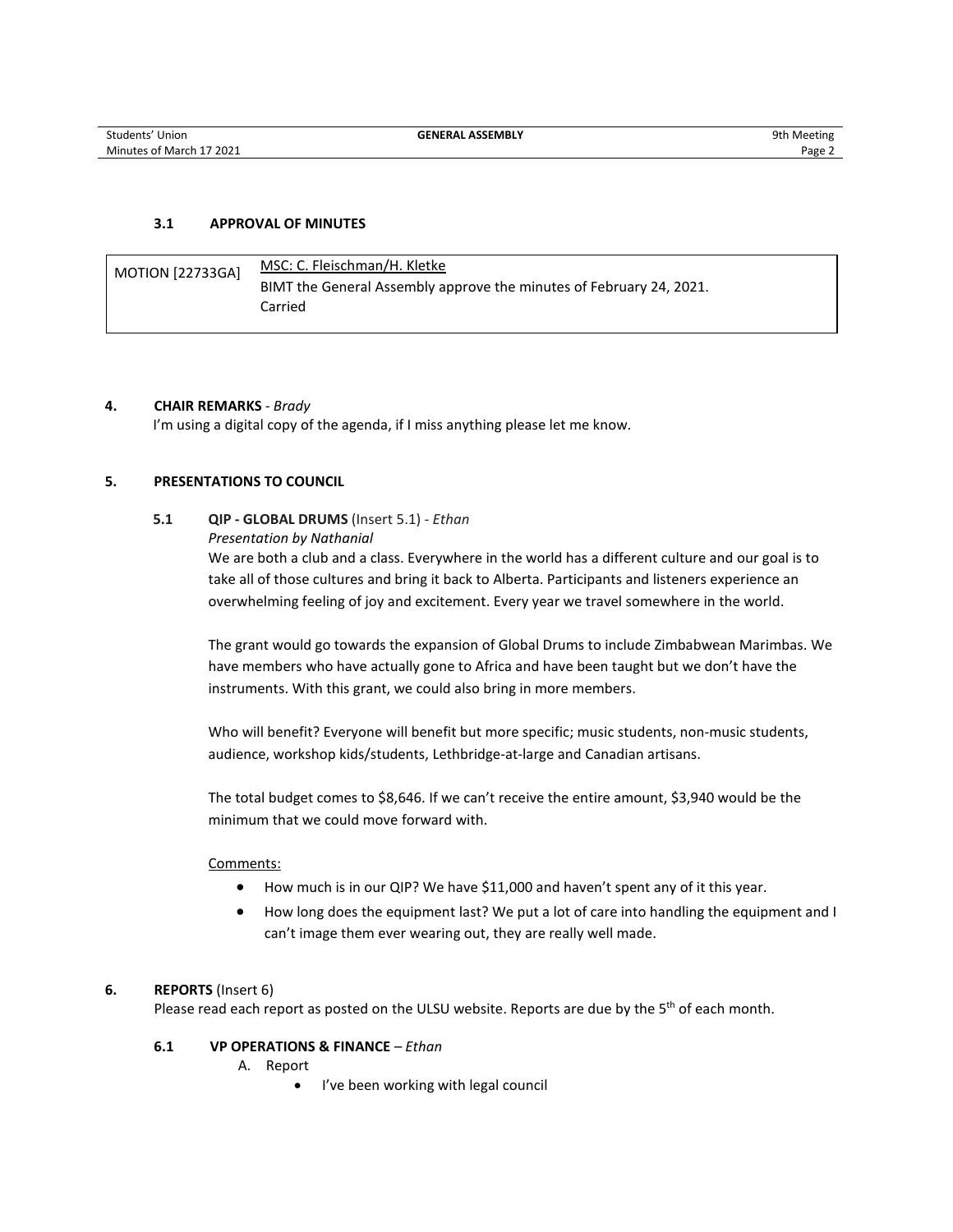### 3.1 APPROVAL OF MINUTES

| MOTION [22733GA] | MSC: C. Fleischman/H. Kletke<br>BIMT the General Assembly approve the minutes of February 24, 2021.<br>Carried |
|---|---|

## 4. CHAIR REMARKS - *Brady*

I'm using a digital copy of the agenda, if I miss anything please let me know.

## 5. PRESENTATIONS TO COUNCIL

### 5.1 QIP - GLOBAL DRUMS (Insert 5.1) - *Ethan*

*Presentation by Nathanial*

We are both a club and a class. Everywhere in the world has a different culture and our goal is to take all of those cultures and bring it back to Alberta. Participants and listeners experience an overwhelming feeling of joy and excitement. Every year we travel somewhere in the world.

The grant would go towards the expansion of Global Drums to include Zimbabwean Marimbas. We have members who have actually gone to Africa and have been taught but we don't have the instruments. With this grant, we could also bring in more members.

Who will benefit? Everyone will benefit but more specific; music students, non-music students, audience, workshop kids/students, Lethbridge-at-large and Canadian artisans.

The total budget comes to $8,646. If we can't receive the entire amount, $3,940 would be the minimum that we could move forward with.

Comments:

- How much is in our QIP? We have $11,000 and haven't spent any of it this year.
- How long does the equipment last? We put a lot of care into handling the equipment and I can't image them ever wearing out, they are really well made.

## 6. REPORTS (Insert 6)

Please read each report as posted on the ULSU website. Reports are due by the 5th of each month.

### 6.1 VP OPERATIONS & FINANCE – *Ethan*

A. Report

- I've been working with legal council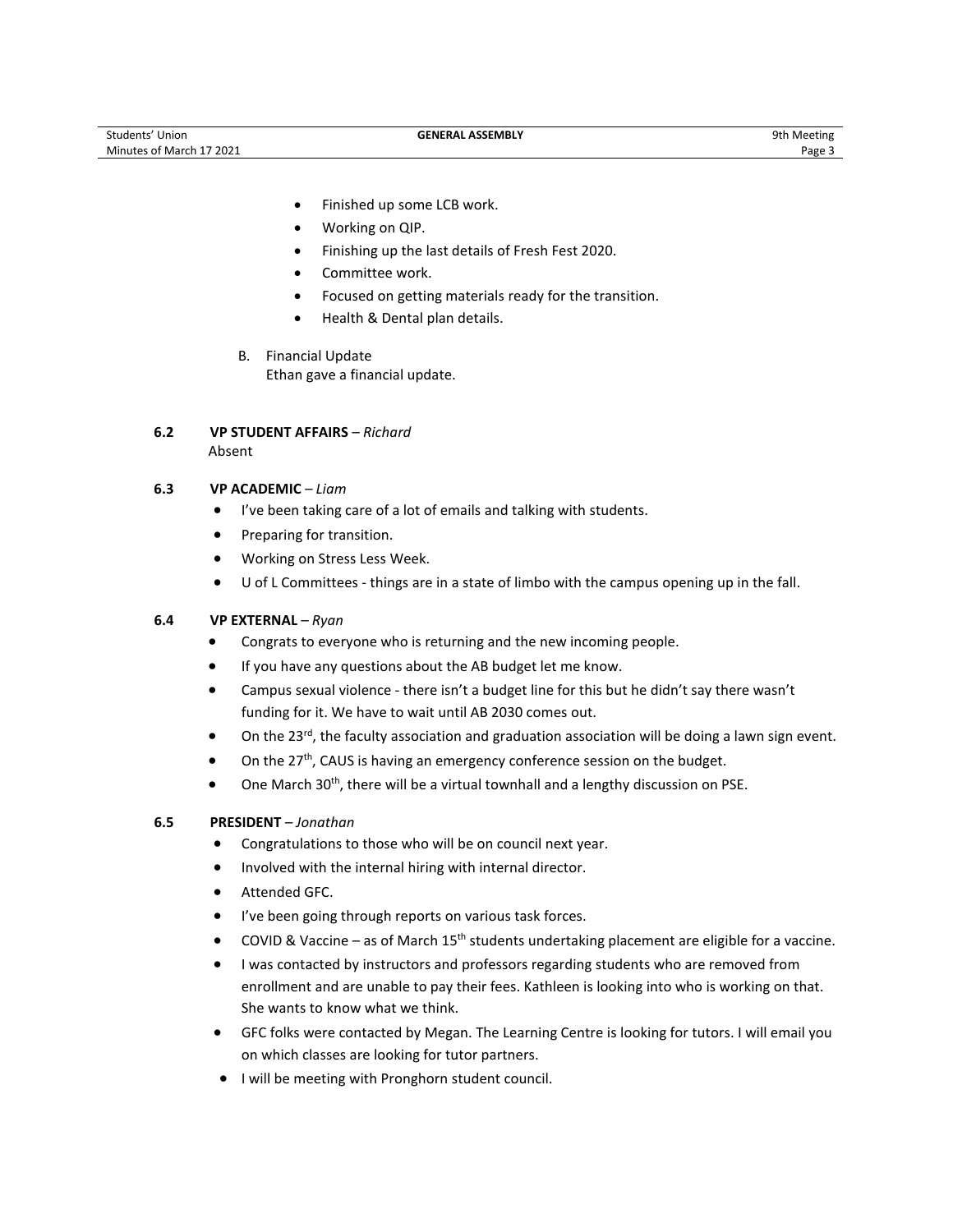- Finished up some LCB work.
- Working on QIP.
- Finishing up the last details of Fresh Fest 2020.
- Committee work.
- Focused on getting materials ready for the transition.
- Health & Dental plan details.

B. Financial Update
Ethan gave a financial update.

**6.2 VP STUDENT AFFAIRS** – *Richard*
Absent

**6.3 VP ACADEMIC** – *Liam*

- I've been taking care of a lot of emails and talking with students.
- Preparing for transition.
- Working on Stress Less Week.
- U of L Committees - things are in a state of limbo with the campus opening up in the fall.

**6.4 VP EXTERNAL** – *Ryan*

- Congrats to everyone who is returning and the new incoming people.
- If you have any questions about the AB budget let me know.
- Campus sexual violence - there isn't a budget line for this but he didn't say there wasn't funding for it. We have to wait until AB 2030 comes out.
- On the 23rd, the faculty association and graduation association will be doing a lawn sign event.
- On the 27th, CAUS is having an emergency conference session on the budget.
- One March 30th, there will be a virtual townhall and a lengthy discussion on PSE.

**6.5 PRESIDENT** – *Jonathan*

- Congratulations to those who will be on council next year.
- Involved with the internal hiring with internal director.
- Attended GFC.
- I've been going through reports on various task forces.
- COVID & Vaccine – as of March 15th students undertaking placement are eligible for a vaccine.
- I was contacted by instructors and professors regarding students who are removed from enrollment and are unable to pay their fees. Kathleen is looking into who is working on that. She wants to know what we think.
- GFC folks were contacted by Megan. The Learning Centre is looking for tutors. I will email you on which classes are looking for tutor partners.
- I will be meeting with Pronghorn student council.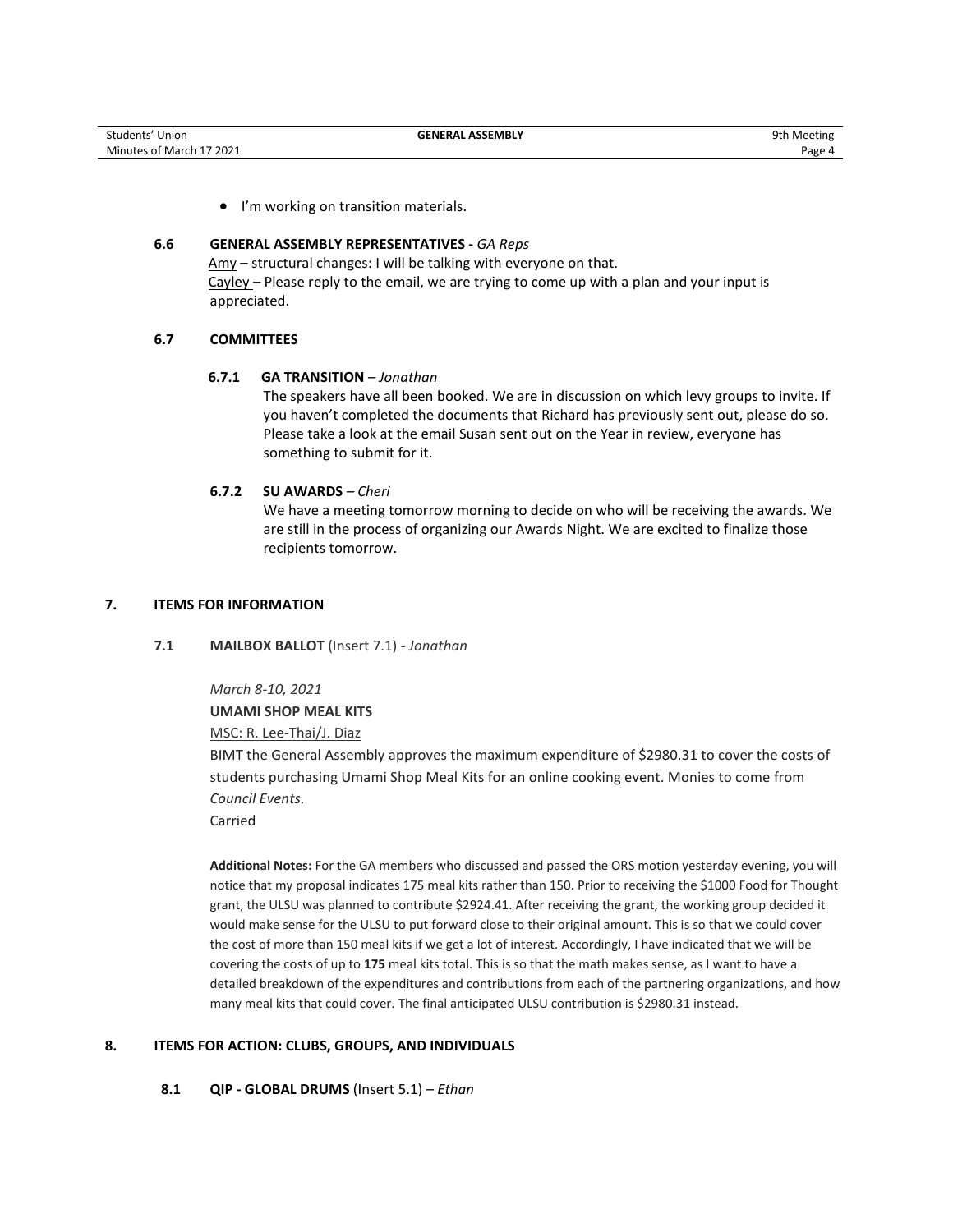- I'm working on transition materials.

### 6.6 GENERAL ASSEMBLY REPRESENTATIVES - *GA Reps*

Amy – structural changes: I will be talking with everyone on that.
Cayley – Please reply to the email, we are trying to come up with a plan and your input is appreciated.

### 6.7 COMMITTEES

#### 6.7.1 GA TRANSITION – *Jonathan*

The speakers have all been booked. We are in discussion on which levy groups to invite. If you haven't completed the documents that Richard has previously sent out, please do so. Please take a look at the email Susan sent out on the Year in review, everyone has something to submit for it.

#### 6.7.2 SU AWARDS – *Cheri*

We have a meeting tomorrow morning to decide on who will be receiving the awards. We are still in the process of organizing our Awards Night. We are excited to finalize those recipients tomorrow.

## 7. ITEMS FOR INFORMATION

### 7.1 MAILBOX BALLOT (Insert 7.1) - *Jonathan*

*March 8-10, 2021*

**UMAMI SHOP MEAL KITS**

MSC: R. Lee-Thai/J. Diaz

BIMT the General Assembly approves the maximum expenditure of $2980.31 to cover the costs of students purchasing Umami Shop Meal Kits for an online cooking event. Monies to come from *Council Events*.

Carried

**Additional Notes:** For the GA members who discussed and passed the ORS motion yesterday evening, you will notice that my proposal indicates 175 meal kits rather than 150. Prior to receiving the $1000 Food for Thought grant, the ULSU was planned to contribute $2924.41. After receiving the grant, the working group decided it would make sense for the ULSU to put forward close to their original amount. This is so that we could cover the cost of more than 150 meal kits if we get a lot of interest. Accordingly, I have indicated that we will be covering the costs of up to **175** meal kits total. This is so that the math makes sense, as I want to have a detailed breakdown of the expenditures and contributions from each of the partnering organizations, and how many meal kits that could cover. The final anticipated ULSU contribution is $2980.31 instead.

## 8. ITEMS FOR ACTION: CLUBS, GROUPS, AND INDIVIDUALS

### 8.1 QIP - GLOBAL DRUMS (Insert 5.1) – *Ethan*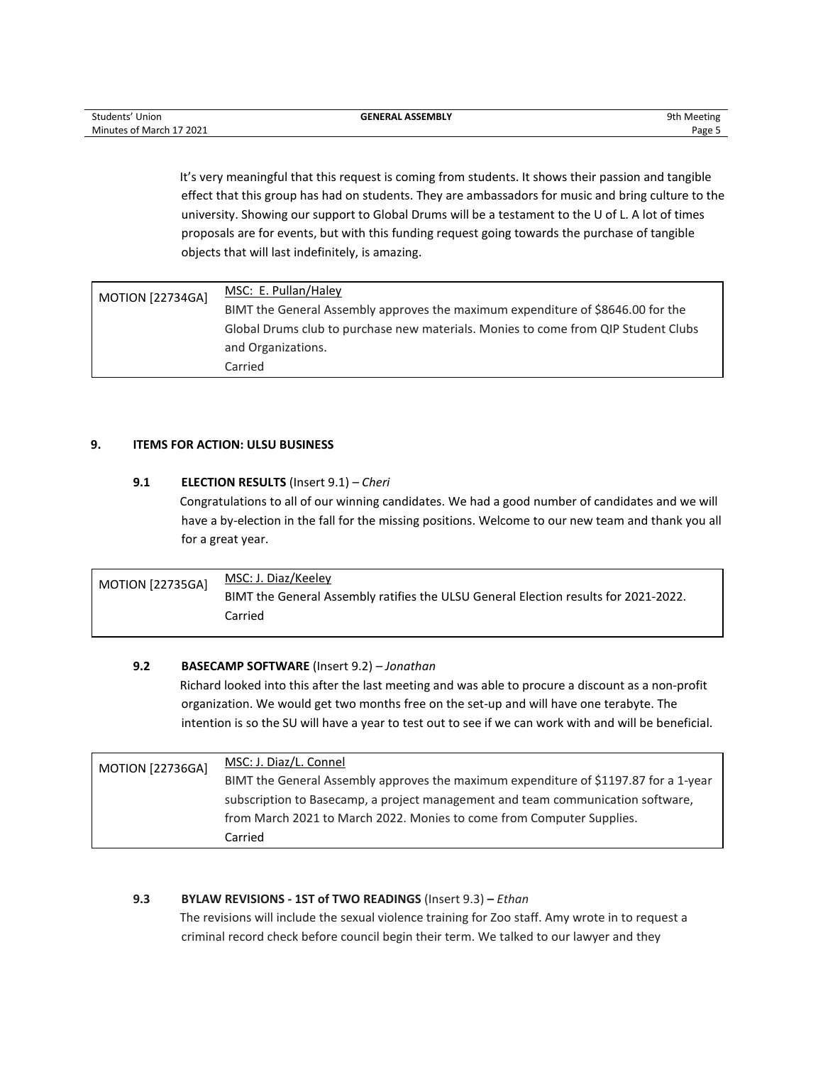It's very meaningful that this request is coming from students. It shows their passion and tangible effect that this group has had on students. They are ambassadors for music and bring culture to the university. Showing our support to Global Drums will be a testament to the U of L. A lot of times proposals are for events, but with this funding request going towards the purchase of tangible objects that will last indefinitely, is amazing.

| MOTION [22734GA] | MSC: E. Pullan/Haley<br>BIMT the General Assembly approves the maximum expenditure of $8646.00 for the Global Drums club to purchase new materials. Monies to come from QIP Student Clubs and Organizations.<br>Carried |
|---|---|

## 9. ITEMS FOR ACTION: ULSU BUSINESS

### 9.1 ELECTION RESULTS (Insert 9.1) – *Cheri*

Congratulations to all of our winning candidates. We had a good number of candidates and we will have a by-election in the fall for the missing positions. Welcome to our new team and thank you all for a great year.

| MOTION [22735GA] | MSC: J. Diaz/Keeley<br>BIMT the General Assembly ratifies the ULSU General Election results for 2021-2022.<br>Carried |
|---|---|

### 9.2 BASECAMP SOFTWARE (Insert 9.2) – *Jonathan*

Richard looked into this after the last meeting and was able to procure a discount as a non-profit organization. We would get two months free on the set-up and will have one terabyte. The intention is so the SU will have a year to test out to see if we can work with and will be beneficial.

| MOTION [22736GA] | MSC: J. Diaz/L. Connel<br>BIMT the General Assembly approves the maximum expenditure of $1197.87 for a 1-year subscription to Basecamp, a project management and team communication software, from March 2021 to March 2022. Monies to come from Computer Supplies.<br>Carried |
|---|---|

### 9.3 BYLAW REVISIONS - 1ST of TWO READINGS (Insert 9.3) – *Ethan*

The revisions will include the sexual violence training for Zoo staff. Amy wrote in to request a criminal record check before council begin their term. We talked to our lawyer and they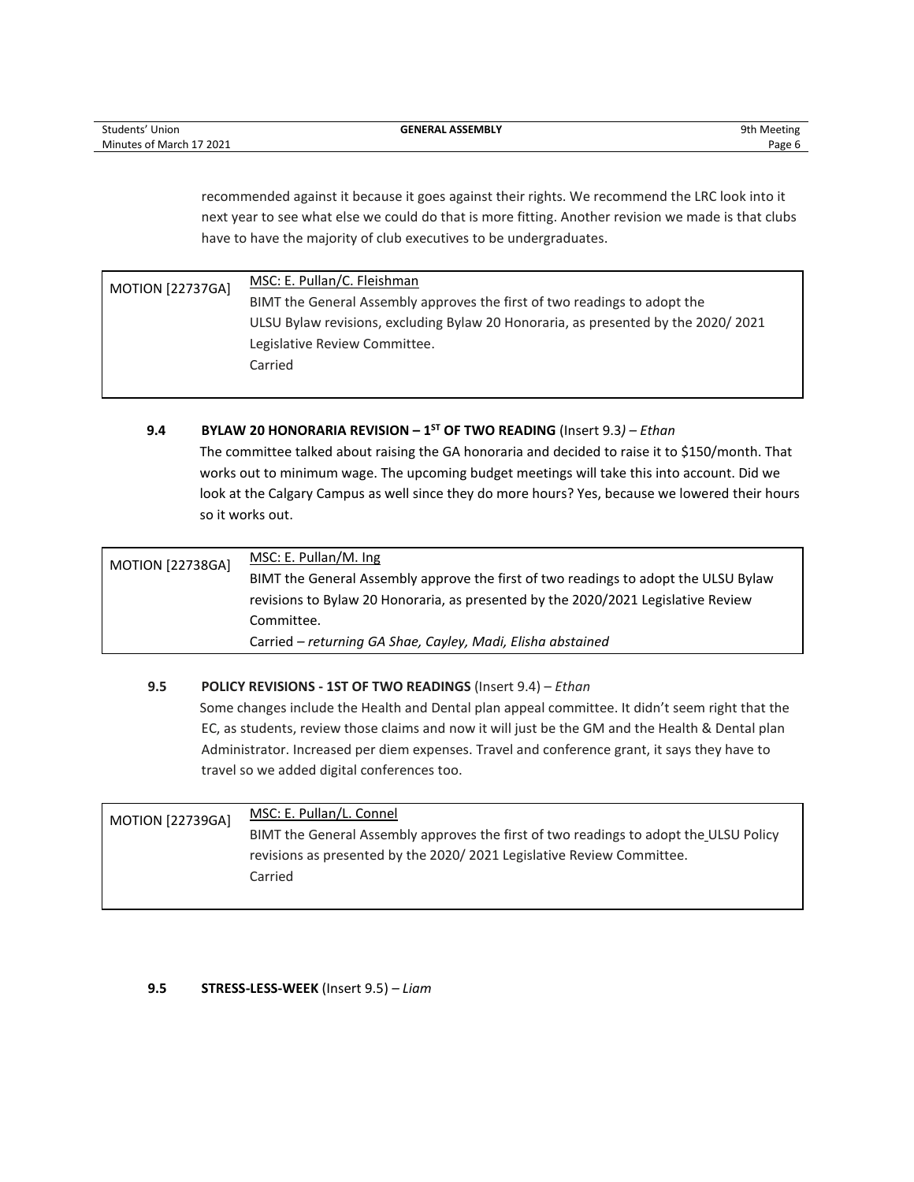recommended against it because it goes against their rights. We recommend the LRC look into it next year to see what else we could do that is more fitting. Another revision we made is that clubs have to have the majority of club executives to be undergraduates.

| MOTION [22737GA] | MSC: E. Pullan/C. Fleishman<br>BIMT the General Assembly approves the first of two readings to adopt the ULSU Bylaw revisions, excluding Bylaw 20 Honoraria, as presented by the 2020/ 2021 Legislative Review Committee.<br>Carried |
|---|---|

**9.4 BYLAW 20 HONORARIA REVISION – 1ST OF TWO READING** (Insert 9.3) – *Ethan*

The committee talked about raising the GA honoraria and decided to raise it to $150/month. That works out to minimum wage. The upcoming budget meetings will take this into account. Did we look at the Calgary Campus as well since they do more hours? Yes, because we lowered their hours so it works out.

| MOTION [22738GA] | MSC: E. Pullan/M. Ing<br>BIMT the General Assembly approve the first of two readings to adopt the ULSU Bylaw revisions to Bylaw 20 Honoraria, as presented by the 2020/2021 Legislative Review Committee.<br>Carried – *returning GA Shae, Cayley, Madi, Elisha abstained* |
|---|---|

**9.5 POLICY REVISIONS - 1ST OF TWO READINGS** (Insert 9.4) – *Ethan*

Some changes include the Health and Dental plan appeal committee. It didn't seem right that the EC, as students, review those claims and now it will just be the GM and the Health & Dental plan Administrator. Increased per diem expenses. Travel and conference grant, it says they have to travel so we added digital conferences too.

| MOTION [22739GA] | MSC: E. Pullan/L. Connel<br>BIMT the General Assembly approves the first of two readings to adopt the ULSU Policy revisions as presented by the 2020/ 2021 Legislative Review Committee.<br>Carried |
|---|---|

**9.5 STRESS-LESS-WEEK** (Insert 9.5) – *Liam*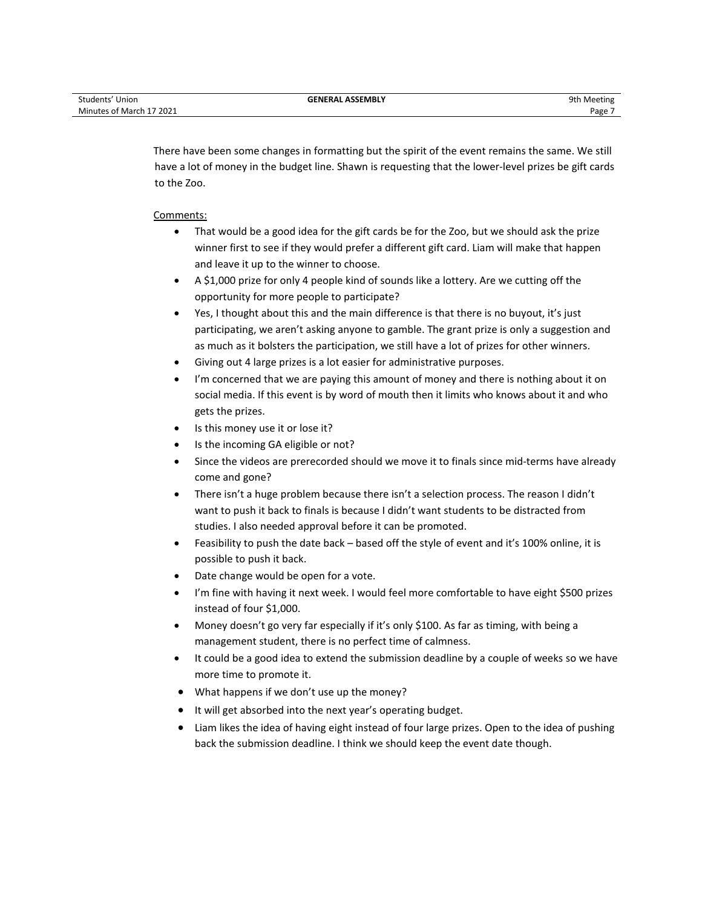There have been some changes in formatting but the spirit of the event remains the same. We still have a lot of money in the budget line. Shawn is requesting that the lower-level prizes be gift cards to the Zoo.

Comments:

- That would be a good idea for the gift cards be for the Zoo, but we should ask the prize winner first to see if they would prefer a different gift card. Liam will make that happen and leave it up to the winner to choose.
- A $1,000 prize for only 4 people kind of sounds like a lottery. Are we cutting off the opportunity for more people to participate?
- Yes, I thought about this and the main difference is that there is no buyout, it's just participating, we aren't asking anyone to gamble. The grant prize is only a suggestion and as much as it bolsters the participation, we still have a lot of prizes for other winners.
- Giving out 4 large prizes is a lot easier for administrative purposes.
- I'm concerned that we are paying this amount of money and there is nothing about it on social media. If this event is by word of mouth then it limits who knows about it and who gets the prizes.
- Is this money use it or lose it?
- Is the incoming GA eligible or not?
- Since the videos are prerecorded should we move it to finals since mid-terms have already come and gone?
- There isn't a huge problem because there isn't a selection process. The reason I didn't want to push it back to finals is because I didn't want students to be distracted from studies. I also needed approval before it can be promoted.
- Feasibility to push the date back – based off the style of event and it's 100% online, it is possible to push it back.
- Date change would be open for a vote.
- I'm fine with having it next week. I would feel more comfortable to have eight $500 prizes instead of four $1,000.
- Money doesn't go very far especially if it's only $100. As far as timing, with being a management student, there is no perfect time of calmness.
- It could be a good idea to extend the submission deadline by a couple of weeks so we have more time to promote it.
- What happens if we don't use up the money?
- It will get absorbed into the next year's operating budget.
- Liam likes the idea of having eight instead of four large prizes. Open to the idea of pushing back the submission deadline. I think we should keep the event date though.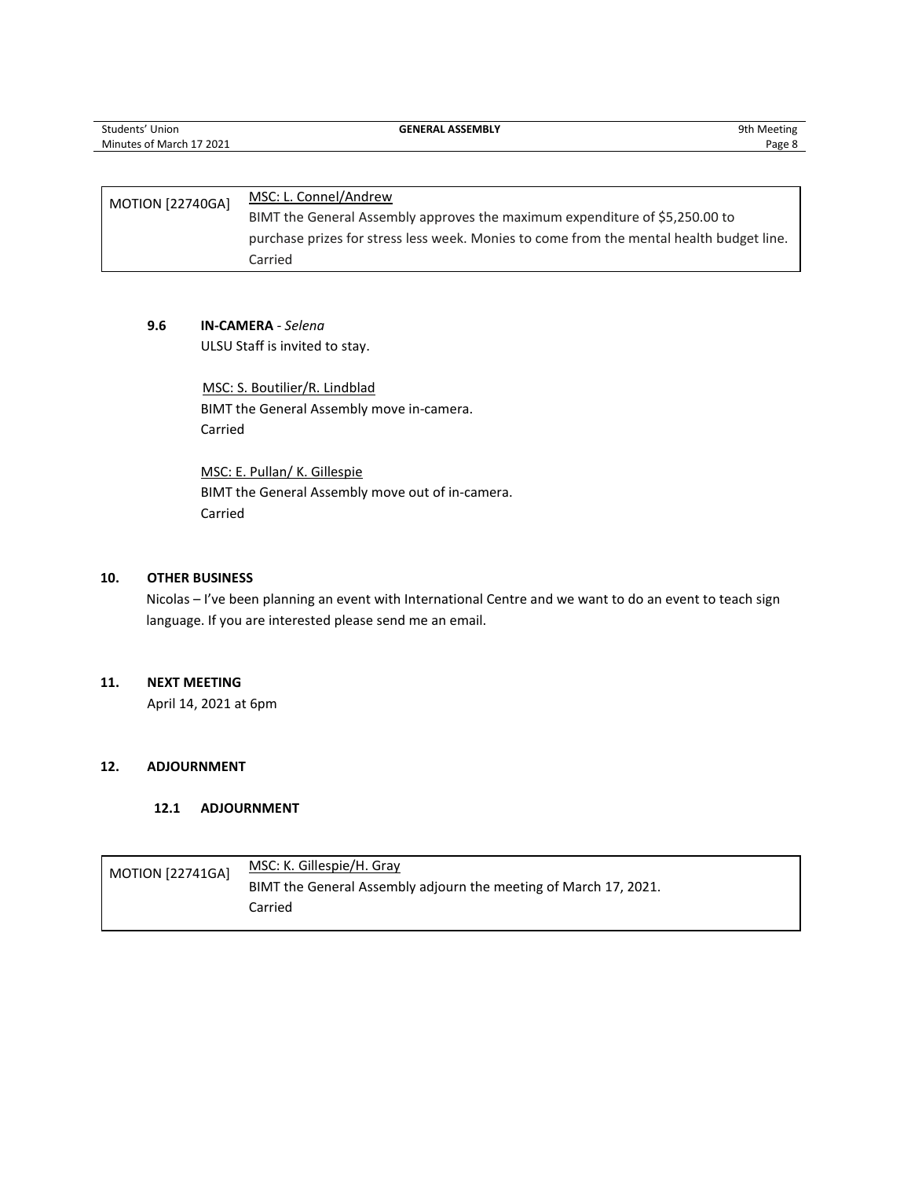| MOTION [22740GA] | MSC: L. Connel/Andrew<br>BIMT the General Assembly approves the maximum expenditure of $5,250.00 to purchase prizes for stress less week. Monies to come from the mental health budget line.<br>Carried |
|---|---|

### 9.6 IN-CAMERA - *Selena*

ULSU Staff is invited to stay.

MSC: S. Boutilier/R. Lindblad
BIMT the General Assembly move in-camera.
Carried

MSC: E. Pullan/ K. Gillespie
BIMT the General Assembly move out of in-camera.
Carried

## 10. OTHER BUSINESS

Nicolas – I've been planning an event with International Centre and we want to do an event to teach sign language. If you are interested please send me an email.

## 11. NEXT MEETING

April 14, 2021 at 6pm

## 12. ADJOURNMENT

### 12.1 ADJOURNMENT

| MOTION [22741GA] | MSC: K. Gillespie/H. Gray<br>BIMT the General Assembly adjourn the meeting of March 17, 2021.<br>Carried |
|---|---|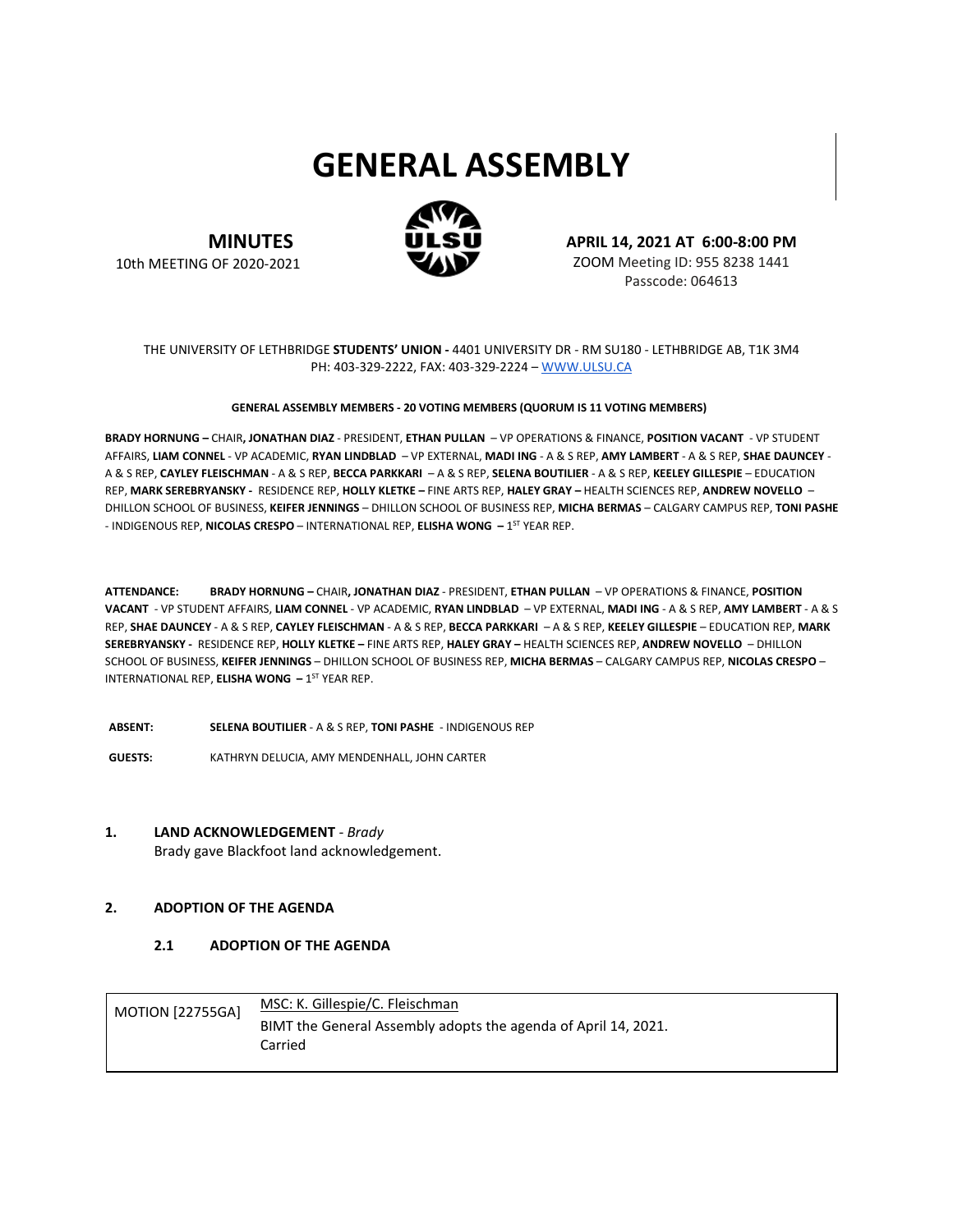# GENERAL ASSEMBLY

**MINUTES**
10th MEETING OF 2020-2021

**APRIL 14, 2021 AT 6:00-8:00 PM**
ZOOM Meeting ID: 955 8238 1441
Passcode: 064613

THE UNIVERSITY OF LETHBRIDGE **STUDENTS' UNION -** 4401 UNIVERSITY DR - RM SU180 - LETHBRIDGE AB, T1K 3M4
PH: 403-329-2222, FAX: 403-329-2224 – WWW.ULSU.CA

**GENERAL ASSEMBLY MEMBERS - 20 VOTING MEMBERS (QUORUM IS 11 VOTING MEMBERS)**

**BRADY HORNUNG –** CHAIR**, JONATHAN DIAZ** - PRESIDENT, **ETHAN PULLAN** – VP OPERATIONS & FINANCE, **POSITION VACANT** - VP STUDENT AFFAIRS, **LIAM CONNEL** - VP ACADEMIC, **RYAN LINDBLAD** – VP EXTERNAL, **MADI ING** - A & S REP, **AMY LAMBERT** - A & S REP, **SHAE DAUNCEY** - A & S REP, **CAYLEY FLEISCHMAN** - A & S REP, **BECCA PARKKARI** – A & S REP, **SELENA BOUTILIER** - A & S REP, **KEELEY GILLESPIE** – EDUCATION REP, **MARK SEREBRYANSKY -** RESIDENCE REP, **HOLLY KLETKE –** FINE ARTS REP, **HALEY GRAY –** HEALTH SCIENCES REP, **ANDREW NOVELLO** – DHILLON SCHOOL OF BUSINESS, **KEIFER JENNINGS** – DHILLON SCHOOL OF BUSINESS REP, **MICHA BERMAS** – CALGARY CAMPUS REP, **TONI PASHE** - INDIGENOUS REP, **NICOLAS CRESPO** – INTERNATIONAL REP, **ELISHA WONG –** 1ST YEAR REP.

**ATTENDANCE:** **BRADY HORNUNG –** CHAIR**, JONATHAN DIAZ** - PRESIDENT, **ETHAN PULLAN** – VP OPERATIONS & FINANCE, **POSITION VACANT** - VP STUDENT AFFAIRS, **LIAM CONNEL** - VP ACADEMIC, **RYAN LINDBLAD** – VP EXTERNAL, **MADI ING** - A & S REP, **AMY LAMBERT** - A & S REP, **SHAE DAUNCEY** - A & S REP, **CAYLEY FLEISCHMAN** - A & S REP, **BECCA PARKKARI** – A & S REP, **KEELEY GILLESPIE** – EDUCATION REP, **MARK SEREBRYANSKY -** RESIDENCE REP, **HOLLY KLETKE –** FINE ARTS REP, **HALEY GRAY –** HEALTH SCIENCES REP, **ANDREW NOVELLO** – DHILLON SCHOOL OF BUSINESS, **KEIFER JENNINGS** – DHILLON SCHOOL OF BUSINESS REP, **MICHA BERMAS** – CALGARY CAMPUS REP, **NICOLAS CRESPO** – INTERNATIONAL REP, **ELISHA WONG –** 1ST YEAR REP.

**ABSENT:** **SELENA BOUTILIER** - A & S REP, **TONI PASHE** - INDIGENOUS REP

**GUESTS:** KATHRYN DELUCIA, AMY MENDENHALL, JOHN CARTER

## 1. LAND ACKNOWLEDGEMENT - *Brady*

Brady gave Blackfoot land acknowledgement.

## 2. ADOPTION OF THE AGENDA

### 2.1 ADOPTION OF THE AGENDA

| MOTION [22755GA] | MSC: K. Gillespie/C. Fleischman<br>BIMT the General Assembly adopts the agenda of April 14, 2021.<br>Carried |
|---|---|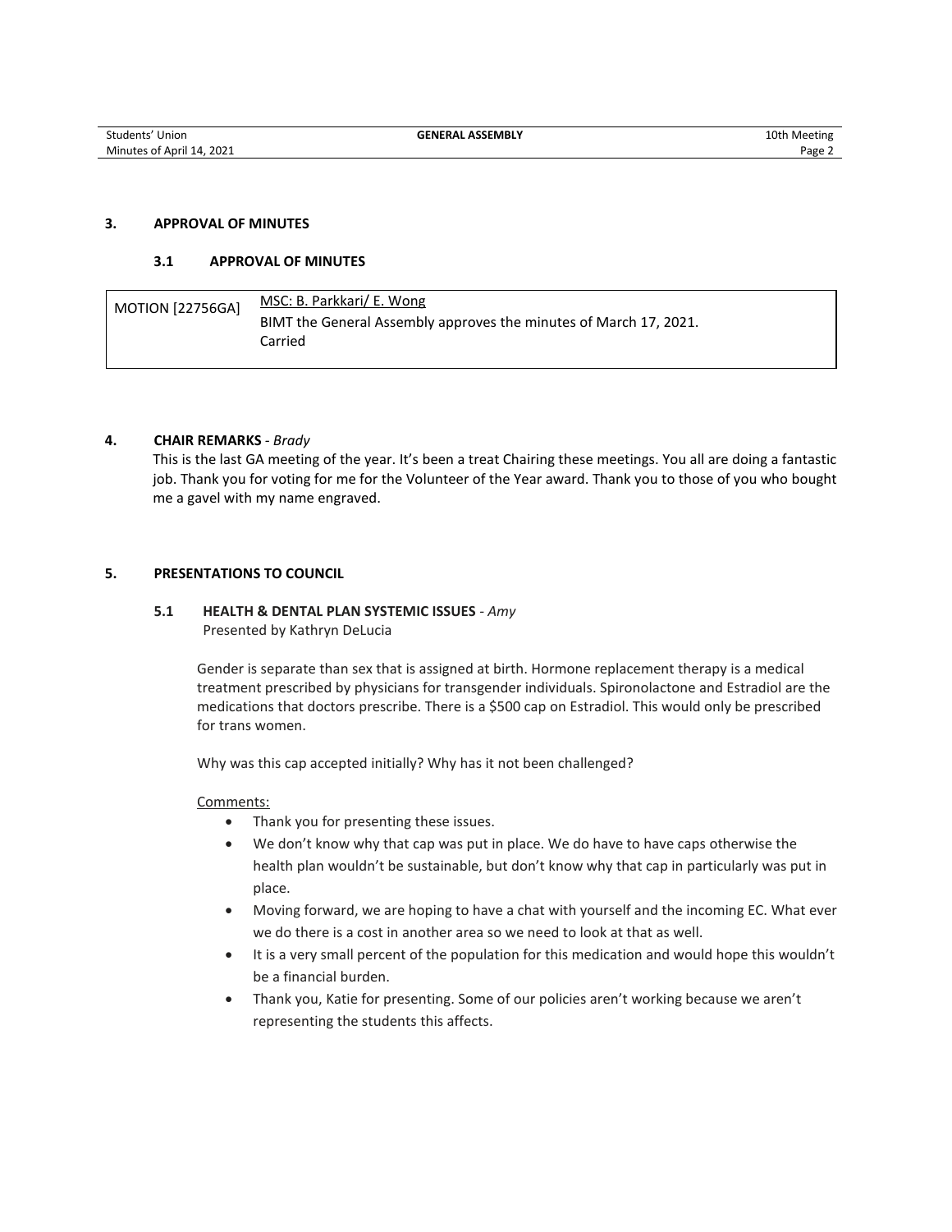## 3. APPROVAL OF MINUTES

### 3.1 APPROVAL OF MINUTES

| MOTION [22756GA] | MSC: B. Parkkari/ E. Wong<br>BIMT the General Assembly approves the minutes of March 17, 2021.<br>Carried |
|---|---|

## 4. CHAIR REMARKS - *Brady*

This is the last GA meeting of the year. It's been a treat Chairing these meetings. You all are doing a fantastic job. Thank you for voting for me for the Volunteer of the Year award. Thank you to those of you who bought me a gavel with my name engraved.

## 5. PRESENTATIONS TO COUNCIL

### 5.1 HEALTH & DENTAL PLAN SYSTEMIC ISSUES - *Amy*

Presented by Kathryn DeLucia

Gender is separate than sex that is assigned at birth. Hormone replacement therapy is a medical treatment prescribed by physicians for transgender individuals. Spironolactone and Estradiol are the medications that doctors prescribe. There is a $500 cap on Estradiol. This would only be prescribed for trans women.

Why was this cap accepted initially? Why has it not been challenged?

Comments:

- Thank you for presenting these issues.
- We don't know why that cap was put in place. We do have to have caps otherwise the health plan wouldn't be sustainable, but don't know why that cap in particularly was put in place.
- Moving forward, we are hoping to have a chat with yourself and the incoming EC. What ever we do there is a cost in another area so we need to look at that as well.
- It is a very small percent of the population for this medication and would hope this wouldn't be a financial burden.
- Thank you, Katie for presenting. Some of our policies aren't working because we aren't representing the students this affects.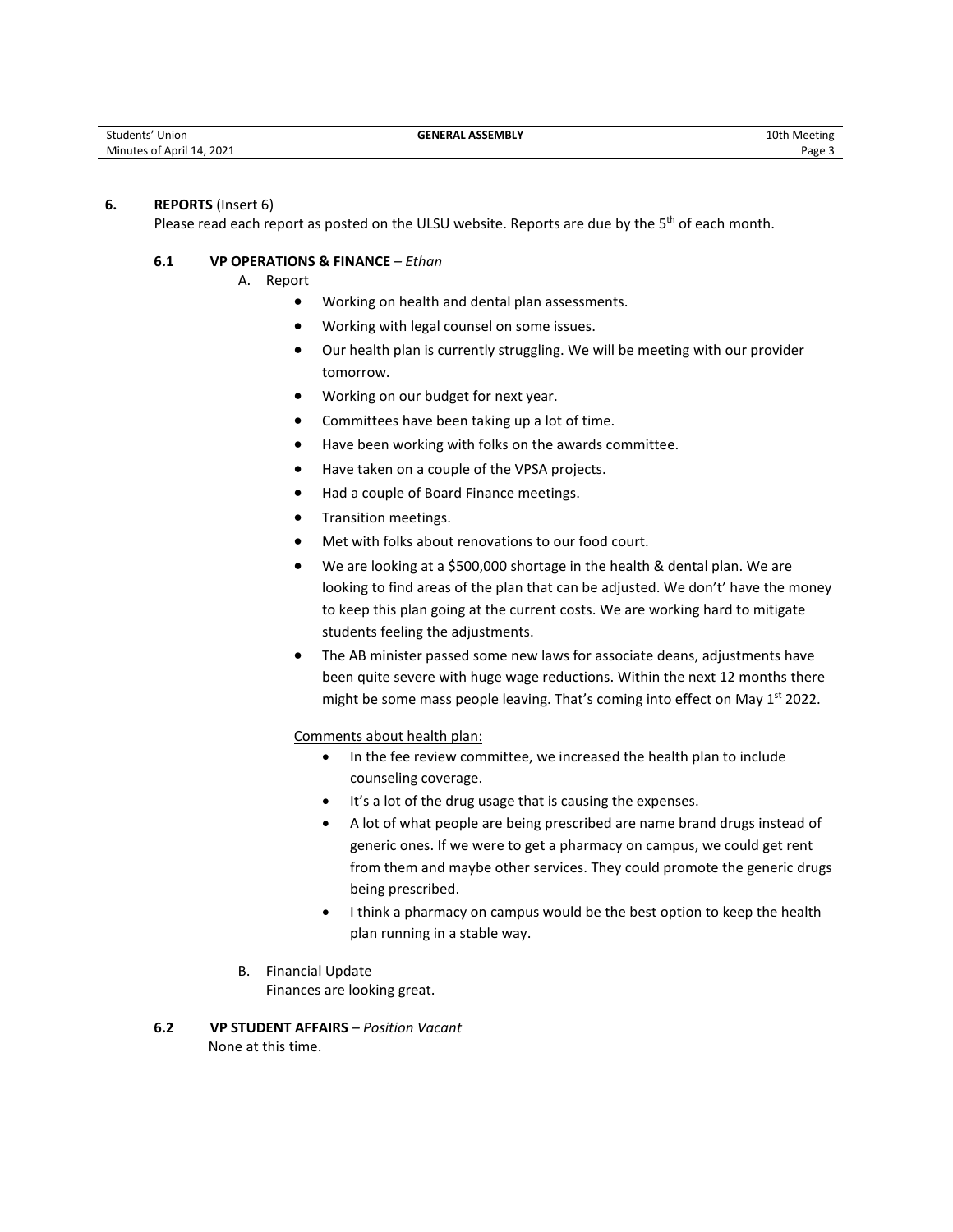## 6. REPORTS (Insert 6)

Please read each report as posted on the ULSU website. Reports are due by the 5th of each month.

### 6.1 VP OPERATIONS & FINANCE – *Ethan*

A. Report

- Working on health and dental plan assessments.
- Working with legal counsel on some issues.
- Our health plan is currently struggling. We will be meeting with our provider tomorrow.
- Working on our budget for next year.
- Committees have been taking up a lot of time.
- Have been working with folks on the awards committee.
- Have taken on a couple of the VPSA projects.
- Had a couple of Board Finance meetings.
- Transition meetings.
- Met with folks about renovations to our food court.
- We are looking at a $500,000 shortage in the health & dental plan. We are looking to find areas of the plan that can be adjusted. We don't' have the money to keep this plan going at the current costs. We are working hard to mitigate students feeling the adjustments.
- The AB minister passed some new laws for associate deans, adjustments have been quite severe with huge wage reductions. Within the next 12 months there might be some mass people leaving. That's coming into effect on May 1st 2022.

<u>Comments about health plan:</u>

- In the fee review committee, we increased the health plan to include counseling coverage.
- It's a lot of the drug usage that is causing the expenses.
- A lot of what people are being prescribed are name brand drugs instead of generic ones. If we were to get a pharmacy on campus, we could get rent from them and maybe other services. They could promote the generic drugs being prescribed.
- I think a pharmacy on campus would be the best option to keep the health plan running in a stable way.

B. Financial Update

Finances are looking great.

### 6.2 VP STUDENT AFFAIRS – *Position Vacant*

None at this time.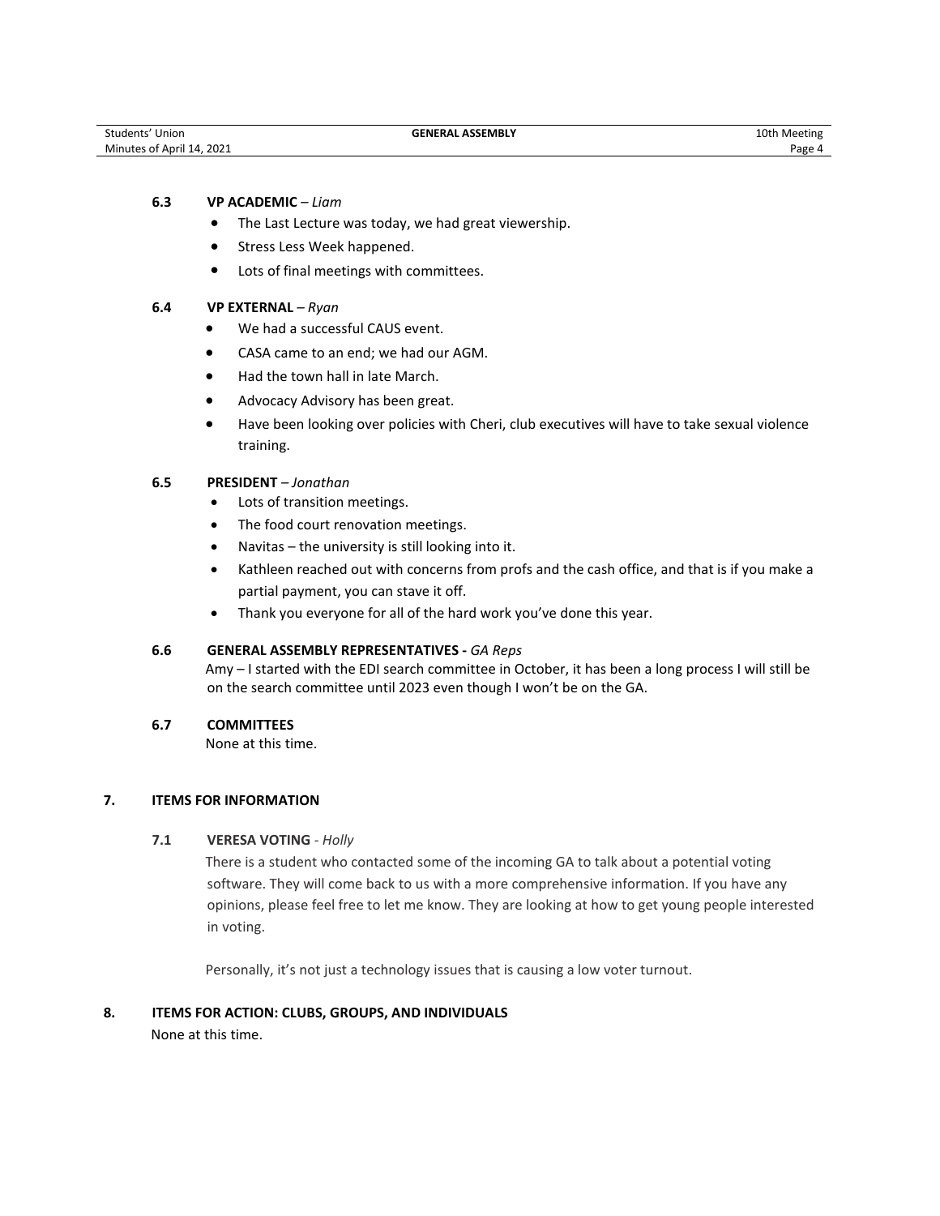### 6.3 VP ACADEMIC – *Liam*

- The Last Lecture was today, we had great viewership.
- Stress Less Week happened.
- Lots of final meetings with committees.

### 6.4 VP EXTERNAL – *Ryan*

- We had a successful CAUS event.
- CASA came to an end; we had our AGM.
- Had the town hall in late March.
- Advocacy Advisory has been great.
- Have been looking over policies with Cheri, club executives will have to take sexual violence training.

### 6.5 PRESIDENT – *Jonathan*

- Lots of transition meetings.
- The food court renovation meetings.
- Navitas – the university is still looking into it.
- Kathleen reached out with concerns from profs and the cash office, and that is if you make a partial payment, you can stave it off.
- Thank you everyone for all of the hard work you've done this year.

### 6.6 GENERAL ASSEMBLY REPRESENTATIVES - *GA Reps*

Amy – I started with the EDI search committee in October, it has been a long process I will still be on the search committee until 2023 even though I won't be on the GA.

### 6.7 COMMITTEES

None at this time.

## 7. ITEMS FOR INFORMATION

### 7.1 VERESA VOTING - *Holly*

There is a student who contacted some of the incoming GA to talk about a potential voting software. They will come back to us with a more comprehensive information. If you have any opinions, please feel free to let me know. They are looking at how to get young people interested in voting.

Personally, it's not just a technology issues that is causing a low voter turnout.

## 8. ITEMS FOR ACTION: CLUBS, GROUPS, AND INDIVIDUALS

None at this time.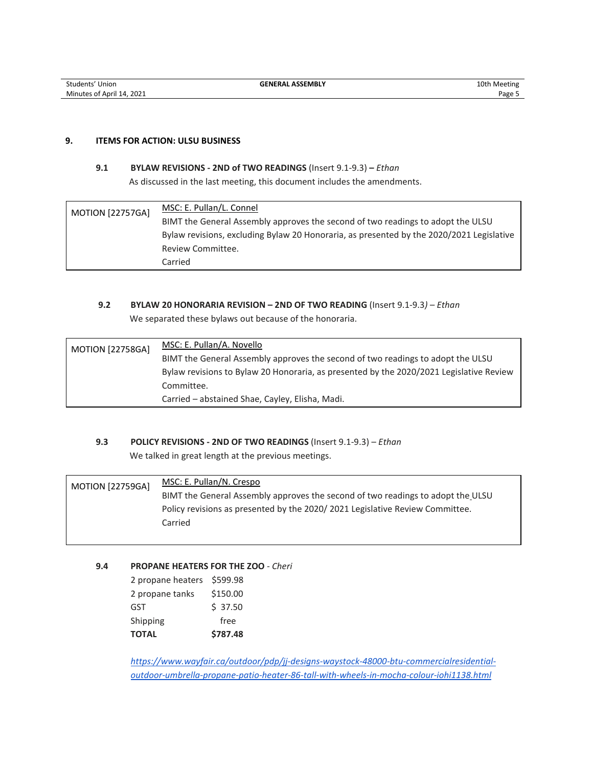## 9. ITEMS FOR ACTION: ULSU BUSINESS

### 9.1 BYLAW REVISIONS - 2ND of TWO READINGS (Insert 9.1-9.3) – *Ethan*

As discussed in the last meeting, this document includes the amendments.

| MOTION [22757GA] | <u>MSC: E. Pullan/L. Connel</u><br>BIMT the General Assembly approves the second of two readings to adopt the ULSU Bylaw revisions, excluding Bylaw 20 Honoraria, as presented by the 2020/2021 Legislative Review Committee.<br>Carried |
|---|---|

### 9.2 BYLAW 20 HONORARIA REVISION – 2ND OF TWO READING (Insert 9.1-9.3*)* – *Ethan*

We separated these bylaws out because of the honoraria.

| MOTION [22758GA] | <u>MSC: E. Pullan/A. Novello</u><br>BIMT the General Assembly approves the second of two readings to adopt the ULSU Bylaw revisions to Bylaw 20 Honoraria, as presented by the 2020/2021 Legislative Review Committee.<br>Carried – abstained Shae, Cayley, Elisha, Madi. |
|---|---|

### 9.3 POLICY REVISIONS - 2ND OF TWO READINGS (Insert 9.1-9.3) – *Ethan*

We talked in great length at the previous meetings.

| MOTION [22759GA] | <u>MSC: E. Pullan/N. Crespo</u><br>BIMT the General Assembly approves the second of two readings to adopt the ULSU Policy revisions as presented by the 2020/ 2021 Legislative Review Committee.<br>Carried |
|---|---|

### 9.4 PROPANE HEATERS FOR THE ZOO - *Cheri*

| | |
|---|---|
| 2 propane heaters | $599.98 |
| 2 propane tanks | $150.00 |
| GST | $ 37.50 |
| Shipping | free |
| **TOTAL** | **$787.48** |

*https://www.wayfair.ca/outdoor/pdp/jj-designs-waystock-48000-btu-commercialresidential-outdoor-umbrella-propane-patio-heater-86-tall-with-wheels-in-mocha-colour-iohi1138.html*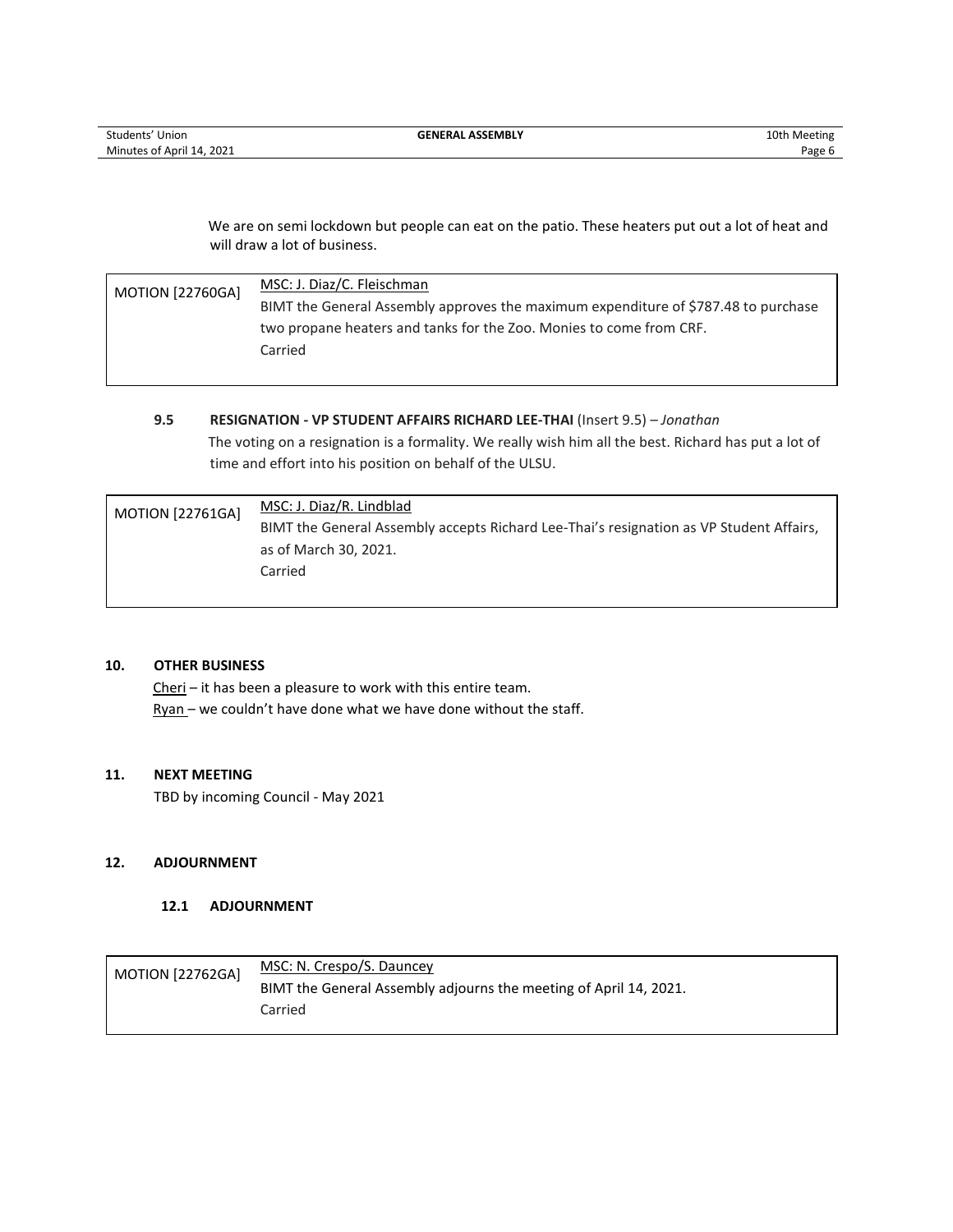We are on semi lockdown but people can eat on the patio. These heaters put out a lot of heat and will draw a lot of business.

| | |
|---|---|
| MOTION [22760GA] | MSC: J. Diaz/C. Fleischman<br>BIMT the General Assembly approves the maximum expenditure of $787.48 to purchase two propane heaters and tanks for the Zoo. Monies to come from CRF.<br>Carried |

### 9.5 RESIGNATION - VP STUDENT AFFAIRS RICHARD LEE-THAI (Insert 9.5) – *Jonathan*

The voting on a resignation is a formality. We really wish him all the best. Richard has put a lot of time and effort into his position on behalf of the ULSU.

| | |
|---|---|
| MOTION [22761GA] | MSC: J. Diaz/R. Lindblad<br>BIMT the General Assembly accepts Richard Lee-Thai's resignation as VP Student Affairs, as of March 30, 2021.<br>Carried |

## 10. OTHER BUSINESS

Cheri – it has been a pleasure to work with this entire team.
Ryan – we couldn't have done what we have done without the staff.

## 11. NEXT MEETING

TBD by incoming Council - May 2021

## 12. ADJOURNMENT

### 12.1 ADJOURNMENT

| | |
|---|---|
| MOTION [22762GA] | MSC: N. Crespo/S. Dauncey<br>BIMT the General Assembly adjourns the meeting of April 14, 2021.<br>Carried |